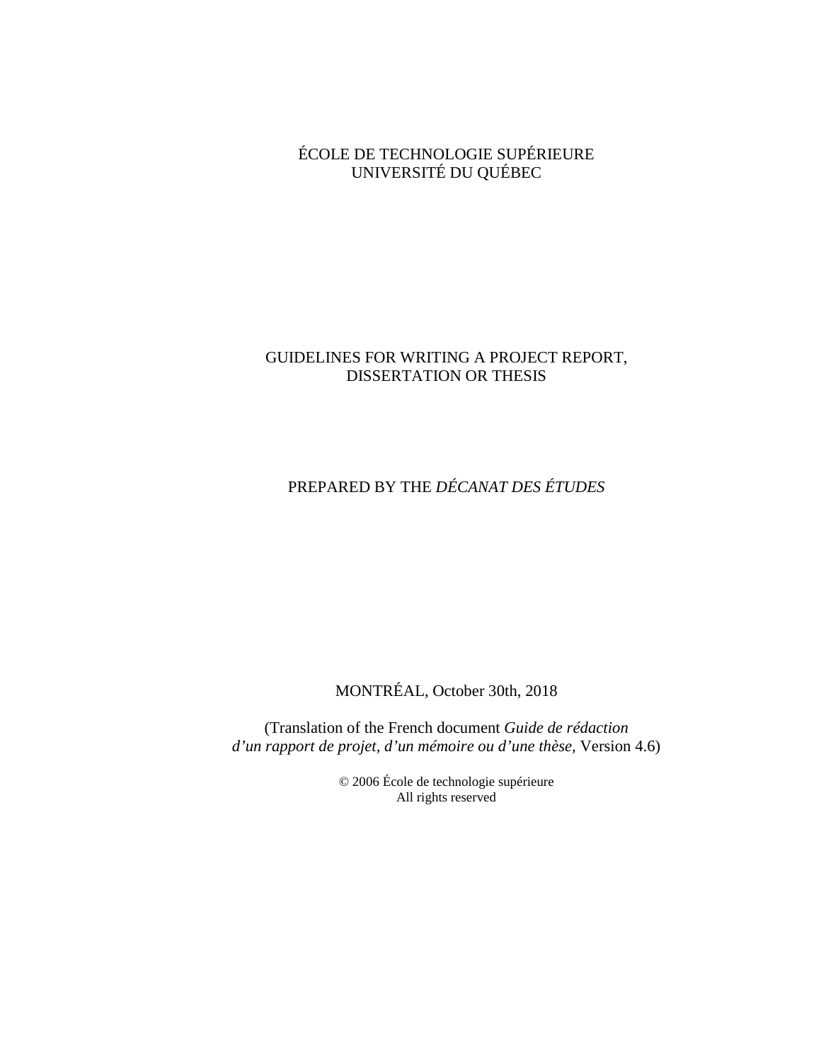ÉCOLE DE TECHNOLOGIE SUPÉRIEURE
UNIVERSITÉ DU QUÉBEC

# GUIDELINES FOR WRITING A PROJECT REPORT, DISSERTATION OR THESIS

PREPARED BY THE *DÉCANAT DES ÉTUDES*

MONTRÉAL, October 30th, 2018

(Translation of the French document *Guide de rédaction d'un rapport de projet, d'un mémoire ou d'une thèse,* Version 4.6)

© 2006 École de technologie supérieure
All rights reserved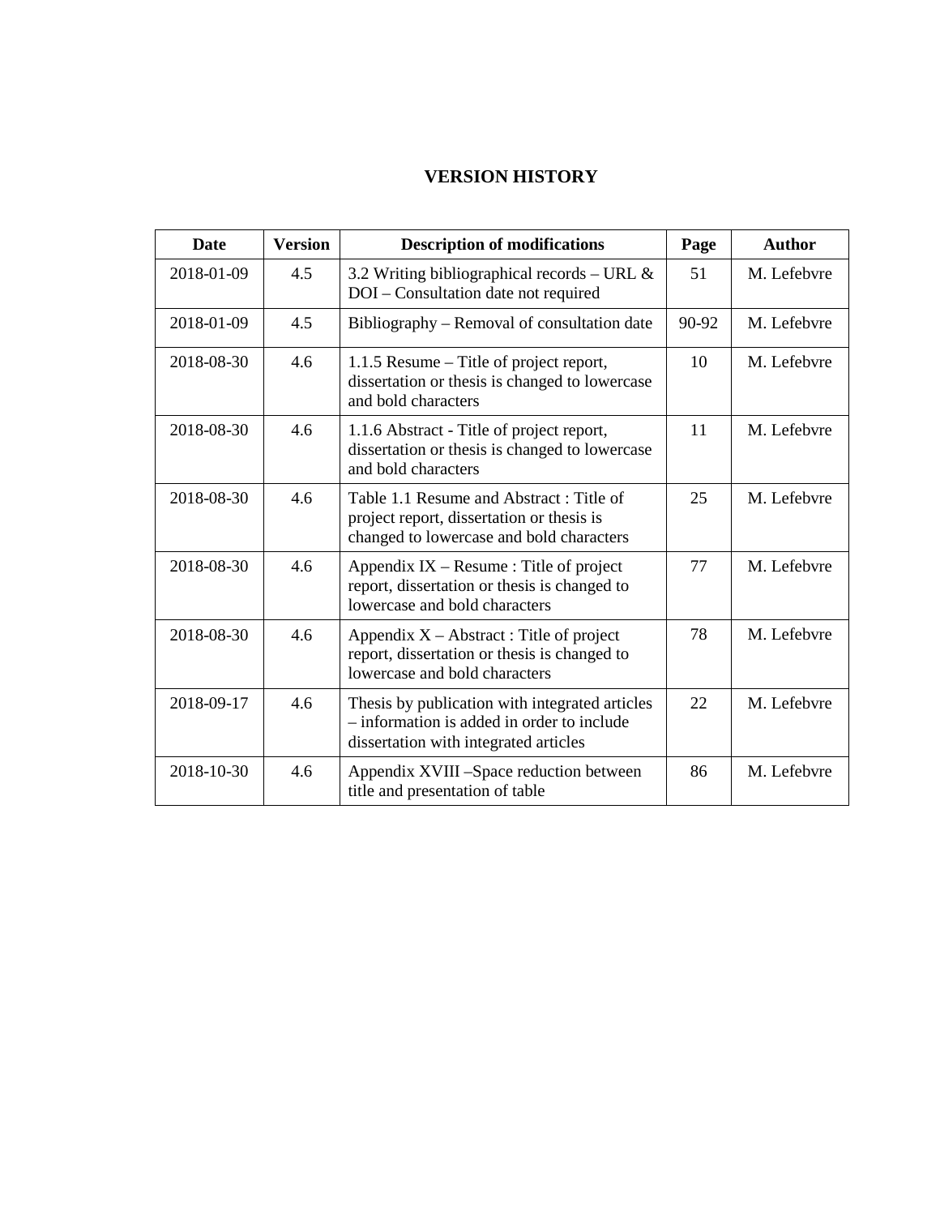# VERSION HISTORY

| Date | Version | Description of modifications | Page | Author |
|---|---|---|---|---|
| 2018-01-09 | 4.5 | 3.2 Writing bibliographical records – URL & DOI – Consultation date not required | 51 | M. Lefebvre |
| 2018-01-09 | 4.5 | Bibliography – Removal of consultation date | 90-92 | M. Lefebvre |
| 2018-08-30 | 4.6 | 1.1.5 Resume – Title of project report, dissertation or thesis is changed to lowercase and bold characters | 10 | M. Lefebvre |
| 2018-08-30 | 4.6 | 1.1.6 Abstract - Title of project report, dissertation or thesis is changed to lowercase and bold characters | 11 | M. Lefebvre |
| 2018-08-30 | 4.6 | Table 1.1 Resume and Abstract : Title of project report, dissertation or thesis is changed to lowercase and bold characters | 25 | M. Lefebvre |
| 2018-08-30 | 4.6 | Appendix IX – Resume : Title of project report, dissertation or thesis is changed to lowercase and bold characters | 77 | M. Lefebvre |
| 2018-08-30 | 4.6 | Appendix X – Abstract : Title of project report, dissertation or thesis is changed to lowercase and bold characters | 78 | M. Lefebvre |
| 2018-09-17 | 4.6 | Thesis by publication with integrated articles – information is added in order to include dissertation with integrated articles | 22 | M. Lefebvre |
| 2018-10-30 | 4.6 | Appendix XVIII –Space reduction between title and presentation of table | 86 | M. Lefebvre |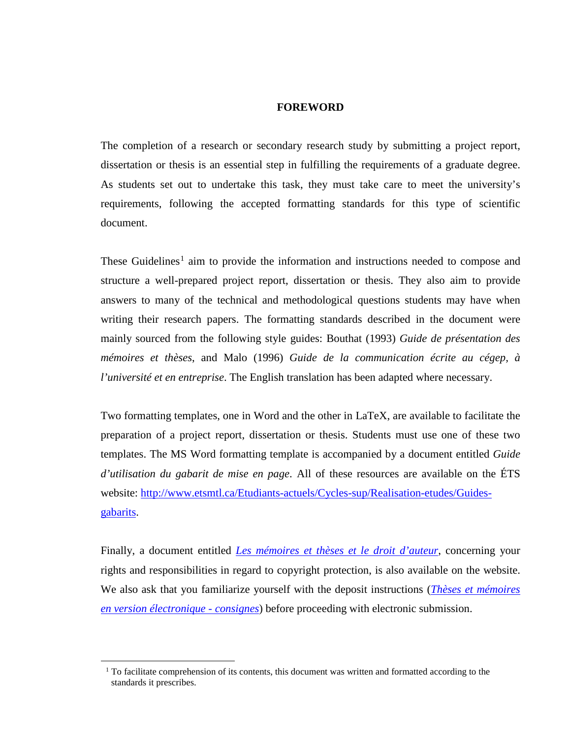# FOREWORD

The completion of a research or secondary research study by submitting a project report, dissertation or thesis is an essential step in fulfilling the requirements of a graduate degree. As students set out to undertake this task, they must take care to meet the university's requirements, following the accepted formatting standards for this type of scientific document.

These Guidelines[1] aim to provide the information and instructions needed to compose and structure a well-prepared project report, dissertation or thesis. They also aim to provide answers to many of the technical and methodological questions students may have when writing their research papers. The formatting standards described in the document were mainly sourced from the following style guides: Bouthat (1993) *Guide de présentation des mémoires et thèses*, and Malo (1996) *Guide de la communication écrite au cégep, à l'université et en entreprise*. The English translation has been adapted where necessary.

Two formatting templates, one in Word and the other in LaTeX, are available to facilitate the preparation of a project report, dissertation or thesis. Students must use one of these two templates. The MS Word formatting template is accompanied by a document entitled *Guide d'utilisation du gabarit de mise en page*. All of these resources are available on the ÉTS website: [http://www.etsmtl.ca/Etudiants-actuels/Cycles-sup/Realisation-etudes/Guides-gabarits](http://www.etsmtl.ca/Etudiants-actuels/Cycles-sup/Realisation-etudes/Guides-gabarits).

Finally, a document entitled *Les mémoires et thèses et le droit d'auteur*, concerning your rights and responsibilities in regard to copyright protection, is also available on the website. We also ask that you familiarize yourself with the deposit instructions (*Thèses et mémoires en version électronique - consignes*) before proceeding with electronic submission.

---

[1] To facilitate comprehension of its contents, this document was written and formatted according to the standards it prescribes.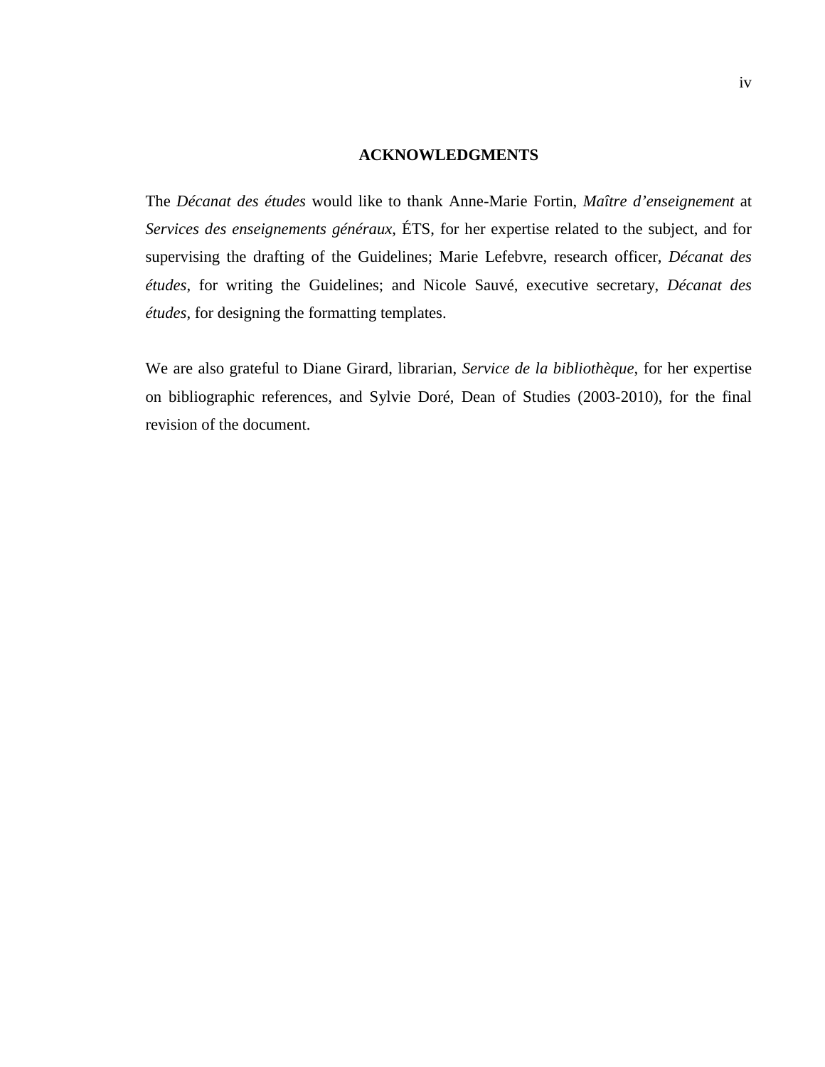## ACKNOWLEDGMENTS

The *Décanat des études* would like to thank Anne-Marie Fortin, *Maître d'enseignement* at *Services des enseignements généraux*, ÉTS, for her expertise related to the subject, and for supervising the drafting of the Guidelines; Marie Lefebvre, research officer, *Décanat des études*, for writing the Guidelines; and Nicole Sauvé, executive secretary, *Décanat des études*, for designing the formatting templates.

We are also grateful to Diane Girard, librarian, *Service de la bibliothèque*, for her expertise on bibliographic references, and Sylvie Doré, Dean of Studies (2003-2010), for the final revision of the document.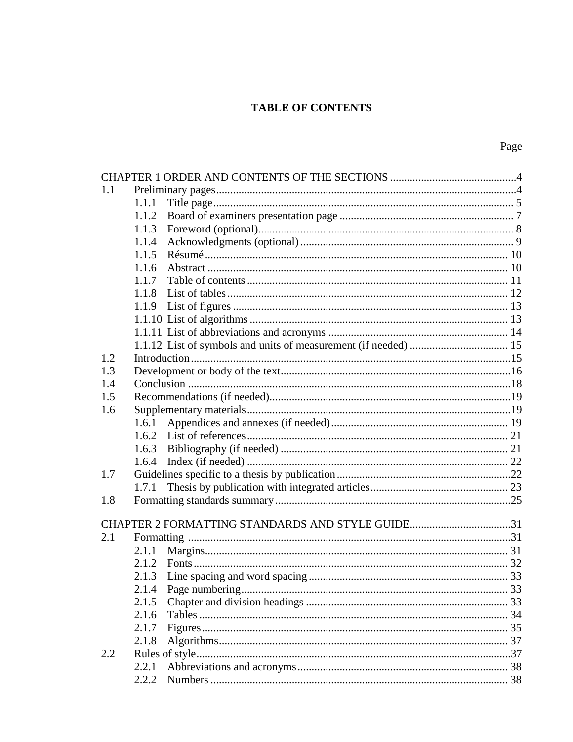# TABLE OF CONTENTS

Page

CHAPTER 1 ORDER AND CONTENTS OF THE SECTIONS ....................................................4

1.1 Preliminary pages ....................................................................................................4

- 1.1.1 Title page ............................................................................................... 5
- 1.1.2 Board of examiners presentation page ................................................... 7
- 1.1.3 Foreword (optional) ................................................................................ 8
- 1.1.4 Acknowledgments (optional) .................................................................. 9
- 1.1.5 Résumé ................................................................................................. 10
- 1.1.6 Abstract ................................................................................................. 10
- 1.1.7 Table of contents ................................................................................... 11
- 1.1.8 List of tables .......................................................................................... 12
- 1.1.9 List of figures ........................................................................................ 13
- 1.1.10 List of algorithms ................................................................................. 13
- 1.1.11 List of abbreviations and acronyms ...................................................... 14
- 1.1.12 List of symbols and units of measurement (if needed) ......................... 15

1.2 Introduction ...........................................................................................................15

1.3 Development or body of the text ...........................................................................16

1.4 Conclusion .............................................................................................................18

1.5 Recommendations (if needed) ................................................................................19

1.6 Supplementary materials ........................................................................................19

- 1.6.1 Appendices and annexes (if needed) ..................................................... 19
- 1.6.2 List of references ................................................................................... 21
- 1.6.3 Bibliography (if needed) ....................................................................... 21
- 1.6.4 Index (if needed) ................................................................................... 22

1.7 Guidelines specific to a thesis by publication ........................................................22

- 1.7.1 Thesis by publication with integrated articles ........................................ 23

1.8 Formatting standards summary ..............................................................................25

CHAPTER 2 FORMATTING STANDARDS AND STYLE GUIDE ...................................31

2.1 Formatting ..............................................................................................................31

- 2.1.1 Margins .................................................................................................. 31
- 2.1.2 Fonts ...................................................................................................... 32
- 2.1.3 Line spacing and word spacing ............................................................. 33
- 2.1.4 Page numbering ..................................................................................... 33
- 2.1.5 Chapter and division headings ............................................................... 33
- 2.1.6 Tables .................................................................................................... 34
- 2.1.7 Figures ................................................................................................... 35
- 2.1.8 Algorithms ............................................................................................. 37

2.2 Rules of style ..........................................................................................................37

- 2.2.1 Abbreviations and acronyms .................................................................. 38
- 2.2.2 Numbers ................................................................................................ 38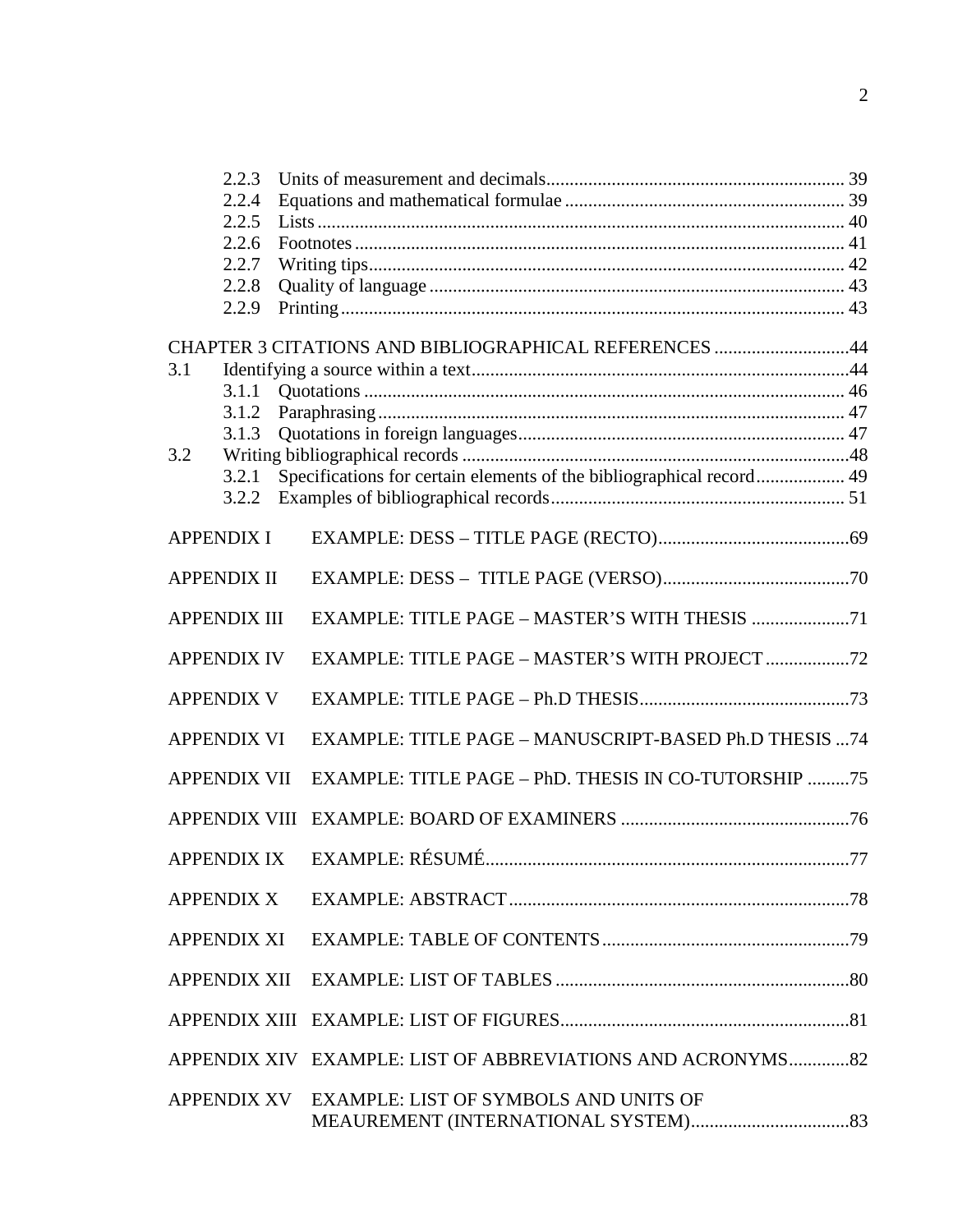2.2.3 Units of measurement and decimals ........................................................ 39
2.2.4 Equations and mathematical formulae ........................................................ 39
2.2.5 Lists ........................................................ 40
2.2.6 Footnotes ........................................................ 41
2.2.7 Writing tips ........................................................ 42
2.2.8 Quality of language ........................................................ 43
2.2.9 Printing ........................................................ 43

CHAPTER 3 CITATIONS AND BIBLIOGRAPHICAL REFERENCES ........................................................ 44

3.1 Identifying a source within a text ........................................................ 44
3.1.1 Quotations ........................................................ 46
3.1.2 Paraphrasing ........................................................ 47
3.1.3 Quotations in foreign languages ........................................................ 47

3.2 Writing bibliographical records ........................................................ 48
3.2.1 Specifications for certain elements of the bibliographical record ........................................................ 49
3.2.2 Examples of bibliographical records ........................................................ 51

APPENDIX I EXAMPLE: DESS – TITLE PAGE (RECTO) ........................................................ 69

APPENDIX II EXAMPLE: DESS – TITLE PAGE (VERSO) ........................................................ 70

APPENDIX III EXAMPLE: TITLE PAGE – MASTER'S WITH THESIS ........................................................ 71

APPENDIX IV EXAMPLE: TITLE PAGE – MASTER'S WITH PROJECT ........................................................ 72

APPENDIX V EXAMPLE: TITLE PAGE – Ph.D THESIS ........................................................ 73

APPENDIX VI EXAMPLE: TITLE PAGE – MANUSCRIPT-BASED Ph.D THESIS ... 74

APPENDIX VII EXAMPLE: TITLE PAGE – PhD. THESIS IN CO-TUTORSHIP ......... 75

APPENDIX VIII EXAMPLE: BOARD OF EXAMINERS ........................................................ 76

APPENDIX IX EXAMPLE: RÉSUMÉ ........................................................ 77

APPENDIX X EXAMPLE: ABSTRACT ........................................................ 78

APPENDIX XI EXAMPLE: TABLE OF CONTENTS ........................................................ 79

APPENDIX XII EXAMPLE: LIST OF TABLES ........................................................ 80

APPENDIX XIII EXAMPLE: LIST OF FIGURES ........................................................ 81

APPENDIX XIV EXAMPLE: LIST OF ABBREVIATIONS AND ACRONYMS ............. 82

APPENDIX XV EXAMPLE: LIST OF SYMBOLS AND UNITS OF MEAUREMENT (INTERNATIONAL SYSTEM) ........................................................ 83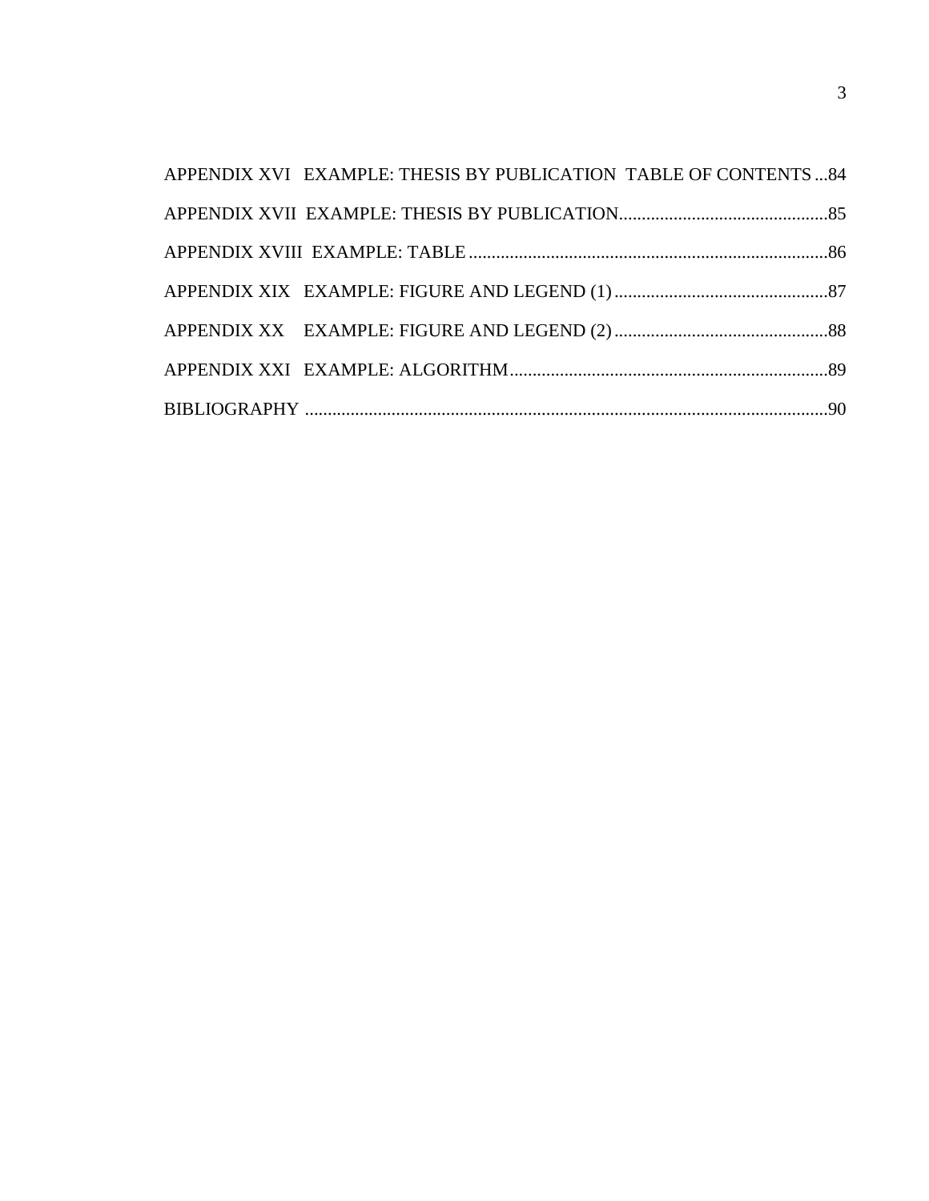APPENDIX XVI EXAMPLE: THESIS BY PUBLICATION TABLE OF CONTENTS ...84

APPENDIX XVII EXAMPLE: THESIS BY PUBLICATION...........................................85

APPENDIX XVIII EXAMPLE: TABLE ...........................................................................86

APPENDIX XIX EXAMPLE: FIGURE AND LEGEND (1) ...........................................87

APPENDIX XX EXAMPLE: FIGURE AND LEGEND (2) ...........................................88

APPENDIX XXI EXAMPLE: ALGORITHM...................................................................89

BIBLIOGRAPHY ..............................................................................................................90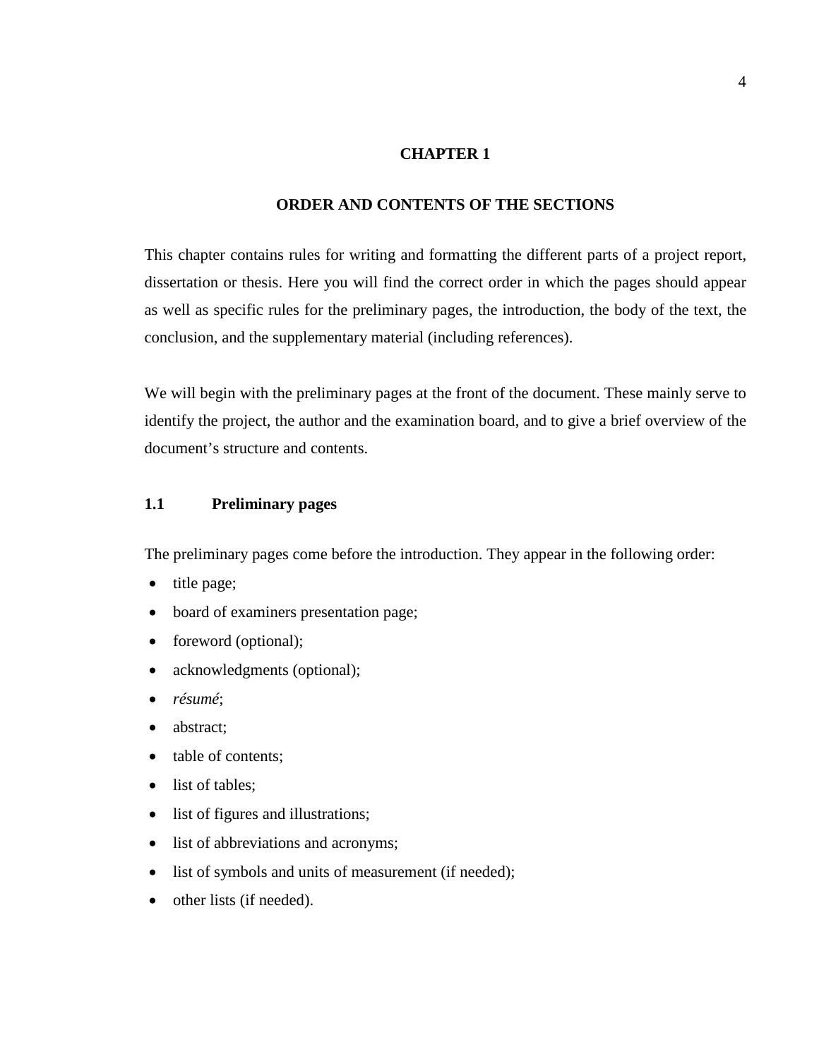# CHAPTER 1

# ORDER AND CONTENTS OF THE SECTIONS

This chapter contains rules for writing and formatting the different parts of a project report, dissertation or thesis. Here you will find the correct order in which the pages should appear as well as specific rules for the preliminary pages, the introduction, the body of the text, the conclusion, and the supplementary material (including references).

We will begin with the preliminary pages at the front of the document. These mainly serve to identify the project, the author and the examination board, and to give a brief overview of the document's structure and contents.

## 1.1 Preliminary pages

The preliminary pages come before the introduction. They appear in the following order:

- title page;
- board of examiners presentation page;
- foreword (optional);
- acknowledgments (optional);
- *résumé*;
- abstract;
- table of contents;
- list of tables;
- list of figures and illustrations;
- list of abbreviations and acronyms;
- list of symbols and units of measurement (if needed);
- other lists (if needed).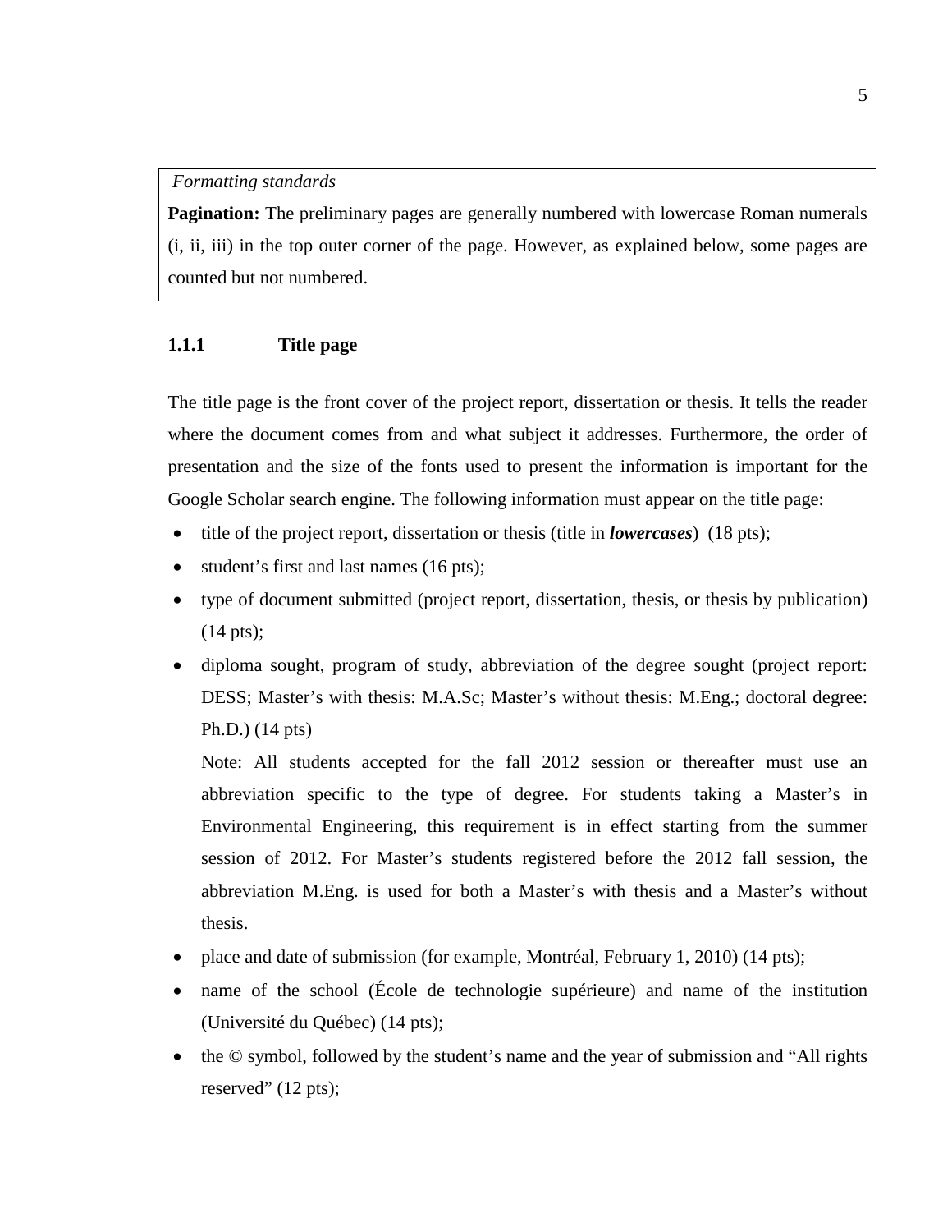*Formatting standards*

**Pagination:** The preliminary pages are generally numbered with lowercase Roman numerals (i, ii, iii) in the top outer corner of the page. However, as explained below, some pages are counted but not numbered.

### 1.1.1 Title page

The title page is the front cover of the project report, dissertation or thesis. It tells the reader where the document comes from and what subject it addresses. Furthermore, the order of presentation and the size of the fonts used to present the information is important for the Google Scholar search engine. The following information must appear on the title page:

- title of the project report, dissertation or thesis (title in ***lowercases***) (18 pts);
- student's first and last names (16 pts);
- type of document submitted (project report, dissertation, thesis, or thesis by publication) (14 pts);
- diploma sought, program of study, abbreviation of the degree sought (project report: DESS; Master's with thesis: M.A.Sc; Master's without thesis: M.Eng.; doctoral degree: Ph.D.) (14 pts)

  Note: All students accepted for the fall 2012 session or thereafter must use an abbreviation specific to the type of degree. For students taking a Master's in Environmental Engineering, this requirement is in effect starting from the summer session of 2012. For Master's students registered before the 2012 fall session, the abbreviation M.Eng. is used for both a Master's with thesis and a Master's without thesis.
- place and date of submission (for example, Montréal, February 1, 2010) (14 pts);
- name of the school (École de technologie supérieure) and name of the institution (Université du Québec) (14 pts);
- the © symbol, followed by the student's name and the year of submission and "All rights reserved" (12 pts);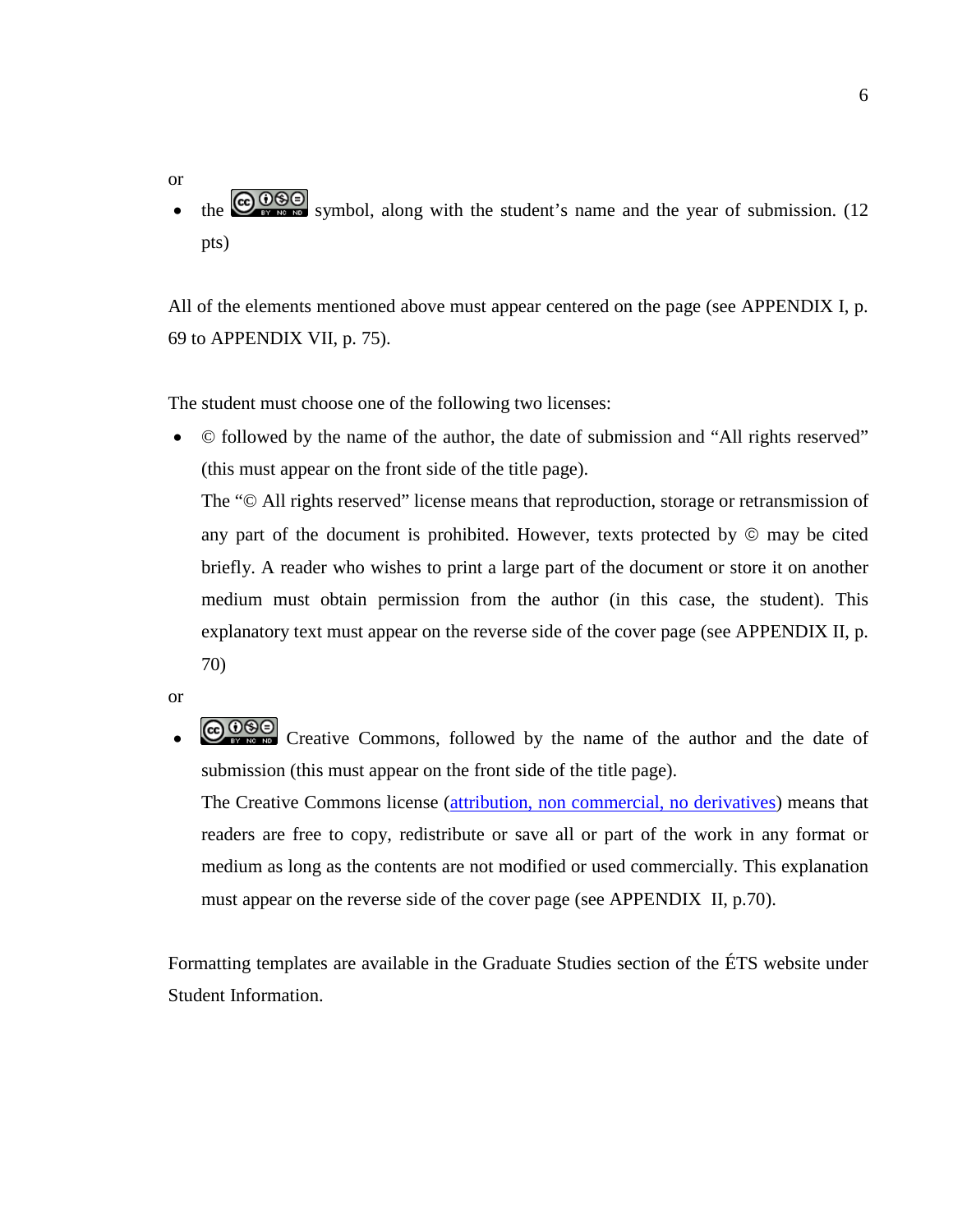or

- the symbol, along with the student's name and the year of submission. (12 pts)

All of the elements mentioned above must appear centered on the page (see APPENDIX I, p. 69 to APPENDIX VII, p. 75).

The student must choose one of the following two licenses:

- © followed by the name of the author, the date of submission and "All rights reserved" (this must appear on the front side of the title page).

  The "© All rights reserved" license means that reproduction, storage or retransmission of any part of the document is prohibited. However, texts protected by © may be cited briefly. A reader who wishes to print a large part of the document or store it on another medium must obtain permission from the author (in this case, the student). This explanatory text must appear on the reverse side of the cover page (see APPENDIX II, p. 70)

or

- Creative Commons, followed by the name of the author and the date of submission (this must appear on the front side of the title page).

  The Creative Commons license (attribution, non commercial, no derivatives) means that readers are free to copy, redistribute or save all or part of the work in any format or medium as long as the contents are not modified or used commercially. This explanation must appear on the reverse side of the cover page (see APPENDIX II, p.70).

Formatting templates are available in the Graduate Studies section of the ÉTS website under Student Information.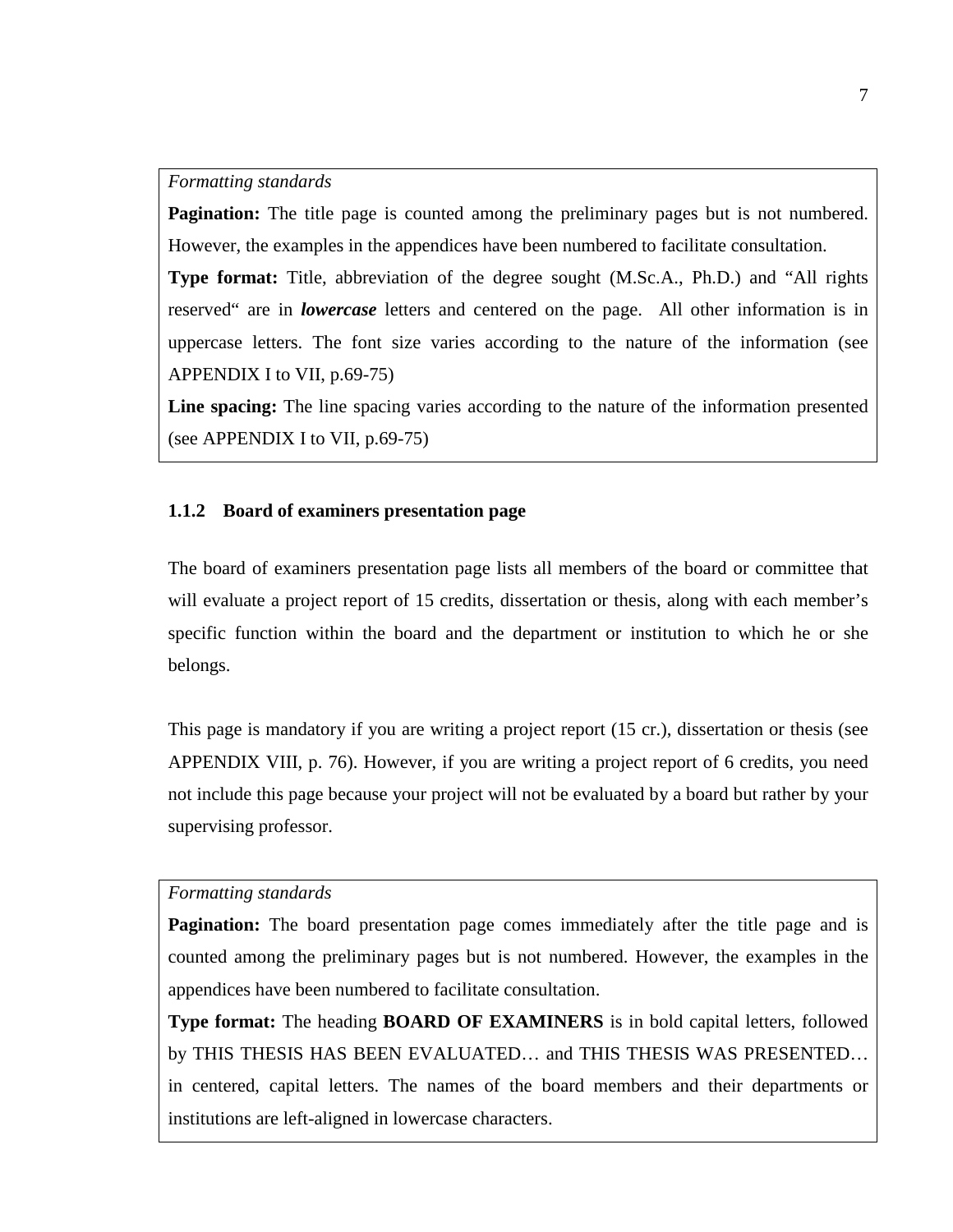*Formatting standards*

**Pagination:** The title page is counted among the preliminary pages but is not numbered. However, the examples in the appendices have been numbered to facilitate consultation.

**Type format:** Title, abbreviation of the degree sought (M.Sc.A., Ph.D.) and "All rights reserved" are in ***lowercase*** letters and centered on the page. All other information is in uppercase letters. The font size varies according to the nature of the information (see APPENDIX I to VII, p.69-75)

**Line spacing:** The line spacing varies according to the nature of the information presented (see APPENDIX I to VII, p.69-75)

### 1.1.2 Board of examiners presentation page

The board of examiners presentation page lists all members of the board or committee that will evaluate a project report of 15 credits, dissertation or thesis, along with each member's specific function within the board and the department or institution to which he or she belongs.

This page is mandatory if you are writing a project report (15 cr.), dissertation or thesis (see APPENDIX VIII, p. 76). However, if you are writing a project report of 6 credits, you need not include this page because your project will not be evaluated by a board but rather by your supervising professor.

*Formatting standards*

**Pagination:** The board presentation page comes immediately after the title page and is counted among the preliminary pages but is not numbered. However, the examples in the appendices have been numbered to facilitate consultation.

**Type format:** The heading **BOARD OF EXAMINERS** is in bold capital letters, followed by THIS THESIS HAS BEEN EVALUATED… and THIS THESIS WAS PRESENTED… in centered, capital letters. The names of the board members and their departments or institutions are left-aligned in lowercase characters.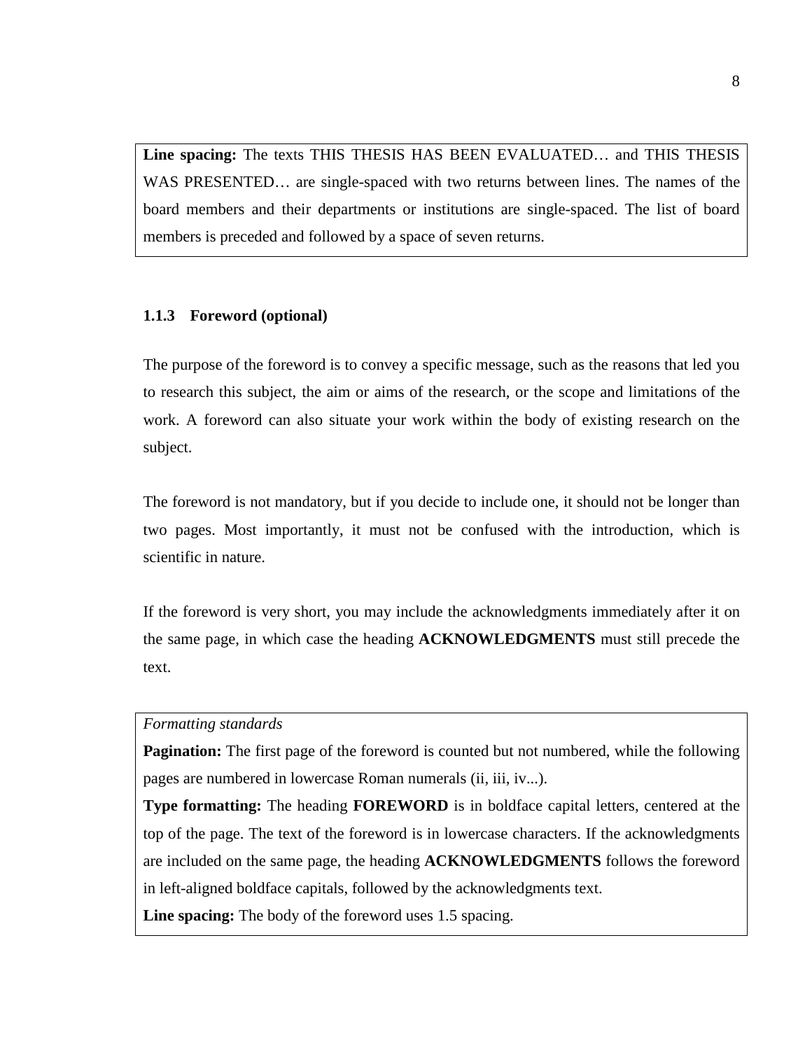**Line spacing:** The texts THIS THESIS HAS BEEN EVALUATED… and THIS THESIS WAS PRESENTED… are single-spaced with two returns between lines. The names of the board members and their departments or institutions are single-spaced. The list of board members is preceded and followed by a space of seven returns.

### 1.1.3 Foreword (optional)

The purpose of the foreword is to convey a specific message, such as the reasons that led you to research this subject, the aim or aims of the research, or the scope and limitations of the work. A foreword can also situate your work within the body of existing research on the subject.

The foreword is not mandatory, but if you decide to include one, it should not be longer than two pages. Most importantly, it must not be confused with the introduction, which is scientific in nature.

If the foreword is very short, you may include the acknowledgments immediately after it on the same page, in which case the heading **ACKNOWLEDGMENTS** must still precede the text.

*Formatting standards*

**Pagination:** The first page of the foreword is counted but not numbered, while the following pages are numbered in lowercase Roman numerals (ii, iii, iv...).

**Type formatting:** The heading **FOREWORD** is in boldface capital letters, centered at the top of the page. The text of the foreword is in lowercase characters. If the acknowledgments are included on the same page, the heading **ACKNOWLEDGMENTS** follows the foreword in left-aligned boldface capitals, followed by the acknowledgments text.

**Line spacing:** The body of the foreword uses 1.5 spacing.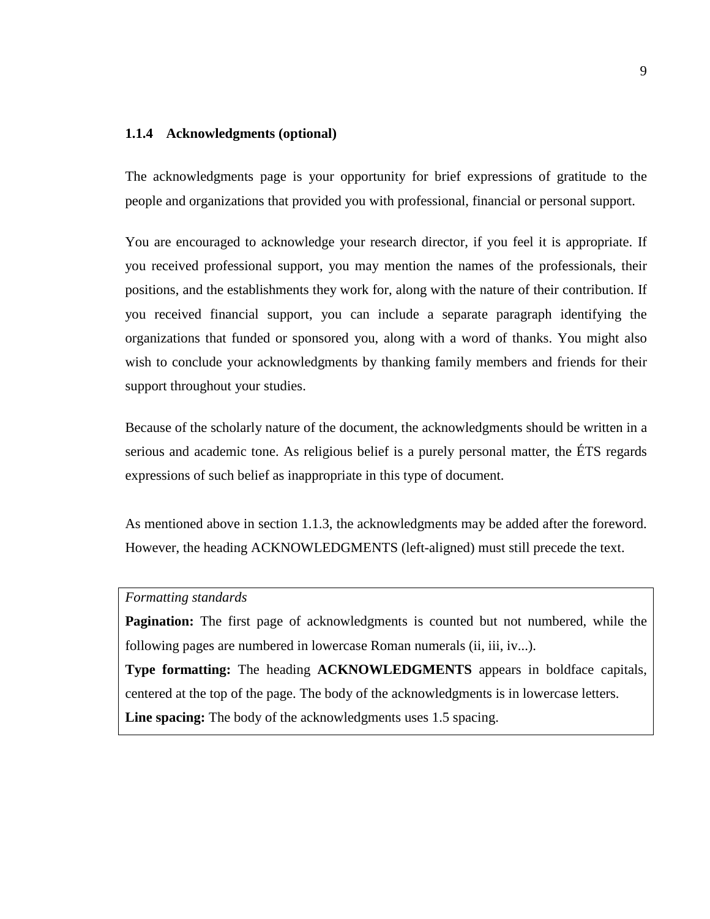### 1.1.4 Acknowledgments (optional)

The acknowledgments page is your opportunity for brief expressions of gratitude to the people and organizations that provided you with professional, financial or personal support.

You are encouraged to acknowledge your research director, if you feel it is appropriate. If you received professional support, you may mention the names of the professionals, their positions, and the establishments they work for, along with the nature of their contribution. If you received financial support, you can include a separate paragraph identifying the organizations that funded or sponsored you, along with a word of thanks. You might also wish to conclude your acknowledgments by thanking family members and friends for their support throughout your studies.

Because of the scholarly nature of the document, the acknowledgments should be written in a serious and academic tone. As religious belief is a purely personal matter, the ÉTS regards expressions of such belief as inappropriate in this type of document.

As mentioned above in section 1.1.3, the acknowledgments may be added after the foreword. However, the heading ACKNOWLEDGMENTS (left-aligned) must still precede the text.

> *Formatting standards*
>
> **Pagination:** The first page of acknowledgments is counted but not numbered, while the following pages are numbered in lowercase Roman numerals (ii, iii, iv...).
>
> **Type formatting:** The heading **ACKNOWLEDGMENTS** appears in boldface capitals, centered at the top of the page. The body of the acknowledgments is in lowercase letters.
>
> **Line spacing:** The body of the acknowledgments uses 1.5 spacing.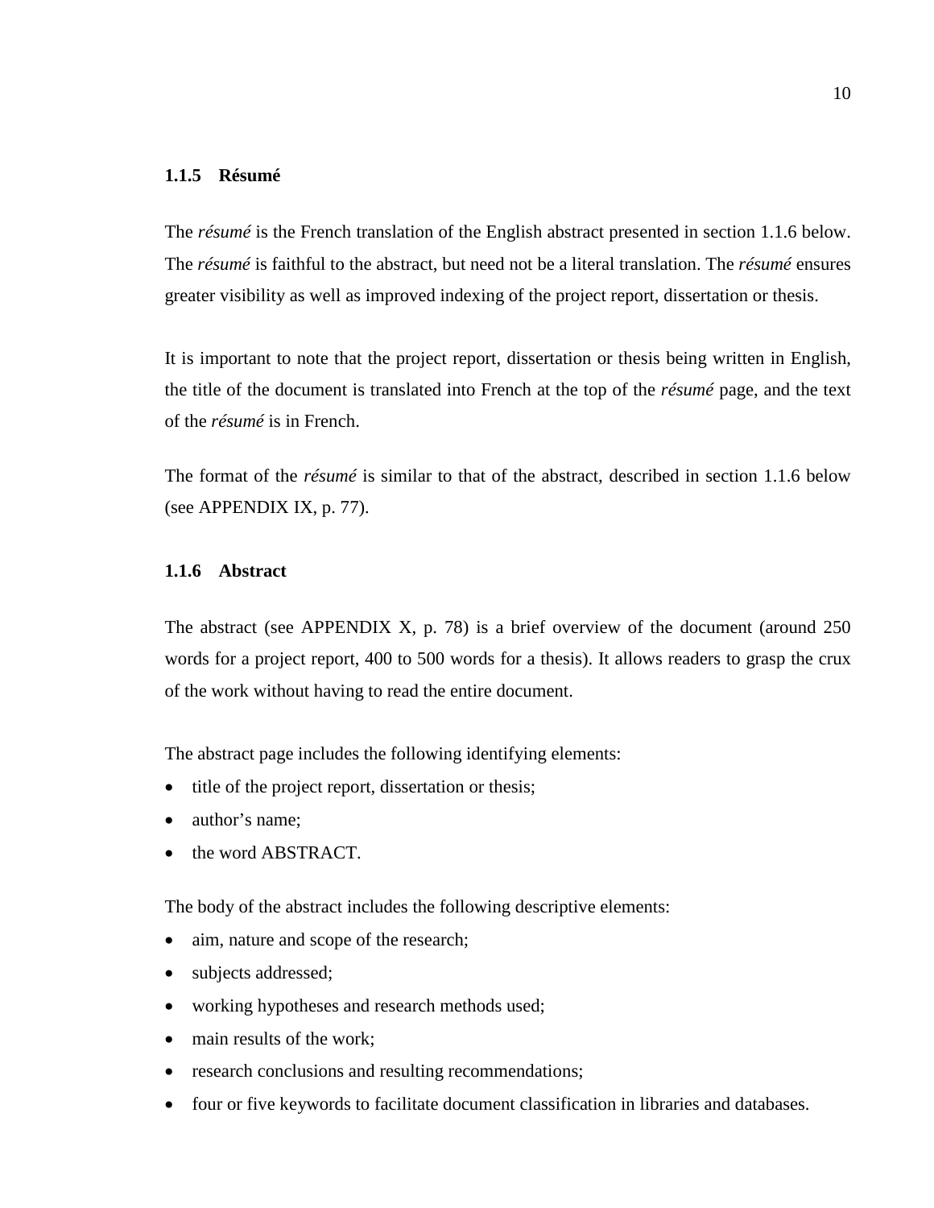### 1.1.5 Résumé

The *résumé* is the French translation of the English abstract presented in section 1.1.6 below. The *résumé* is faithful to the abstract, but need not be a literal translation. The *résumé* ensures greater visibility as well as improved indexing of the project report, dissertation or thesis.

It is important to note that the project report, dissertation or thesis being written in English, the title of the document is translated into French at the top of the *résumé* page, and the text of the *résumé* is in French.

The format of the *résumé* is similar to that of the abstract, described in section 1.1.6 below (see APPENDIX IX, p. 77).

### 1.1.6 Abstract

The abstract (see APPENDIX X, p. 78) is a brief overview of the document (around 250 words for a project report, 400 to 500 words for a thesis). It allows readers to grasp the crux of the work without having to read the entire document.

The abstract page includes the following identifying elements:

- title of the project report, dissertation or thesis;
- author's name;
- the word ABSTRACT.

The body of the abstract includes the following descriptive elements:

- aim, nature and scope of the research;
- subjects addressed;
- working hypotheses and research methods used;
- main results of the work;
- research conclusions and resulting recommendations;
- four or five keywords to facilitate document classification in libraries and databases.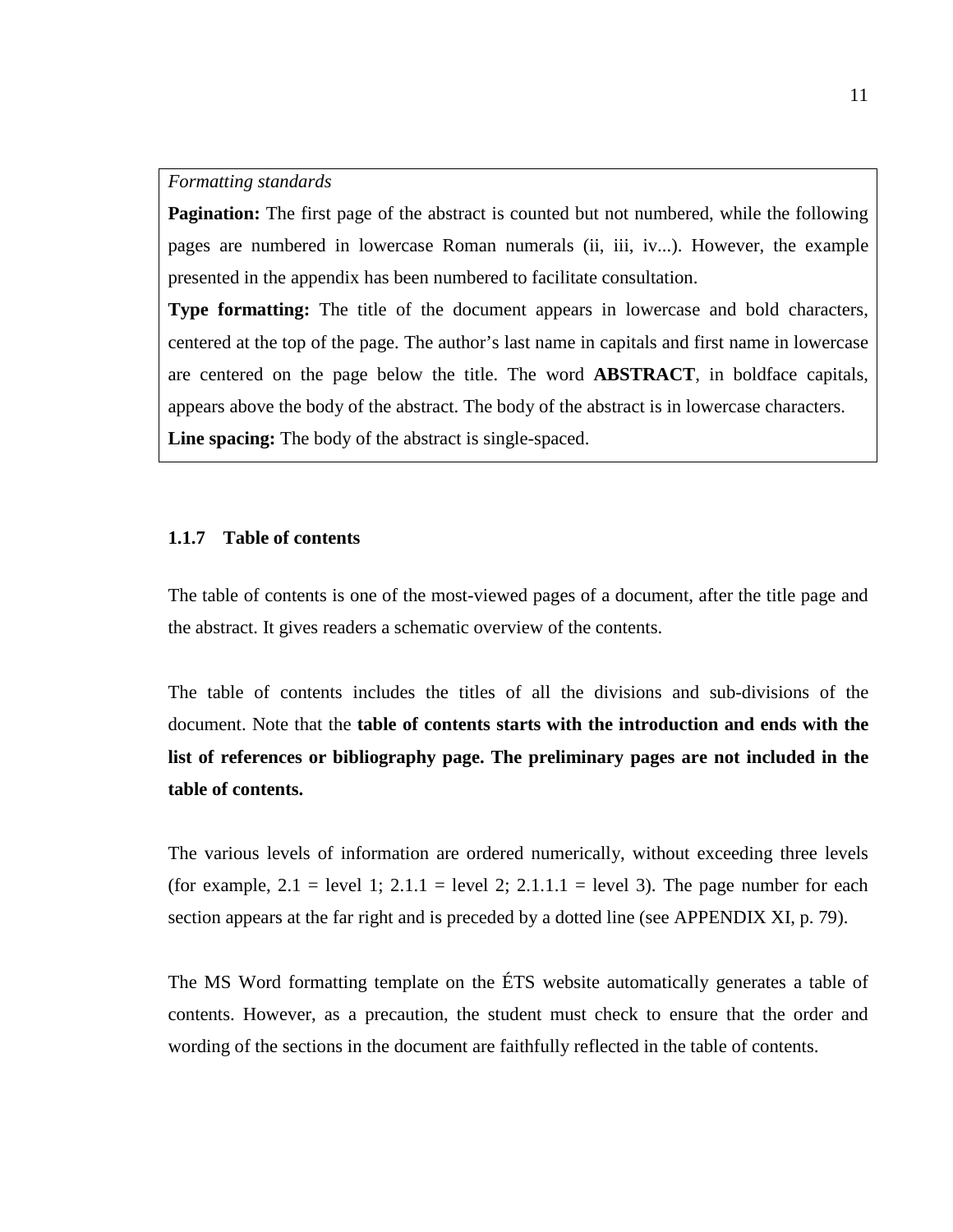*Formatting standards*

**Pagination:** The first page of the abstract is counted but not numbered, while the following pages are numbered in lowercase Roman numerals (ii, iii, iv...). However, the example presented in the appendix has been numbered to facilitate consultation.

**Type formatting:** The title of the document appears in lowercase and bold characters, centered at the top of the page. The author's last name in capitals and first name in lowercase are centered on the page below the title. The word **ABSTRACT**, in boldface capitals, appears above the body of the abstract. The body of the abstract is in lowercase characters.

**Line spacing:** The body of the abstract is single-spaced.

### 1.1.7 Table of contents

The table of contents is one of the most-viewed pages of a document, after the title page and the abstract. It gives readers a schematic overview of the contents.

The table of contents includes the titles of all the divisions and sub-divisions of the document. Note that the **table of contents starts with the introduction and ends with the list of references or bibliography page. The preliminary pages are not included in the table of contents.**

The various levels of information are ordered numerically, without exceeding three levels (for example, 2.1 = level 1; 2.1.1 = level 2; 2.1.1.1 = level 3). The page number for each section appears at the far right and is preceded by a dotted line (see APPENDIX XI, p. 79).

The MS Word formatting template on the ÉTS website automatically generates a table of contents. However, as a precaution, the student must check to ensure that the order and wording of the sections in the document are faithfully reflected in the table of contents.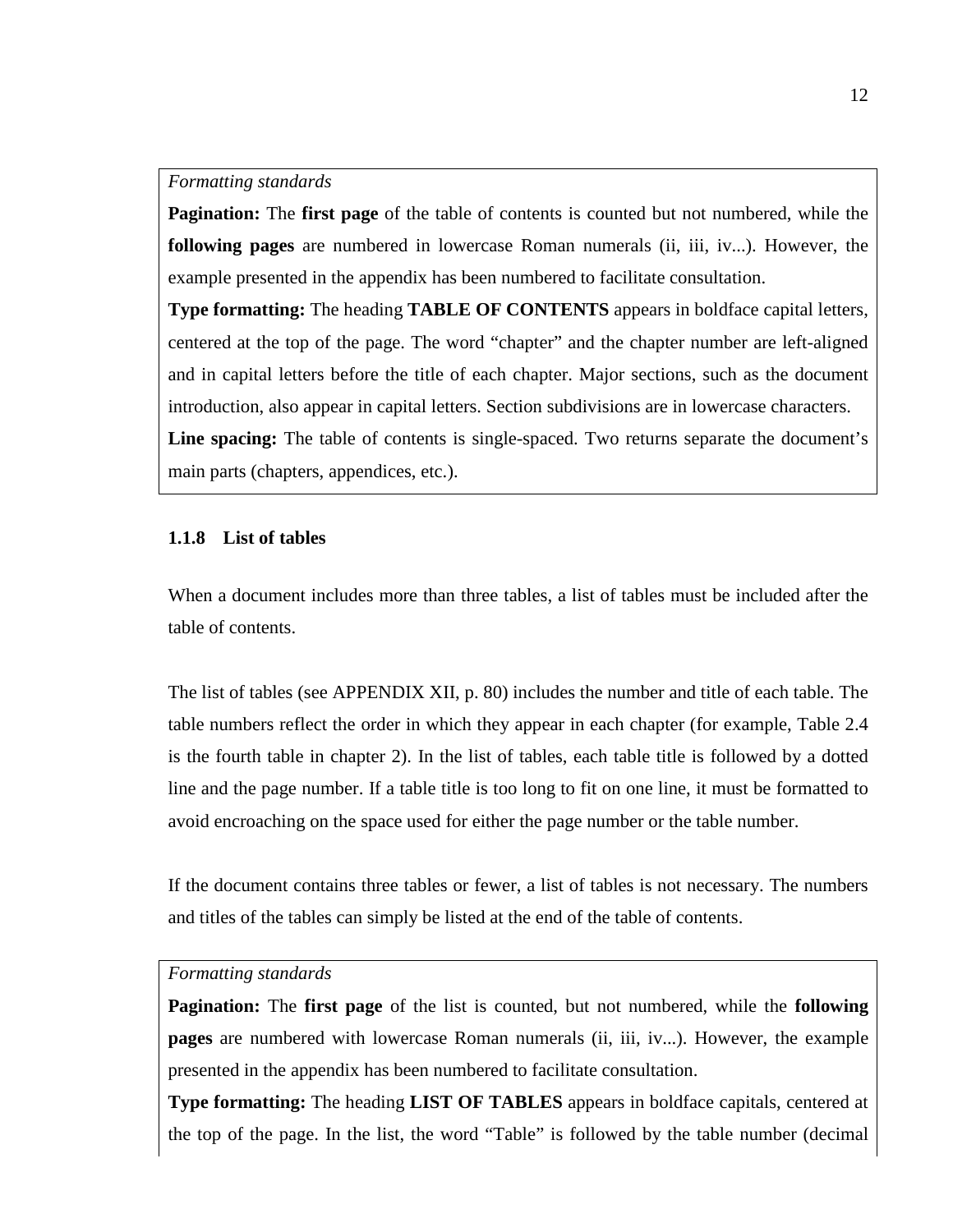*Formatting standards*

**Pagination:** The **first page** of the table of contents is counted but not numbered, while the **following pages** are numbered in lowercase Roman numerals (ii, iii, iv...). However, the example presented in the appendix has been numbered to facilitate consultation.

**Type formatting:** The heading **TABLE OF CONTENTS** appears in boldface capital letters, centered at the top of the page. The word "chapter" and the chapter number are left-aligned and in capital letters before the title of each chapter. Major sections, such as the document introduction, also appear in capital letters. Section subdivisions are in lowercase characters.

**Line spacing:** The table of contents is single-spaced. Two returns separate the document's main parts (chapters, appendices, etc.).

### 1.1.8 List of tables

When a document includes more than three tables, a list of tables must be included after the table of contents.

The list of tables (see APPENDIX XII, p. 80) includes the number and title of each table. The table numbers reflect the order in which they appear in each chapter (for example, Table 2.4 is the fourth table in chapter 2). In the list of tables, each table title is followed by a dotted line and the page number. If a table title is too long to fit on one line, it must be formatted to avoid encroaching on the space used for either the page number or the table number.

If the document contains three tables or fewer, a list of tables is not necessary. The numbers and titles of the tables can simply be listed at the end of the table of contents.

*Formatting standards*

**Pagination:** The **first page** of the list is counted, but not numbered, while the **following pages** are numbered with lowercase Roman numerals (ii, iii, iv...). However, the example presented in the appendix has been numbered to facilitate consultation.

**Type formatting:** The heading **LIST OF TABLES** appears in boldface capitals, centered at the top of the page. In the list, the word "Table" is followed by the table number (decimal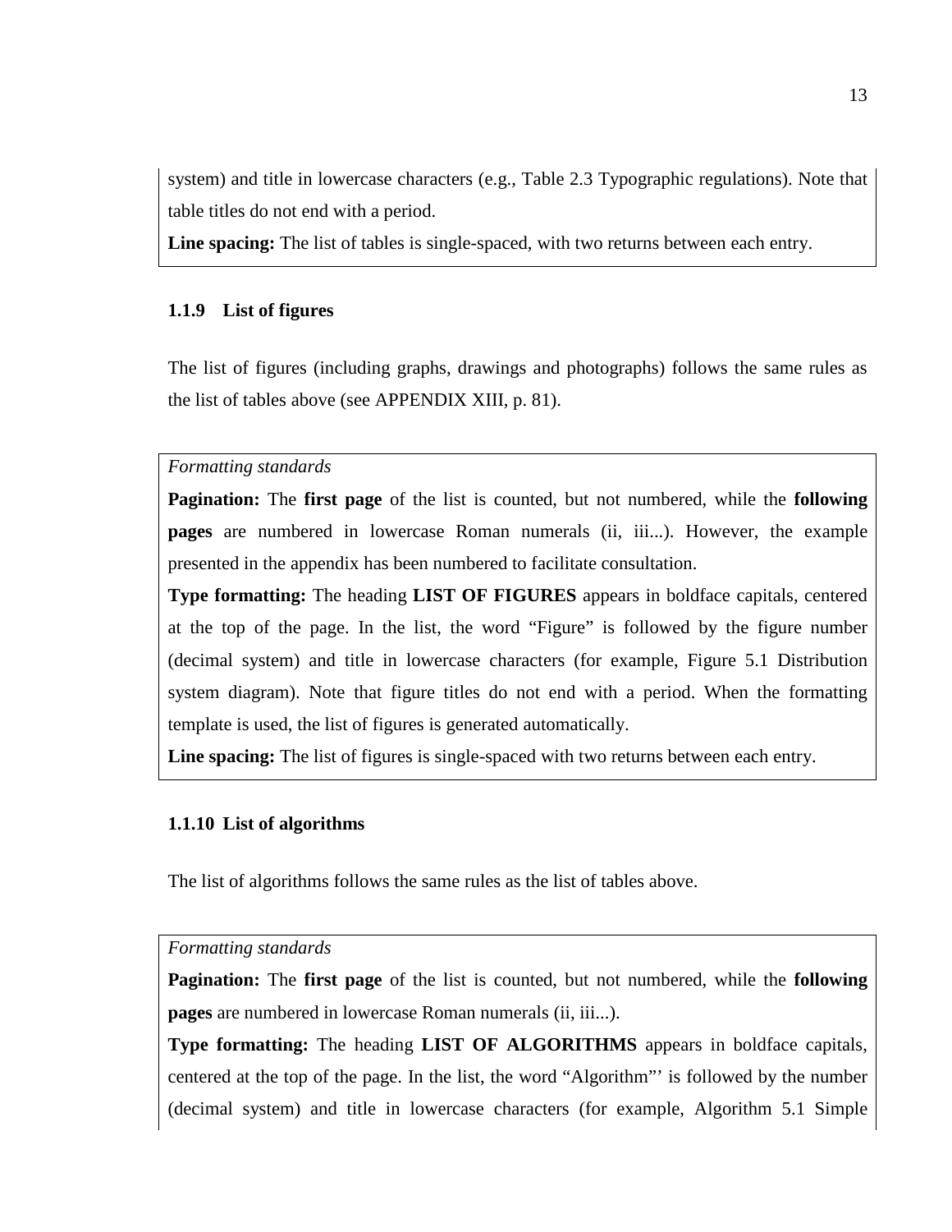system) and title in lowercase characters (e.g., Table 2.3 Typographic regulations). Note that table titles do not end with a period.

**Line spacing:** The list of tables is single-spaced, with two returns between each entry.

### 1.1.9 List of figures

The list of figures (including graphs, drawings and photographs) follows the same rules as the list of tables above (see APPENDIX XIII, p. 81).

*Formatting standards*

**Pagination:** The **first page** of the list is counted, but not numbered, while the **following pages** are numbered in lowercase Roman numerals (ii, iii...). However, the example presented in the appendix has been numbered to facilitate consultation.

**Type formatting:** The heading **LIST OF FIGURES** appears in boldface capitals, centered at the top of the page. In the list, the word "Figure" is followed by the figure number (decimal system) and title in lowercase characters (for example, Figure 5.1 Distribution system diagram). Note that figure titles do not end with a period. When the formatting template is used, the list of figures is generated automatically.

**Line spacing:** The list of figures is single-spaced with two returns between each entry.

### 1.1.10 List of algorithms

The list of algorithms follows the same rules as the list of tables above.

*Formatting standards*

**Pagination:** The **first page** of the list is counted, but not numbered, while the **following pages** are numbered in lowercase Roman numerals (ii, iii...).

**Type formatting:** The heading **LIST OF ALGORITHMS** appears in boldface capitals, centered at the top of the page. In the list, the word "Algorithm"' is followed by the number (decimal system) and title in lowercase characters (for example, Algorithm 5.1 Simple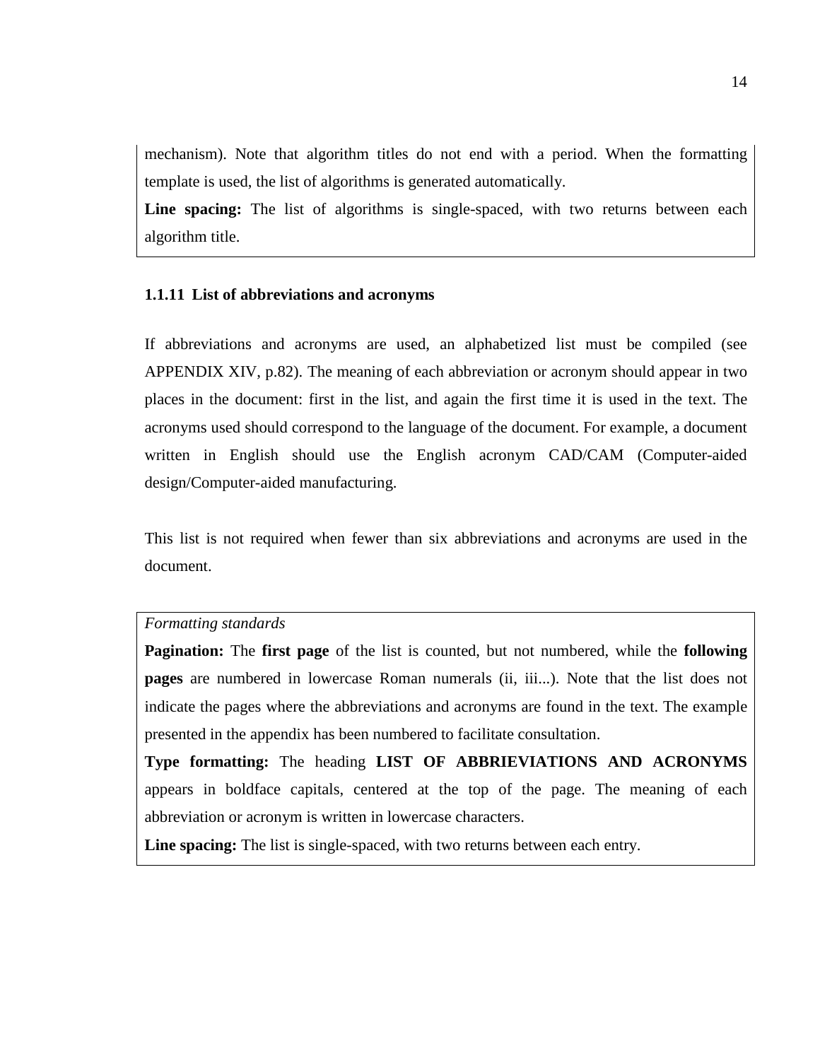mechanism). Note that algorithm titles do not end with a period. When the formatting template is used, the list of algorithms is generated automatically.

**Line spacing:** The list of algorithms is single-spaced, with two returns between each algorithm title.

### 1.1.11 List of abbreviations and acronyms

If abbreviations and acronyms are used, an alphabetized list must be compiled (see APPENDIX XIV, p.82). The meaning of each abbreviation or acronym should appear in two places in the document: first in the list, and again the first time it is used in the text. The acronyms used should correspond to the language of the document. For example, a document written in English should use the English acronym CAD/CAM (Computer-aided design/Computer-aided manufacturing.

This list is not required when fewer than six abbreviations and acronyms are used in the document.

*Formatting standards*

**Pagination:** The **first page** of the list is counted, but not numbered, while the **following pages** are numbered in lowercase Roman numerals (ii, iii...). Note that the list does not indicate the pages where the abbreviations and acronyms are found in the text. The example presented in the appendix has been numbered to facilitate consultation.

**Type formatting:** The heading **LIST OF ABBRIEVIATIONS AND ACRONYMS** appears in boldface capitals, centered at the top of the page. The meaning of each abbreviation or acronym is written in lowercase characters.

**Line spacing:** The list is single-spaced, with two returns between each entry.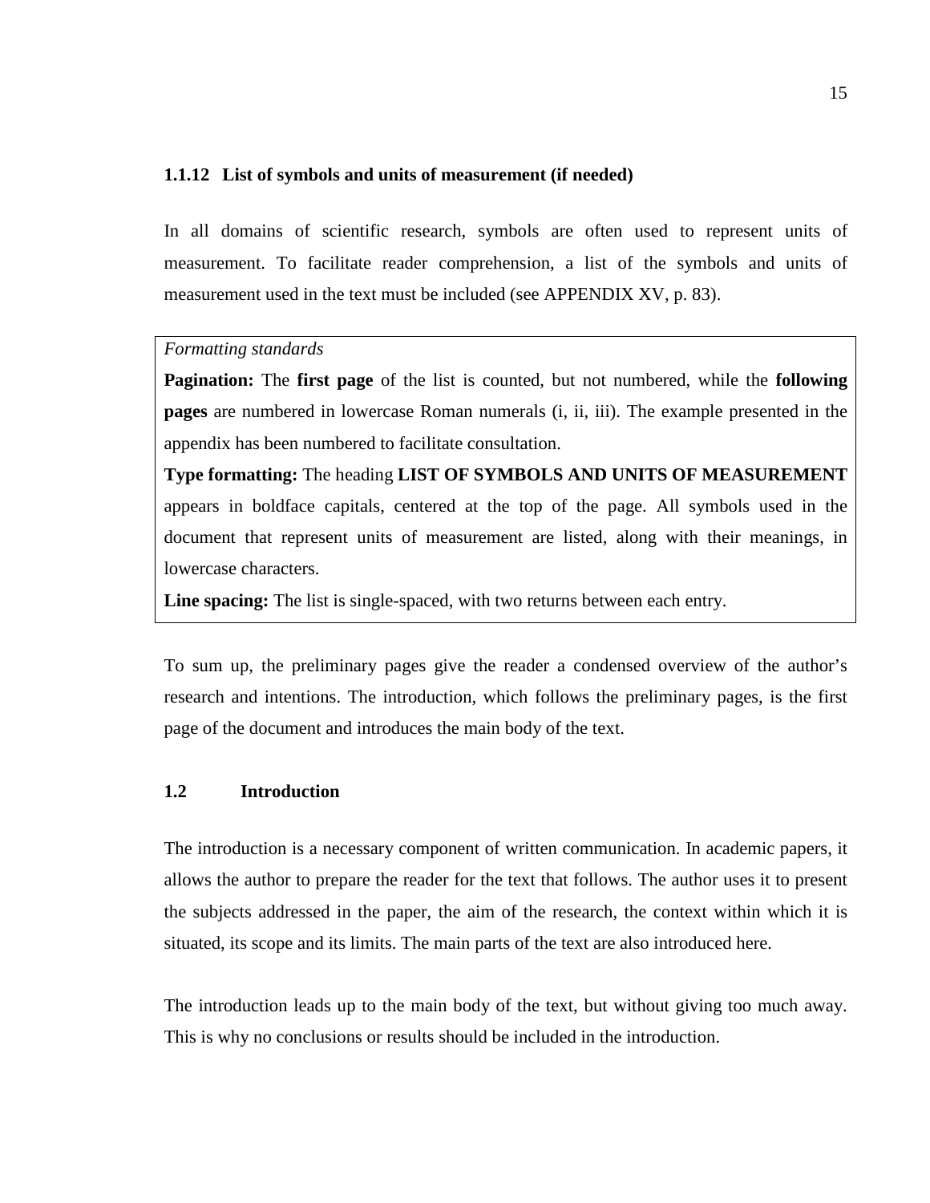### 1.1.12 List of symbols and units of measurement (if needed)

In all domains of scientific research, symbols are often used to represent units of measurement. To facilitate reader comprehension, a list of the symbols and units of measurement used in the text must be included (see APPENDIX XV, p. 83).

> *Formatting standards*
>
> **Pagination:** The **first page** of the list is counted, but not numbered, while the **following pages** are numbered in lowercase Roman numerals (i, ii, iii). The example presented in the appendix has been numbered to facilitate consultation.
>
> **Type formatting:** The heading **LIST OF SYMBOLS AND UNITS OF MEASUREMENT** appears in boldface capitals, centered at the top of the page. All symbols used in the document that represent units of measurement are listed, along with their meanings, in lowercase characters.
>
> **Line spacing:** The list is single-spaced, with two returns between each entry.

To sum up, the preliminary pages give the reader a condensed overview of the author's research and intentions. The introduction, which follows the preliminary pages, is the first page of the document and introduces the main body of the text.

## 1.2 Introduction

The introduction is a necessary component of written communication. In academic papers, it allows the author to prepare the reader for the text that follows. The author uses it to present the subjects addressed in the paper, the aim of the research, the context within which it is situated, its scope and its limits. The main parts of the text are also introduced here.

The introduction leads up to the main body of the text, but without giving too much away. This is why no conclusions or results should be included in the introduction.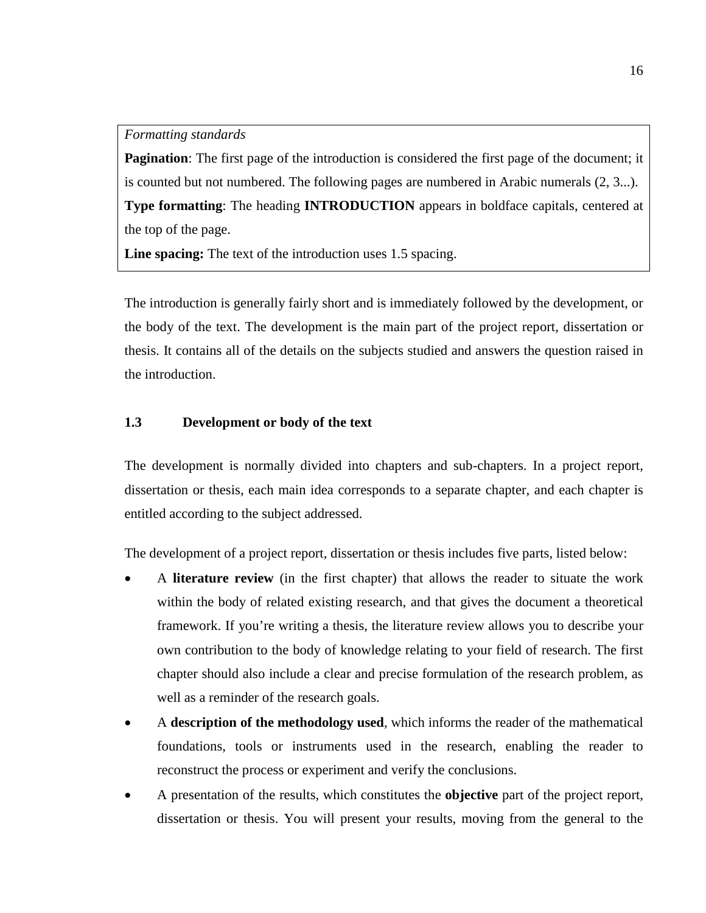> *Formatting standards*
>
> **Pagination**: The first page of the introduction is considered the first page of the document; it is counted but not numbered. The following pages are numbered in Arabic numerals (2, 3...).
>
> **Type formatting**: The heading **INTRODUCTION** appears in boldface capitals, centered at the top of the page.
>
> **Line spacing:** The text of the introduction uses 1.5 spacing.

The introduction is generally fairly short and is immediately followed by the development, or the body of the text. The development is the main part of the project report, dissertation or thesis. It contains all of the details on the subjects studied and answers the question raised in the introduction.

### 1.3 Development or body of the text

The development is normally divided into chapters and sub-chapters. In a project report, dissertation or thesis, each main idea corresponds to a separate chapter, and each chapter is entitled according to the subject addressed.

The development of a project report, dissertation or thesis includes five parts, listed below:

- A **literature review** (in the first chapter) that allows the reader to situate the work within the body of related existing research, and that gives the document a theoretical framework. If you're writing a thesis, the literature review allows you to describe your own contribution to the body of knowledge relating to your field of research. The first chapter should also include a clear and precise formulation of the research problem, as well as a reminder of the research goals.
- A **description of the methodology used**, which informs the reader of the mathematical foundations, tools or instruments used in the research, enabling the reader to reconstruct the process or experiment and verify the conclusions.
- A presentation of the results, which constitutes the **objective** part of the project report, dissertation or thesis. You will present your results, moving from the general to the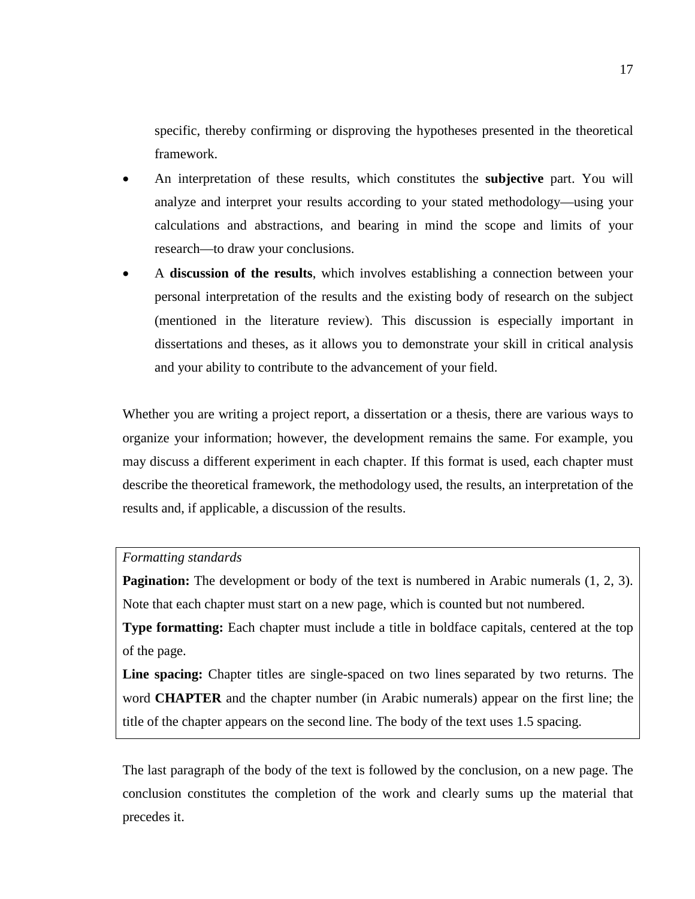specific, thereby confirming or disproving the hypotheses presented in the theoretical framework.

- An interpretation of these results, which constitutes the **subjective** part. You will analyze and interpret your results according to your stated methodology—using your calculations and abstractions, and bearing in mind the scope and limits of your research—to draw your conclusions.
- A **discussion of the results**, which involves establishing a connection between your personal interpretation of the results and the existing body of research on the subject (mentioned in the literature review). This discussion is especially important in dissertations and theses, as it allows you to demonstrate your skill in critical analysis and your ability to contribute to the advancement of your field.

Whether you are writing a project report, a dissertation or a thesis, there are various ways to organize your information; however, the development remains the same. For example, you may discuss a different experiment in each chapter. If this format is used, each chapter must describe the theoretical framework, the methodology used, the results, an interpretation of the results and, if applicable, a discussion of the results.

*Formatting standards*

**Pagination:** The development or body of the text is numbered in Arabic numerals (1, 2, 3). Note that each chapter must start on a new page, which is counted but not numbered.

**Type formatting:** Each chapter must include a title in boldface capitals, centered at the top of the page.

**Line spacing:** Chapter titles are single-spaced on two lines separated by two returns. The word **CHAPTER** and the chapter number (in Arabic numerals) appear on the first line; the title of the chapter appears on the second line. The body of the text uses 1.5 spacing.

The last paragraph of the body of the text is followed by the conclusion, on a new page. The conclusion constitutes the completion of the work and clearly sums up the material that precedes it.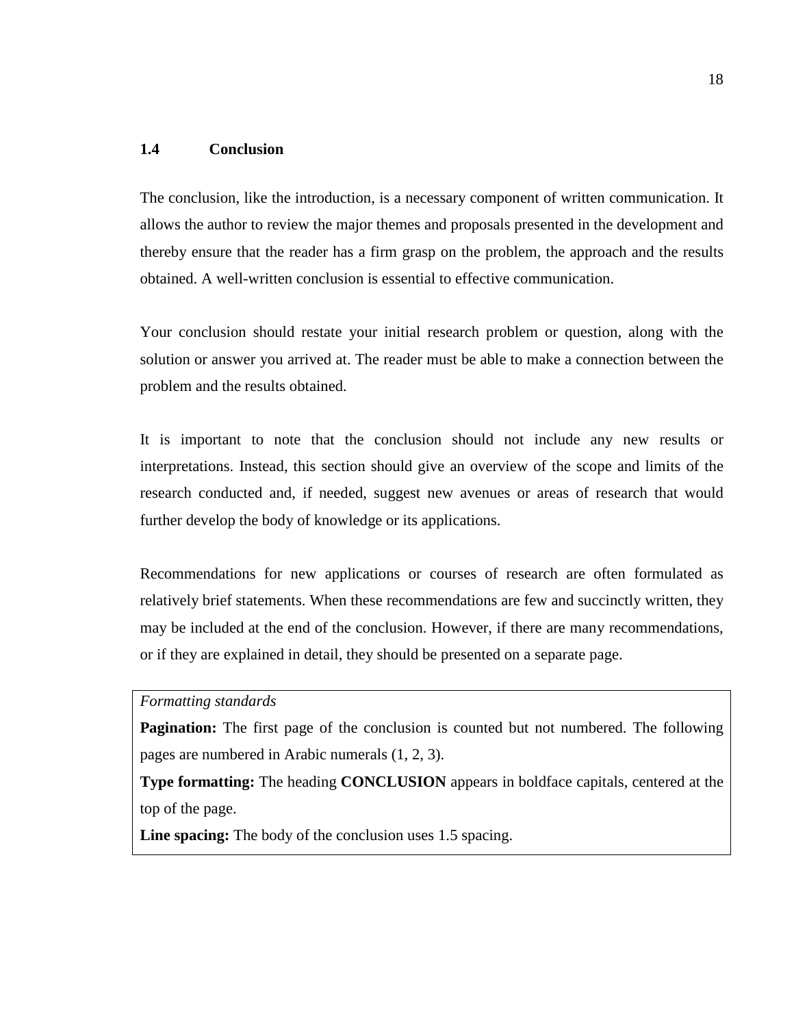## 1.4 Conclusion

The conclusion, like the introduction, is a necessary component of written communication. It allows the author to review the major themes and proposals presented in the development and thereby ensure that the reader has a firm grasp on the problem, the approach and the results obtained. A well-written conclusion is essential to effective communication.

Your conclusion should restate your initial research problem or question, along with the solution or answer you arrived at. The reader must be able to make a connection between the problem and the results obtained.

It is important to note that the conclusion should not include any new results or interpretations. Instead, this section should give an overview of the scope and limits of the research conducted and, if needed, suggest new avenues or areas of research that would further develop the body of knowledge or its applications.

Recommendations for new applications or courses of research are often formulated as relatively brief statements. When these recommendations are few and succinctly written, they may be included at the end of the conclusion. However, if there are many recommendations, or if they are explained in detail, they should be presented on a separate page.

*Formatting standards*

**Pagination:** The first page of the conclusion is counted but not numbered. The following pages are numbered in Arabic numerals (1, 2, 3).

**Type formatting:** The heading **CONCLUSION** appears in boldface capitals, centered at the top of the page.

**Line spacing:** The body of the conclusion uses 1.5 spacing.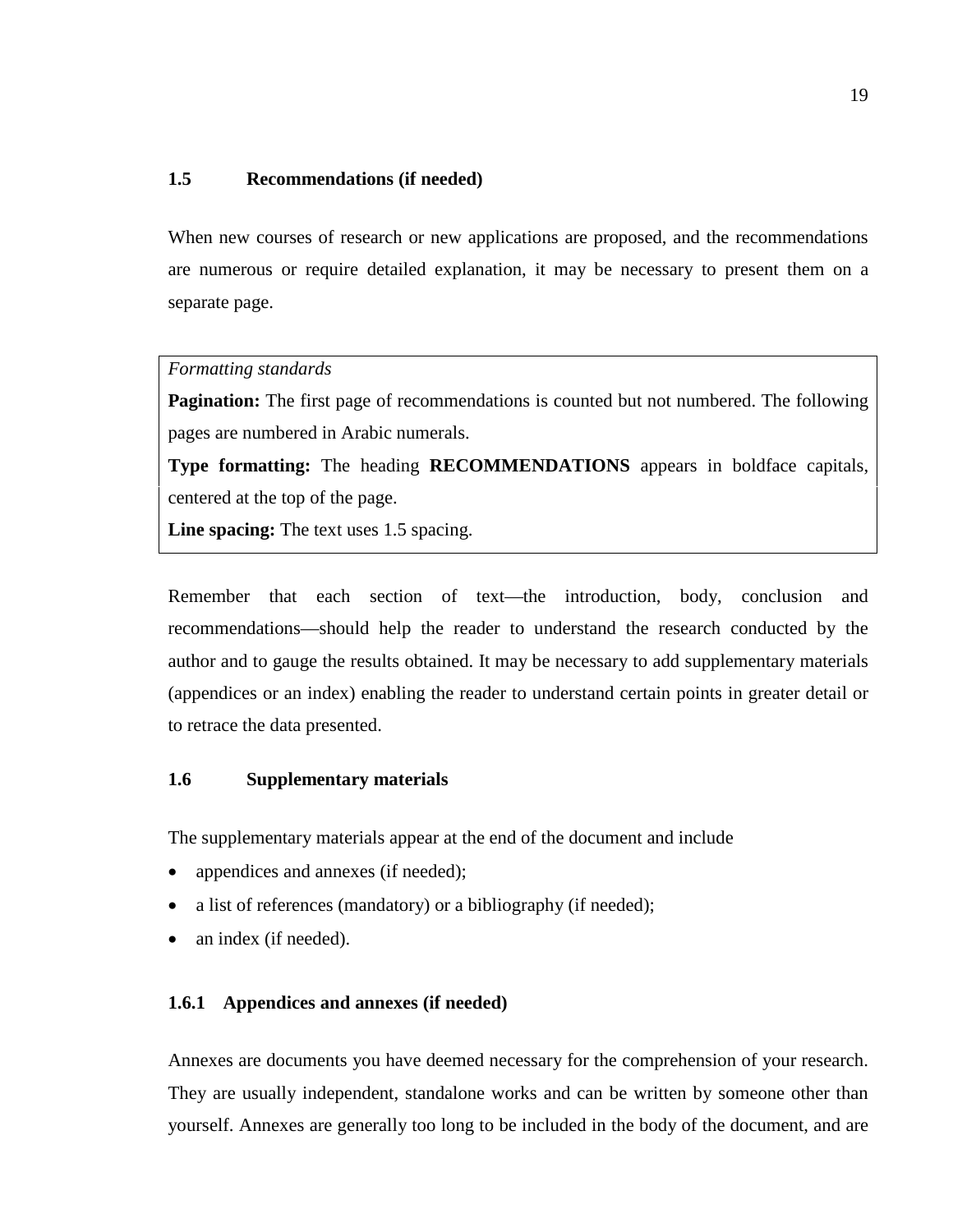## 1.5 Recommendations (if needed)

When new courses of research or new applications are proposed, and the recommendations are numerous or require detailed explanation, it may be necessary to present them on a separate page.

> *Formatting standards*
>
> **Pagination:** The first page of recommendations is counted but not numbered. The following pages are numbered in Arabic numerals.
>
> **Type formatting:** The heading **RECOMMENDATIONS** appears in boldface capitals, centered at the top of the page.
>
> **Line spacing:** The text uses 1.5 spacing.

Remember that each section of text—the introduction, body, conclusion and recommendations—should help the reader to understand the research conducted by the author and to gauge the results obtained. It may be necessary to add supplementary materials (appendices or an index) enabling the reader to understand certain points in greater detail or to retrace the data presented.

## 1.6 Supplementary materials

The supplementary materials appear at the end of the document and include

- appendices and annexes (if needed);
- a list of references (mandatory) or a bibliography (if needed);
- an index (if needed).

### 1.6.1 Appendices and annexes (if needed)

Annexes are documents you have deemed necessary for the comprehension of your research. They are usually independent, standalone works and can be written by someone other than yourself. Annexes are generally too long to be included in the body of the document, and are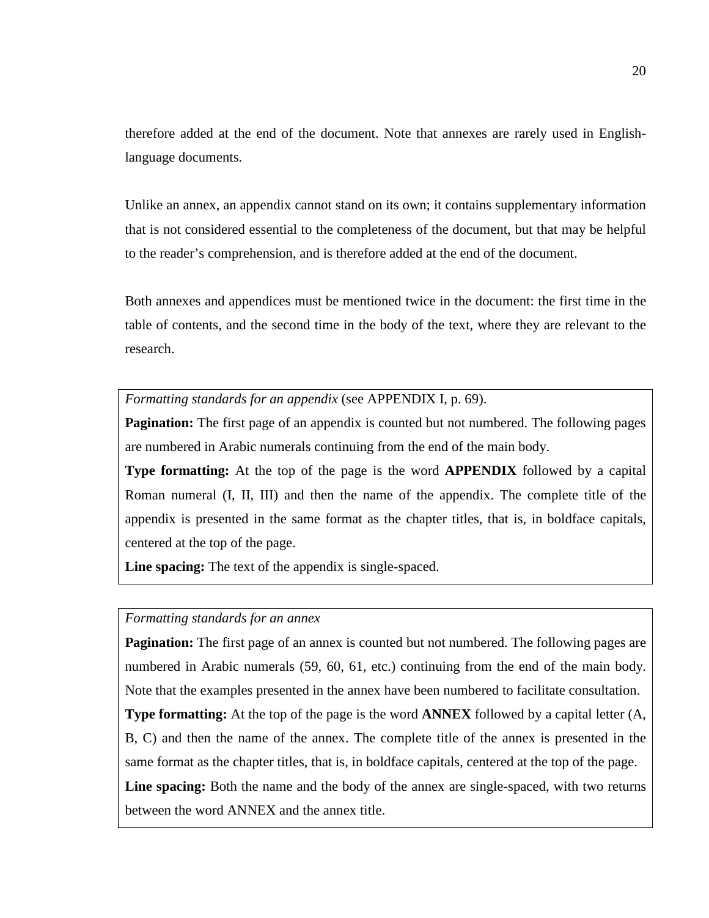therefore added at the end of the document. Note that annexes are rarely used in English-language documents.

Unlike an annex, an appendix cannot stand on its own; it contains supplementary information that is not considered essential to the completeness of the document, but that may be helpful to the reader's comprehension, and is therefore added at the end of the document.

Both annexes and appendices must be mentioned twice in the document: the first time in the table of contents, and the second time in the body of the text, where they are relevant to the research.

> *Formatting standards for an appendix* (see APPENDIX I, p. 69).
>
> **Pagination:** The first page of an appendix is counted but not numbered. The following pages are numbered in Arabic numerals continuing from the end of the main body.
>
> **Type formatting:** At the top of the page is the word **APPENDIX** followed by a capital Roman numeral (I, II, III) and then the name of the appendix. The complete title of the appendix is presented in the same format as the chapter titles, that is, in boldface capitals, centered at the top of the page.
>
> **Line spacing:** The text of the appendix is single-spaced.

> *Formatting standards for an annex*
>
> **Pagination:** The first page of an annex is counted but not numbered. The following pages are numbered in Arabic numerals (59, 60, 61, etc.) continuing from the end of the main body. Note that the examples presented in the annex have been numbered to facilitate consultation.
>
> **Type formatting:** At the top of the page is the word **ANNEX** followed by a capital letter (A, B, C) and then the name of the annex. The complete title of the annex is presented in the same format as the chapter titles, that is, in boldface capitals, centered at the top of the page.
>
> **Line spacing:** Both the name and the body of the annex are single-spaced, with two returns between the word ANNEX and the annex title.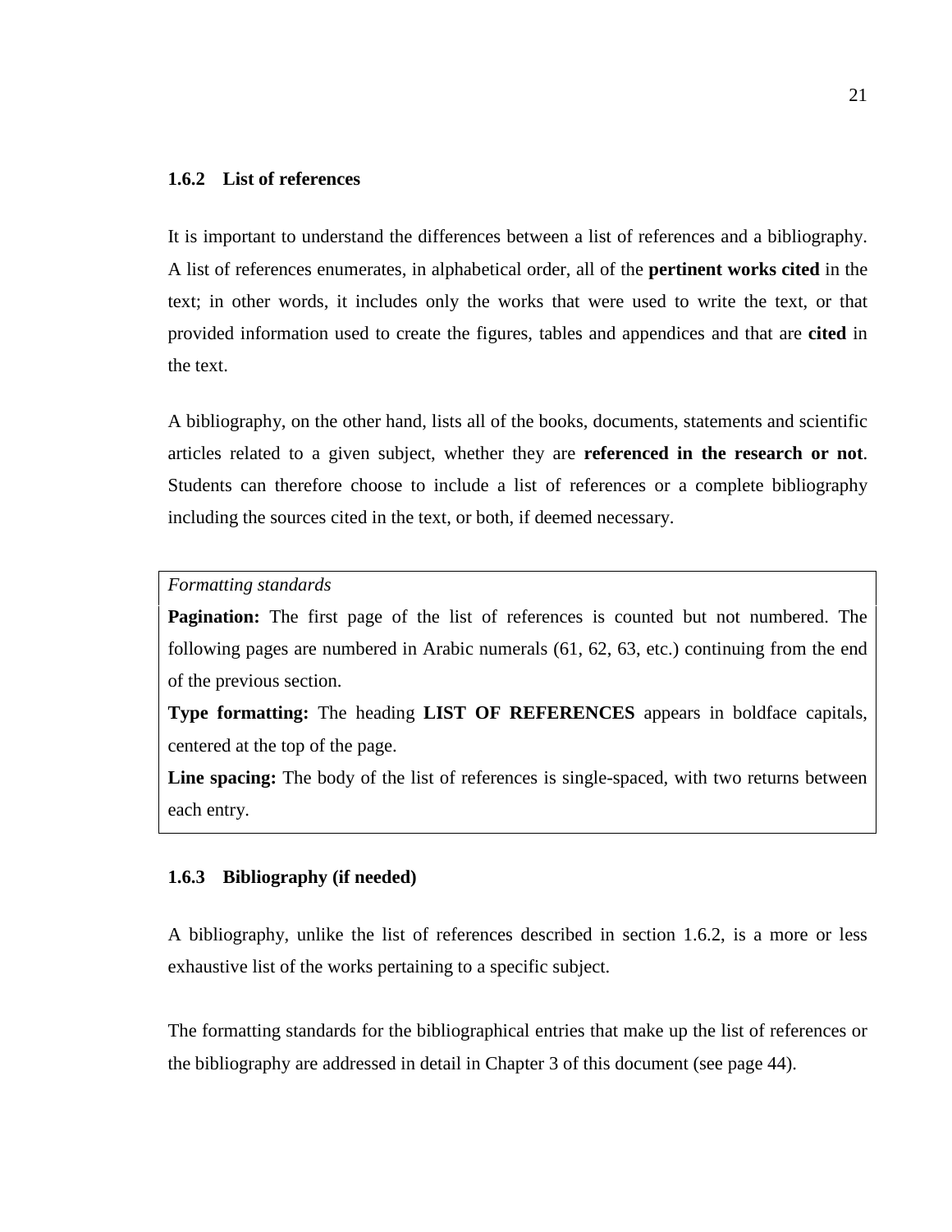### 1.6.2 List of references

It is important to understand the differences between a list of references and a bibliography. A list of references enumerates, in alphabetical order, all of the **pertinent works cited** in the text; in other words, it includes only the works that were used to write the text, or that provided information used to create the figures, tables and appendices and that are **cited** in the text.

A bibliography, on the other hand, lists all of the books, documents, statements and scientific articles related to a given subject, whether they are **referenced in the research or not**. Students can therefore choose to include a list of references or a complete bibliography including the sources cited in the text, or both, if deemed necessary.

*Formatting standards*

**Pagination:** The first page of the list of references is counted but not numbered. The following pages are numbered in Arabic numerals (61, 62, 63, etc.) continuing from the end of the previous section.

**Type formatting:** The heading **LIST OF REFERENCES** appears in boldface capitals, centered at the top of the page.

**Line spacing:** The body of the list of references is single-spaced, with two returns between each entry.

### 1.6.3 Bibliography (if needed)

A bibliography, unlike the list of references described in section 1.6.2, is a more or less exhaustive list of the works pertaining to a specific subject.

The formatting standards for the bibliographical entries that make up the list of references or the bibliography are addressed in detail in Chapter 3 of this document (see page 44).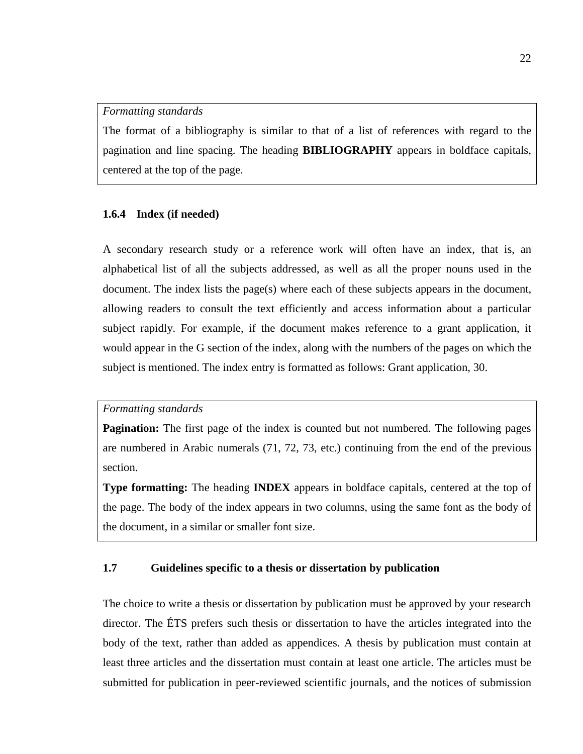*Formatting standards*

The format of a bibliography is similar to that of a list of references with regard to the pagination and line spacing. The heading **BIBLIOGRAPHY** appears in boldface capitals, centered at the top of the page.

### 1.6.4 Index (if needed)

A secondary research study or a reference work will often have an index, that is, an alphabetical list of all the subjects addressed, as well as all the proper nouns used in the document. The index lists the page(s) where each of these subjects appears in the document, allowing readers to consult the text efficiently and access information about a particular subject rapidly. For example, if the document makes reference to a grant application, it would appear in the G section of the index, along with the numbers of the pages on which the subject is mentioned. The index entry is formatted as follows: Grant application, 30.

*Formatting standards*

**Pagination:** The first page of the index is counted but not numbered. The following pages are numbered in Arabic numerals (71, 72, 73, etc.) continuing from the end of the previous section.

**Type formatting:** The heading **INDEX** appears in boldface capitals, centered at the top of the page. The body of the index appears in two columns, using the same font as the body of the document, in a similar or smaller font size.

## 1.7 Guidelines specific to a thesis or dissertation by publication

The choice to write a thesis or dissertation by publication must be approved by your research director. The ÉTS prefers such thesis or dissertation to have the articles integrated into the body of the text, rather than added as appendices. A thesis by publication must contain at least three articles and the dissertation must contain at least one article. The articles must be submitted for publication in peer-reviewed scientific journals, and the notices of submission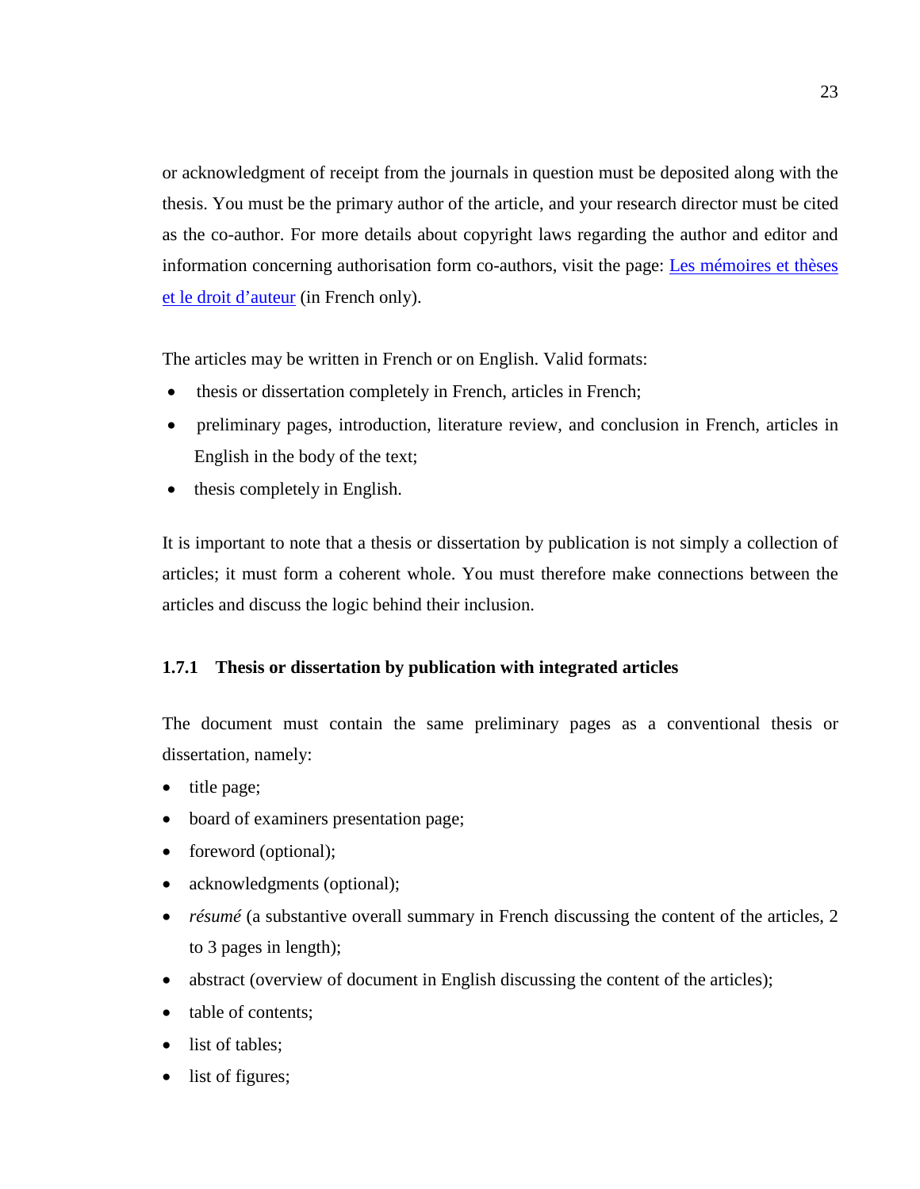or acknowledgment of receipt from the journals in question must be deposited along with the thesis. You must be the primary author of the article, and your research director must be cited as the co-author. For more details about copyright laws regarding the author and editor and information concerning authorisation form co-authors, visit the page: [Les mémoires et thèses et le droit d'auteur]() (in French only).

The articles may be written in French or on English. Valid formats:

- thesis or dissertation completely in French, articles in French;
- preliminary pages, introduction, literature review, and conclusion in French, articles in English in the body of the text;
- thesis completely in English.

It is important to note that a thesis or dissertation by publication is not simply a collection of articles; it must form a coherent whole. You must therefore make connections between the articles and discuss the logic behind their inclusion.

### 1.7.1 Thesis or dissertation by publication with integrated articles

The document must contain the same preliminary pages as a conventional thesis or dissertation, namely:

- title page;
- board of examiners presentation page;
- foreword (optional);
- acknowledgments (optional);
- *résumé* (a substantive overall summary in French discussing the content of the articles, 2 to 3 pages in length);
- abstract (overview of document in English discussing the content of the articles);
- table of contents;
- list of tables;
- list of figures;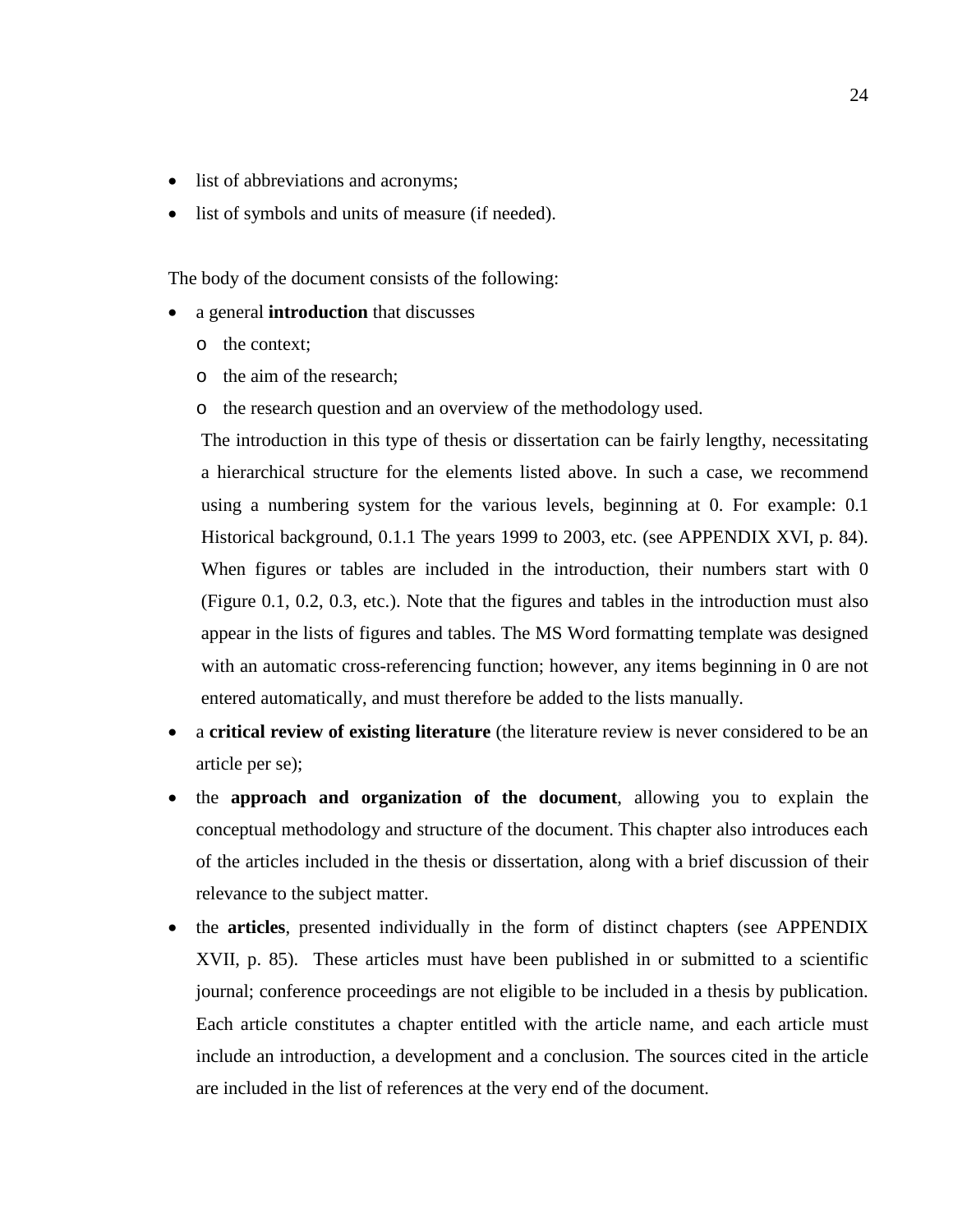- list of abbreviations and acronyms;
- list of symbols and units of measure (if needed).

The body of the document consists of the following:

- a general **introduction** that discusses
    - the context;
    - the aim of the research;
    - the research question and an overview of the methodology used.

  The introduction in this type of thesis or dissertation can be fairly lengthy, necessitating a hierarchical structure for the elements listed above. In such a case, we recommend using a numbering system for the various levels, beginning at 0. For example: 0.1 Historical background, 0.1.1 The years 1999 to 2003, etc. (see APPENDIX XVI, p. 84). When figures or tables are included in the introduction, their numbers start with 0 (Figure 0.1, 0.2, 0.3, etc.). Note that the figures and tables in the introduction must also appear in the lists of figures and tables. The MS Word formatting template was designed with an automatic cross-referencing function; however, any items beginning in 0 are not entered automatically, and must therefore be added to the lists manually.
- a **critical review of existing literature** (the literature review is never considered to be an article per se);
- the **approach and organization of the document**, allowing you to explain the conceptual methodology and structure of the document. This chapter also introduces each of the articles included in the thesis or dissertation, along with a brief discussion of their relevance to the subject matter.
- the **articles**, presented individually in the form of distinct chapters (see APPENDIX XVII, p. 85). These articles must have been published in or submitted to a scientific journal; conference proceedings are not eligible to be included in a thesis by publication. Each article constitutes a chapter entitled with the article name, and each article must include an introduction, a development and a conclusion. The sources cited in the article are included in the list of references at the very end of the document.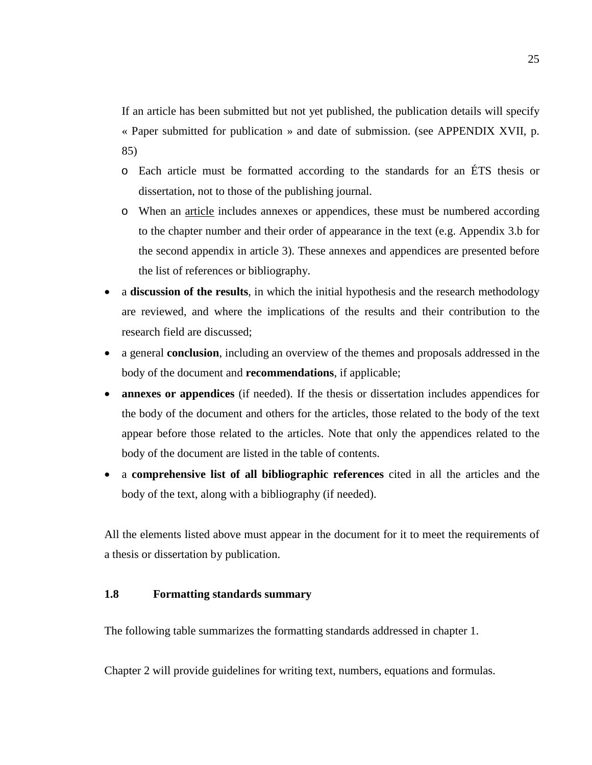If an article has been submitted but not yet published, the publication details will specify « Paper submitted for publication » and date of submission. (see APPENDIX XVII, p. 85)

- Each article must be formatted according to the standards for an ÉTS thesis or dissertation, not to those of the publishing journal.
- When an article includes annexes or appendices, these must be numbered according to the chapter number and their order of appearance in the text (e.g. Appendix 3.b for the second appendix in article 3). These annexes and appendices are presented before the list of references or bibliography.

- a **discussion of the results**, in which the initial hypothesis and the research methodology are reviewed, and where the implications of the results and their contribution to the research field are discussed;
- a general **conclusion**, including an overview of the themes and proposals addressed in the body of the document and **recommendations**, if applicable;
- **annexes or appendices** (if needed). If the thesis or dissertation includes appendices for the body of the document and others for the articles, those related to the body of the text appear before those related to the articles. Note that only the appendices related to the body of the document are listed in the table of contents.
- a **comprehensive list of all bibliographic references** cited in all the articles and the body of the text, along with a bibliography (if needed).

All the elements listed above must appear in the document for it to meet the requirements of a thesis or dissertation by publication.

## 1.8 Formatting standards summary

The following table summarizes the formatting standards addressed in chapter 1.

Chapter 2 will provide guidelines for writing text, numbers, equations and formulas.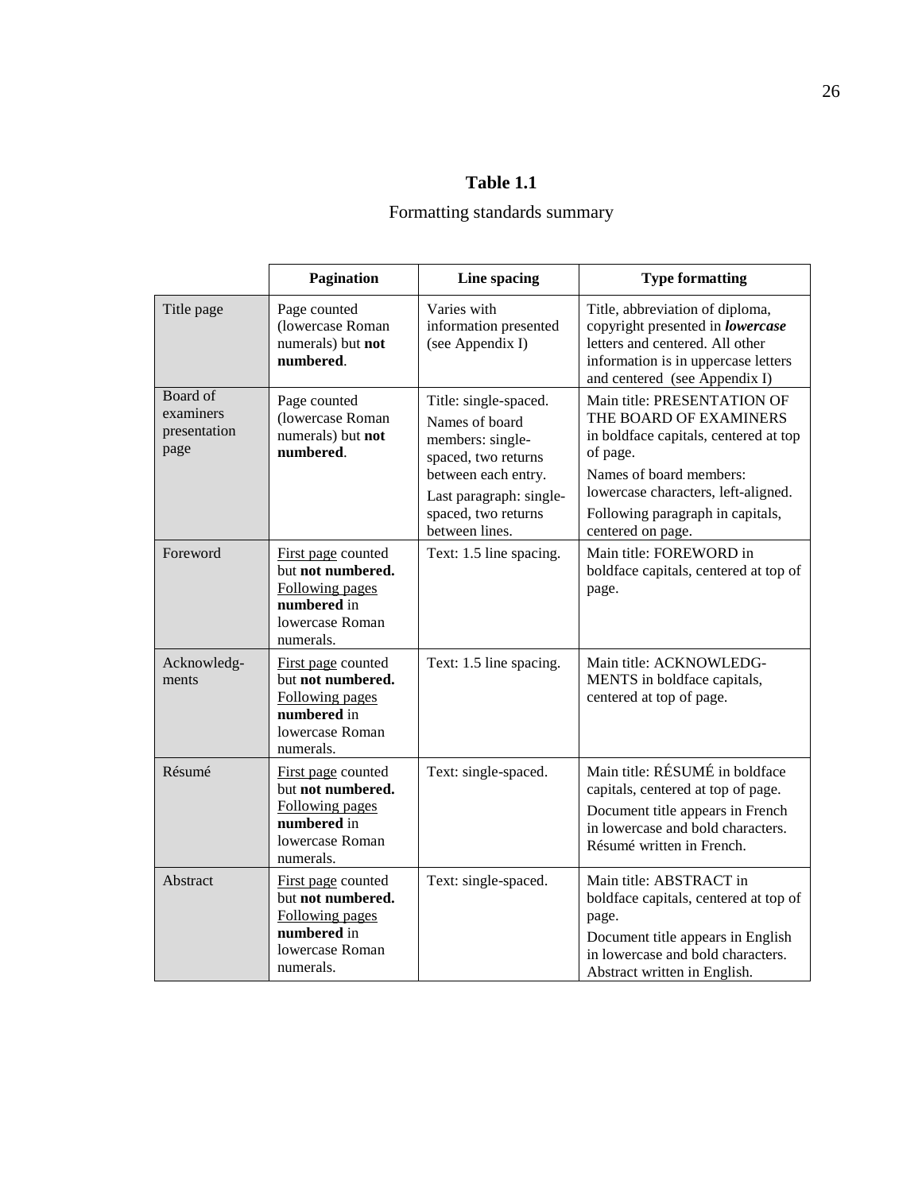**Table 1.1**

Formatting standards summary

| | Pagination | Line spacing | Type formatting |
|---|---|---|---|
| Title page | Page counted (lowercase Roman numerals) but **not numbered**. | Varies with information presented (see Appendix I) | Title, abbreviation of diploma, copyright presented in ***lowercase*** letters and centered. All other information is in uppercase letters and centered (see Appendix I) |
| Board of examiners presentation page | Page counted (lowercase Roman numerals) but **not numbered**. | Title: single-spaced. Names of board members: single-spaced, two returns between each entry. Last paragraph: single-spaced, two returns between lines. | Main title: PRESENTATION OF THE BOARD OF EXAMINERS in boldface capitals, centered at top of page. Names of board members: lowercase characters, left-aligned. Following paragraph in capitals, centered on page. |
| Foreword | First page counted but **not numbered.** Following pages **numbered** in lowercase Roman numerals. | Text: 1.5 line spacing. | Main title: FOREWORD in boldface capitals, centered at top of page. |
| Acknowledg-ments | First page counted but **not numbered.** Following pages **numbered** in lowercase Roman numerals. | Text: 1.5 line spacing. | Main title: ACKNOWLEDG-MENTS in boldface capitals, centered at top of page. |
| Résumé | First page counted but **not numbered.** Following pages **numbered** in lowercase Roman numerals. | Text: single-spaced. | Main title: RÉSUMÉ in boldface capitals, centered at top of page. Document title appears in French in lowercase and bold characters. Résumé written in French. |
| Abstract | First page counted but **not numbered.** Following pages **numbered** in lowercase Roman numerals. | Text: single-spaced. | Main title: ABSTRACT in boldface capitals, centered at top of page. Document title appears in English in lowercase and bold characters. Abstract written in English. |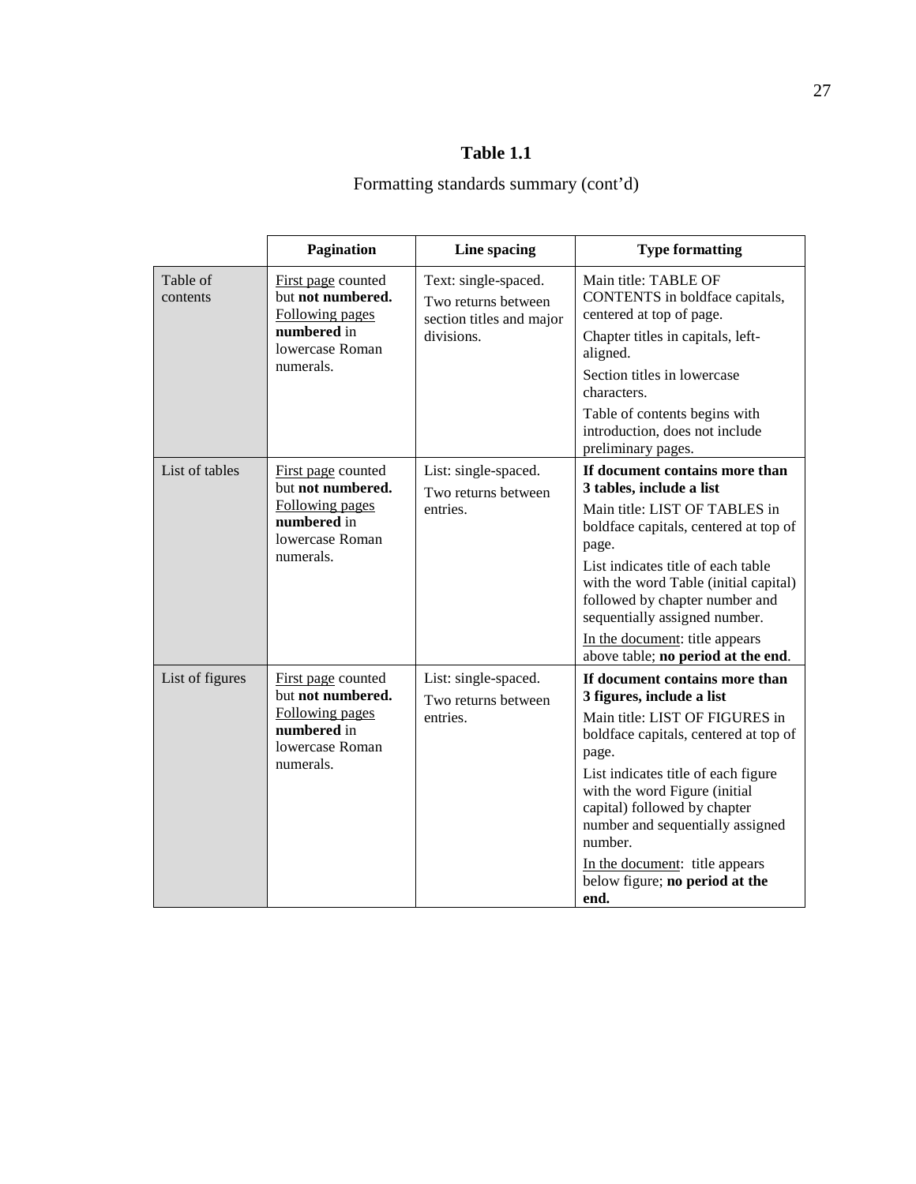**Table 1.1**

Formatting standards summary (cont'd)

| | **Pagination** | **Line spacing** | **Type formatting** |
|---|---|---|---|
| Table of contents | First page counted but **not numbered.** Following pages **numbered** in lowercase Roman numerals. | Text: single-spaced. Two returns between section titles and major divisions. | Main title: TABLE OF CONTENTS in boldface capitals, centered at top of page. Chapter titles in capitals, left-aligned. Section titles in lowercase characters. Table of contents begins with introduction, does not include preliminary pages. |
| List of tables | First page counted but **not numbered.** Following pages **numbered** in lowercase Roman numerals. | List: single-spaced. Two returns between entries. | **If document contains more than 3 tables, include a list** Main title: LIST OF TABLES in boldface capitals, centered at top of page. List indicates title of each table with the word Table (initial capital) followed by chapter number and sequentially assigned number. In the document: title appears above table; **no period at the end**. |
| List of figures | First page counted but **not numbered.** Following pages **numbered** in lowercase Roman numerals. | List: single-spaced. Two returns between entries. | **If document contains more than 3 figures, include a list** Main title: LIST OF FIGURES in boldface capitals, centered at top of page. List indicates title of each figure with the word Figure (initial capital) followed by chapter number and sequentially assigned number. In the document: title appears below figure; **no period at the end.** |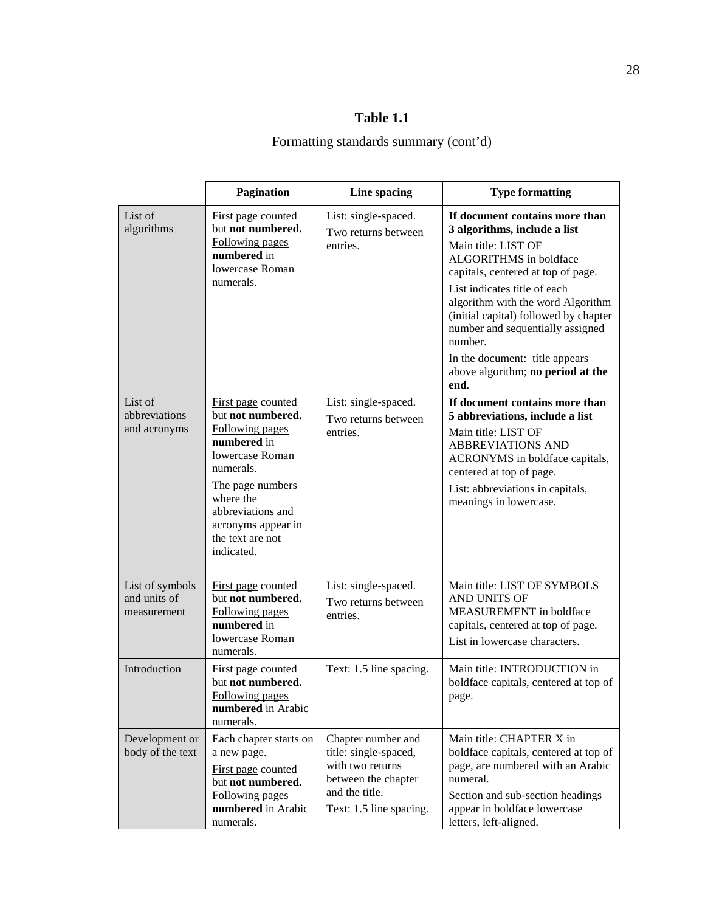**Table 1.1**

Formatting standards summary (cont'd)

| | **Pagination** | **Line spacing** | **Type formatting** |
|---|---|---|---|
| List of algorithms | First page counted but **not numbered.** Following pages **numbered** in lowercase Roman numerals. | List: single-spaced. Two returns between entries. | **If document contains more than 3 algorithms, include a list** Main title: LIST OF ALGORITHMS in boldface capitals, centered at top of page. List indicates title of each algorithm with the word Algorithm (initial capital) followed by chapter number and sequentially assigned number. In the document: title appears above algorithm; **no period at the end**. |
| List of abbreviations and acronyms | First page counted but **not numbered.** Following pages **numbered** in lowercase Roman numerals. The page numbers where the abbreviations and acronyms appear in the text are not indicated. | List: single-spaced. Two returns between entries. | **If document contains more than 5 abbreviations, include a list** Main title: LIST OF ABBREVIATIONS AND ACRONYMS in boldface capitals, centered at top of page. List: abbreviations in capitals, meanings in lowercase. |
| List of symbols and units of measurement | First page counted but **not numbered.** Following pages **numbered** in lowercase Roman numerals. | List: single-spaced. Two returns between entries. | Main title: LIST OF SYMBOLS AND UNITS OF MEASUREMENT in boldface capitals, centered at top of page. List in lowercase characters. |
| Introduction | First page counted but **not numbered.** Following pages **numbered** in Arabic numerals. | Text: 1.5 line spacing. | Main title: INTRODUCTION in boldface capitals, centered at top of page. |
| Development or body of the text | Each chapter starts on a new page. First page counted but **not numbered.** Following pages **numbered** in Arabic numerals. | Chapter number and title: single-spaced, with two returns between the chapter and the title. Text: 1.5 line spacing. | Main title: CHAPTER X in boldface capitals, centered at top of page, are numbered with an Arabic numeral. Section and sub-section headings appear in boldface lowercase letters, left-aligned. |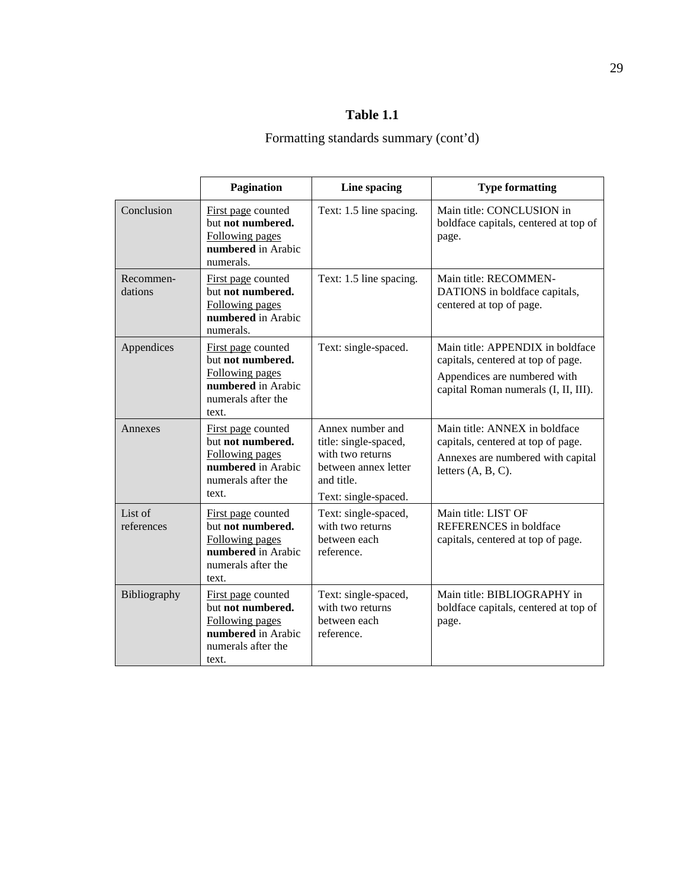**Table 1.1**

Formatting standards summary (cont'd)

| | **Pagination** | **Line spacing** | **Type formatting** |
|---|---|---|---|
| Conclusion | First page counted but **not numbered.** Following pages **numbered** in Arabic numerals. | Text: 1.5 line spacing. | Main title: CONCLUSION in boldface capitals, centered at top of page. |
| Recommen-dations | First page counted but **not numbered.** Following pages **numbered** in Arabic numerals. | Text: 1.5 line spacing. | Main title: RECOMMEN-DATIONS in boldface capitals, centered at top of page. |
| Appendices | First page counted but **not numbered.** Following pages **numbered** in Arabic numerals after the text. | Text: single-spaced. | Main title: APPENDIX in boldface capitals, centered at top of page. Appendices are numbered with capital Roman numerals (I, II, III). |
| Annexes | First page counted but **not numbered.** Following pages **numbered** in Arabic numerals after the text. | Annex number and title: single-spaced, with two returns between annex letter and title. Text: single-spaced. | Main title: ANNEX in boldface capitals, centered at top of page. Annexes are numbered with capital letters (A, B, C). |
| List of references | First page counted but **not numbered.** Following pages **numbered** in Arabic numerals after the text. | Text: single-spaced, with two returns between each reference. | Main title: LIST OF REFERENCES in boldface capitals, centered at top of page. |
| Bibliography | First page counted but **not numbered.** Following pages **numbered** in Arabic numerals after the text. | Text: single-spaced, with two returns between each reference. | Main title: BIBLIOGRAPHY in boldface capitals, centered at top of page. |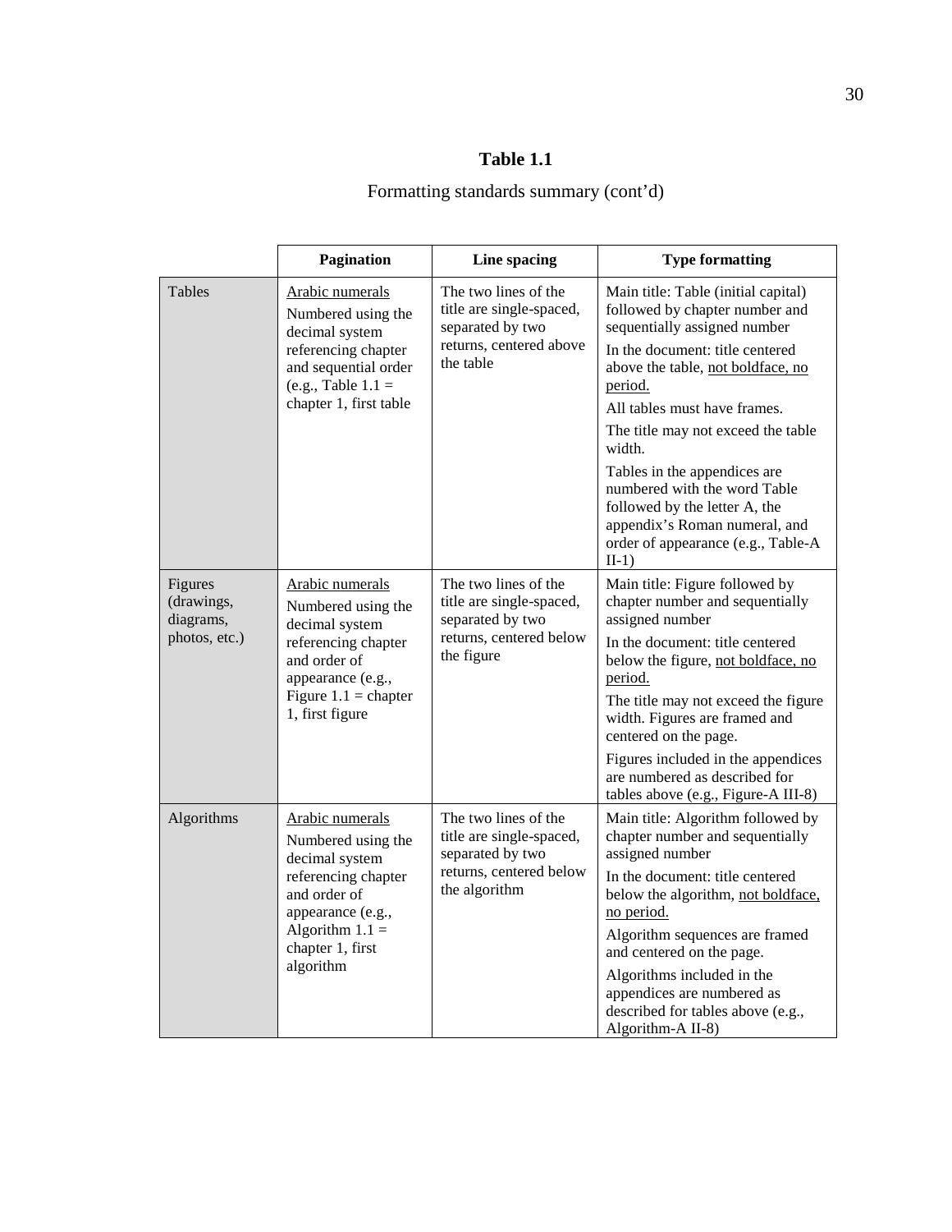**Table 1.1**

Formatting standards summary (cont'd)

| | Pagination | Line spacing | Type formatting |
|---|---|---|---|
| Tables | Arabic numerals<br>Numbered using the decimal system referencing chapter and sequential order (e.g., Table 1.1 = chapter 1, first table | The two lines of the title are single-spaced, separated by two returns, centered above the table | Main title: Table (initial capital) followed by chapter number and sequentially assigned number<br>In the document: title centered above the table, not boldface, no period.<br>All tables must have frames.<br>The title may not exceed the table width.<br>Tables in the appendices are numbered with the word Table followed by the letter A, the appendix's Roman numeral, and order of appearance (e.g., Table-A II-1) |
| Figures (drawings, diagrams, photos, etc.) | Arabic numerals<br>Numbered using the decimal system referencing chapter and order of appearance (e.g., Figure 1.1 = chapter 1, first figure | The two lines of the title are single-spaced, separated by two returns, centered below the figure | Main title: Figure followed by chapter number and sequentially assigned number<br>In the document: title centered below the figure, not boldface, no period.<br>The title may not exceed the figure width. Figures are framed and centered on the page.<br>Figures included in the appendices are numbered as described for tables above (e.g., Figure-A III-8) |
| Algorithms | Arabic numerals<br>Numbered using the decimal system referencing chapter and order of appearance (e.g., Algorithm 1.1 = chapter 1, first algorithm | The two lines of the title are single-spaced, separated by two returns, centered below the algorithm | Main title: Algorithm followed by chapter number and sequentially assigned number<br>In the document: title centered below the algorithm, not boldface, no period.<br>Algorithm sequences are framed and centered on the page.<br>Algorithms included in the appendices are numbered as described for tables above (e.g., Algorithm-A II-8) |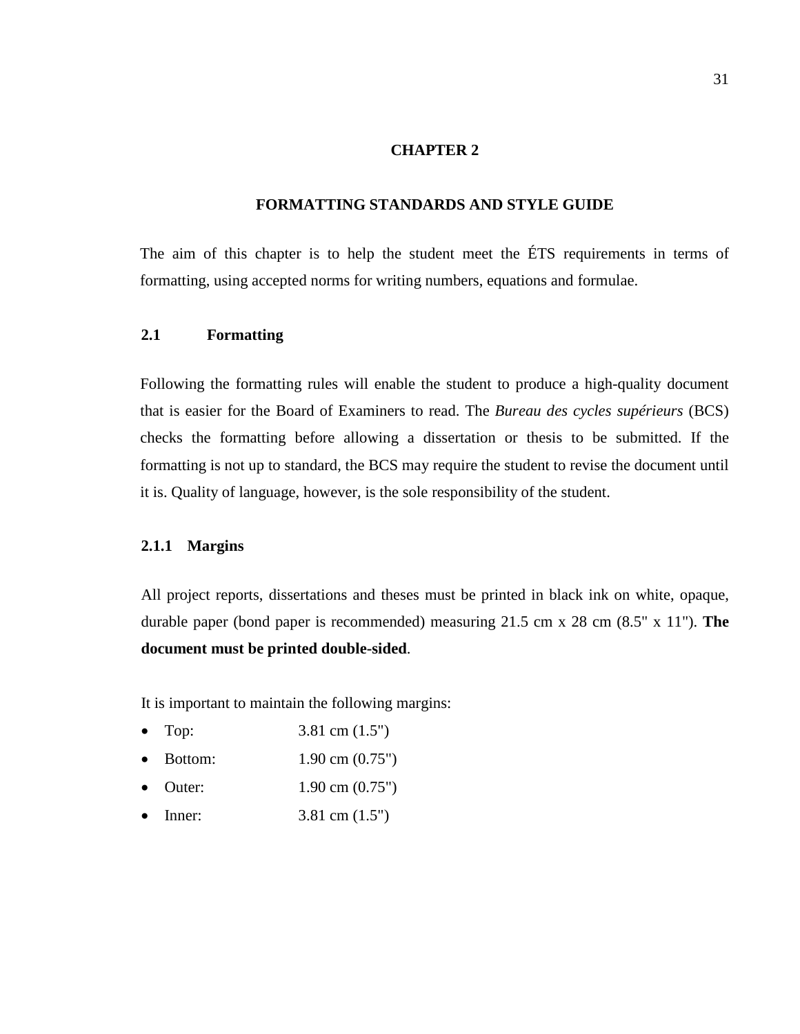# CHAPTER 2

# FORMATTING STANDARDS AND STYLE GUIDE

The aim of this chapter is to help the student meet the ÉTS requirements in terms of formatting, using accepted norms for writing numbers, equations and formulae.

## 2.1 Formatting

Following the formatting rules will enable the student to produce a high-quality document that is easier for the Board of Examiners to read. The *Bureau des cycles supérieurs* (BCS) checks the formatting before allowing a dissertation or thesis to be submitted. If the formatting is not up to standard, the BCS may require the student to revise the document until it is. Quality of language, however, is the sole responsibility of the student.

### 2.1.1 Margins

All project reports, dissertations and theses must be printed in black ink on white, opaque, durable paper (bond paper is recommended) measuring 21.5 cm x 28 cm (8.5" x 11"). **The document must be printed double-sided**.

It is important to maintain the following margins:

- Top: 3.81 cm (1.5")
- Bottom: 1.90 cm (0.75")
- Outer: 1.90 cm (0.75")
- Inner: 3.81 cm (1.5")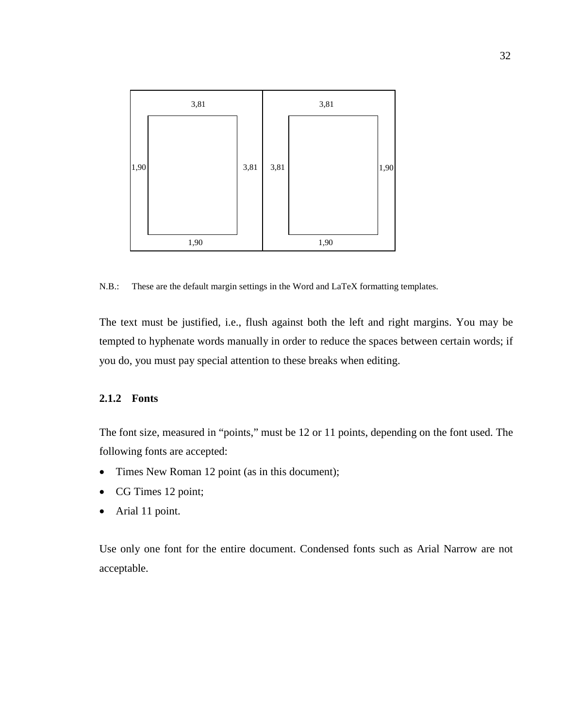| 3,81 | | 3,81 | |
|---|---|---|---|
| 1,90 | 3,81 | 3,81 | 1,90 |
| 1,90 | | 1,90 | |

N.B.: These are the default margin settings in the Word and LaTeX formatting templates.

The text must be justified, i.e., flush against both the left and right margins. You may be tempted to hyphenate words manually in order to reduce the spaces between certain words; if you do, you must pay special attention to these breaks when editing.

### 2.1.2 Fonts

The font size, measured in "points," must be 12 or 11 points, depending on the font used. The following fonts are accepted:

- Times New Roman 12 point (as in this document);
- CG Times 12 point;
- Arial 11 point.

Use only one font for the entire document. Condensed fonts such as Arial Narrow are not acceptable.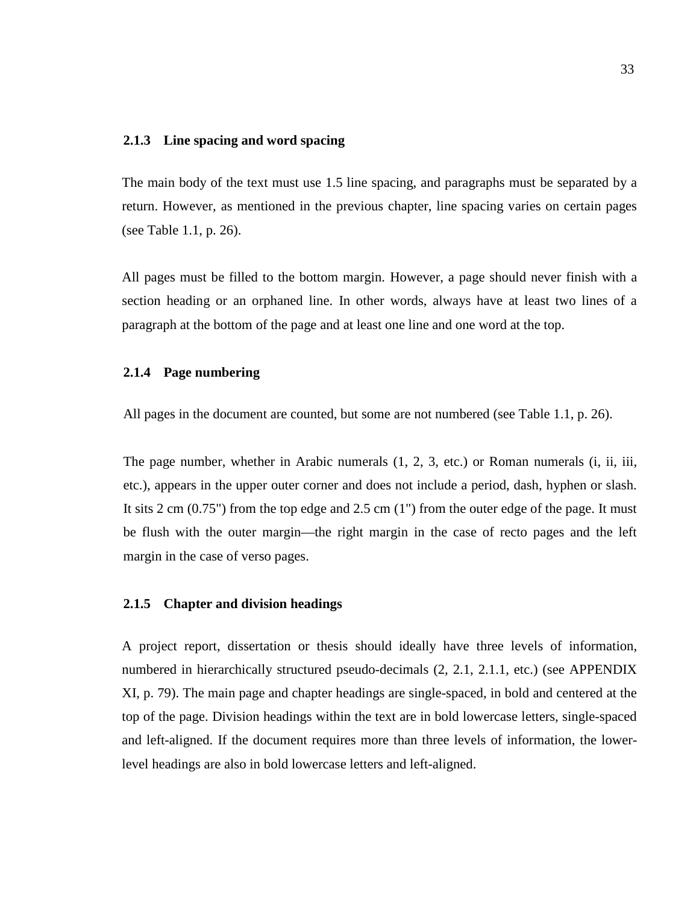### 2.1.3 Line spacing and word spacing

The main body of the text must use 1.5 line spacing, and paragraphs must be separated by a return. However, as mentioned in the previous chapter, line spacing varies on certain pages (see Table 1.1, p. 26).

All pages must be filled to the bottom margin. However, a page should never finish with a section heading or an orphaned line. In other words, always have at least two lines of a paragraph at the bottom of the page and at least one line and one word at the top.

### 2.1.4 Page numbering

All pages in the document are counted, but some are not numbered (see Table 1.1, p. 26).

The page number, whether in Arabic numerals (1, 2, 3, etc.) or Roman numerals (i, ii, iii, etc.), appears in the upper outer corner and does not include a period, dash, hyphen or slash. It sits 2 cm (0.75") from the top edge and 2.5 cm (1") from the outer edge of the page. It must be flush with the outer margin—the right margin in the case of recto pages and the left margin in the case of verso pages.

### 2.1.5 Chapter and division headings

A project report, dissertation or thesis should ideally have three levels of information, numbered in hierarchically structured pseudo-decimals (2, 2.1, 2.1.1, etc.) (see APPENDIX XI, p. 79). The main page and chapter headings are single-spaced, in bold and centered at the top of the page. Division headings within the text are in bold lowercase letters, single-spaced and left-aligned. If the document requires more than three levels of information, the lower-level headings are also in bold lowercase letters and left-aligned.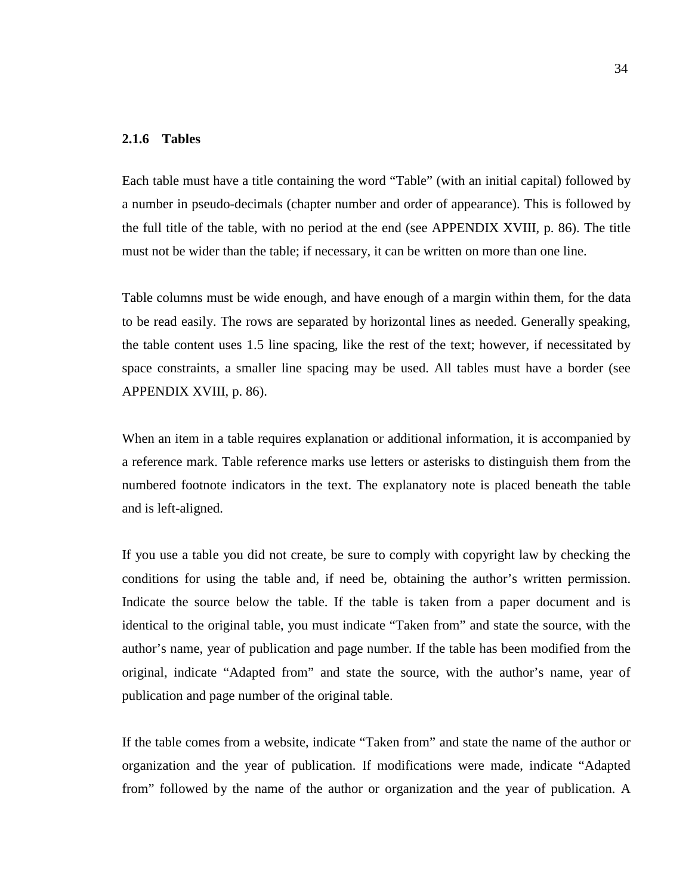### 2.1.6 Tables

Each table must have a title containing the word “Table” (with an initial capital) followed by a number in pseudo-decimals (chapter number and order of appearance). This is followed by the full title of the table, with no period at the end (see APPENDIX XVIII, p. 86). The title must not be wider than the table; if necessary, it can be written on more than one line.

Table columns must be wide enough, and have enough of a margin within them, for the data to be read easily. The rows are separated by horizontal lines as needed. Generally speaking, the table content uses 1.5 line spacing, like the rest of the text; however, if necessitated by space constraints, a smaller line spacing may be used. All tables must have a border (see APPENDIX XVIII, p. 86).

When an item in a table requires explanation or additional information, it is accompanied by a reference mark. Table reference marks use letters or asterisks to distinguish them from the numbered footnote indicators in the text. The explanatory note is placed beneath the table and is left-aligned.

If you use a table you did not create, be sure to comply with copyright law by checking the conditions for using the table and, if need be, obtaining the author’s written permission. Indicate the source below the table. If the table is taken from a paper document and is identical to the original table, you must indicate “Taken from” and state the source, with the author’s name, year of publication and page number. If the table has been modified from the original, indicate “Adapted from” and state the source, with the author’s name, year of publication and page number of the original table.

If the table comes from a website, indicate “Taken from” and state the name of the author or organization and the year of publication. If modifications were made, indicate “Adapted from” followed by the name of the author or organization and the year of publication. A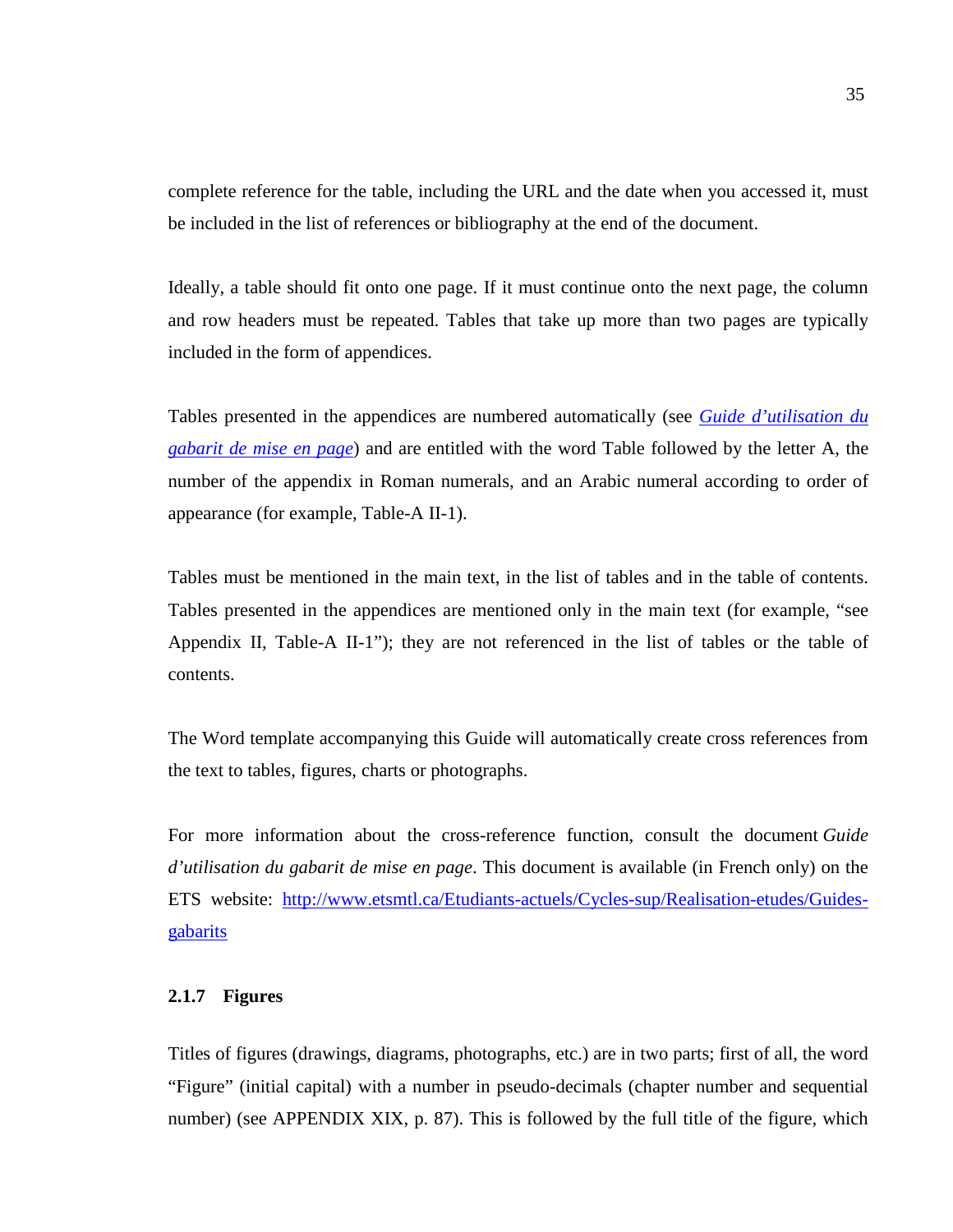complete reference for the table, including the URL and the date when you accessed it, must be included in the list of references or bibliography at the end of the document.

Ideally, a table should fit onto one page. If it must continue onto the next page, the column and row headers must be repeated. Tables that take up more than two pages are typically included in the form of appendices.

Tables presented in the appendices are numbered automatically (see *Guide d'utilisation du gabarit de mise en page*) and are entitled with the word Table followed by the letter A, the number of the appendix in Roman numerals, and an Arabic numeral according to order of appearance (for example, Table-A II-1).

Tables must be mentioned in the main text, in the list of tables and in the table of contents. Tables presented in the appendices are mentioned only in the main text (for example, "see Appendix II, Table-A II-1"); they are not referenced in the list of tables or the table of contents.

The Word template accompanying this Guide will automatically create cross references from the text to tables, figures, charts or photographs.

For more information about the cross-reference function, consult the document *Guide d'utilisation du gabarit de mise en page*. This document is available (in French only) on the ETS website: http://www.etsmtl.ca/Etudiants-actuels/Cycles-sup/Realisation-etudes/Guides-gabarits

### 2.1.7 Figures

Titles of figures (drawings, diagrams, photographs, etc.) are in two parts; first of all, the word "Figure" (initial capital) with a number in pseudo-decimals (chapter number and sequential number) (see APPENDIX XIX, p. 87). This is followed by the full title of the figure, which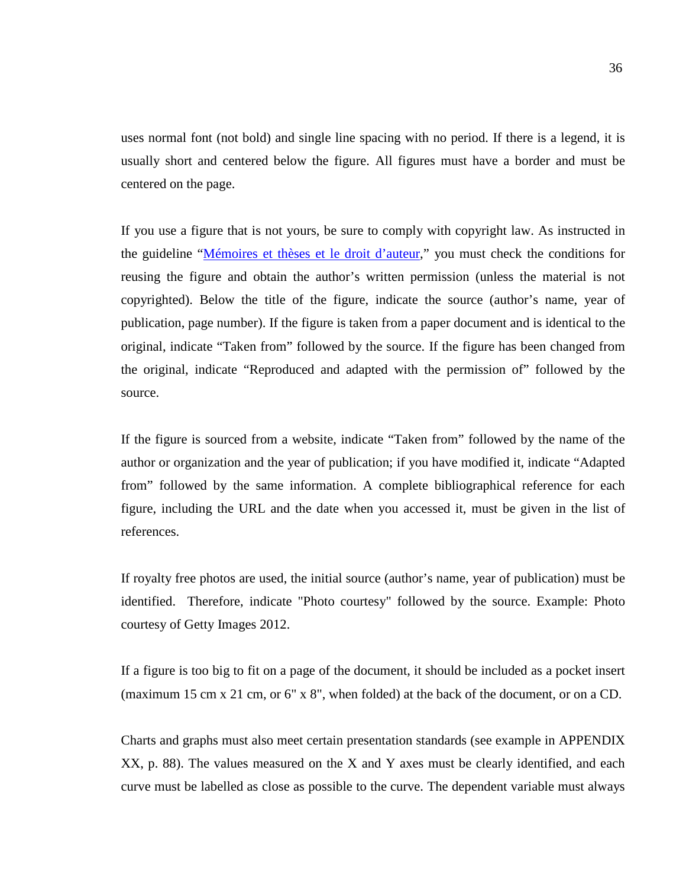uses normal font (not bold) and single line spacing with no period. If there is a legend, it is usually short and centered below the figure. All figures must have a border and must be centered on the page.

If you use a figure that is not yours, be sure to comply with copyright law. As instructed in the guideline "[Mémoires et thèses et le droit d'auteur](),” you must check the conditions for reusing the figure and obtain the author's written permission (unless the material is not copyrighted). Below the title of the figure, indicate the source (author's name, year of publication, page number). If the figure is taken from a paper document and is identical to the original, indicate "Taken from" followed by the source. If the figure has been changed from the original, indicate "Reproduced and adapted with the permission of" followed by the source.

If the figure is sourced from a website, indicate "Taken from" followed by the name of the author or organization and the year of publication; if you have modified it, indicate "Adapted from" followed by the same information. A complete bibliographical reference for each figure, including the URL and the date when you accessed it, must be given in the list of references.

If royalty free photos are used, the initial source (author's name, year of publication) must be identified. Therefore, indicate "Photo courtesy" followed by the source. Example: Photo courtesy of Getty Images 2012.

If a figure is too big to fit on a page of the document, it should be included as a pocket insert (maximum 15 cm x 21 cm, or 6" x 8", when folded) at the back of the document, or on a CD.

Charts and graphs must also meet certain presentation standards (see example in APPENDIX XX, p. 88). The values measured on the X and Y axes must be clearly identified, and each curve must be labelled as close as possible to the curve. The dependent variable must always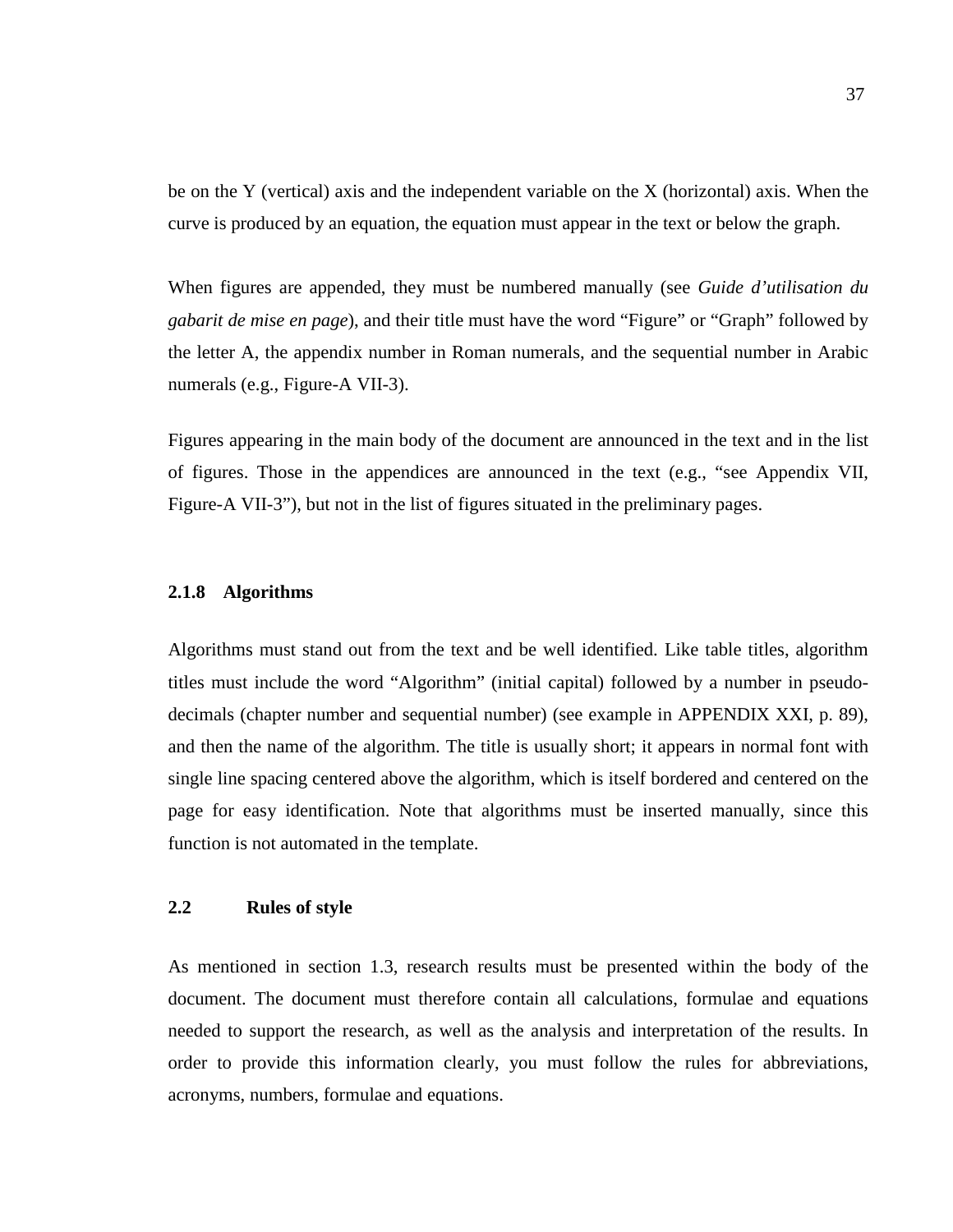be on the Y (vertical) axis and the independent variable on the X (horizontal) axis. When the curve is produced by an equation, the equation must appear in the text or below the graph.

When figures are appended, they must be numbered manually (see *Guide d'utilisation du gabarit de mise en page*), and their title must have the word "Figure" or "Graph" followed by the letter A, the appendix number in Roman numerals, and the sequential number in Arabic numerals (e.g., Figure-A VII-3).

Figures appearing in the main body of the document are announced in the text and in the list of figures. Those in the appendices are announced in the text (e.g., "see Appendix VII, Figure-A VII-3"), but not in the list of figures situated in the preliminary pages.

### 2.1.8 Algorithms

Algorithms must stand out from the text and be well identified. Like table titles, algorithm titles must include the word "Algorithm" (initial capital) followed by a number in pseudo-decimals (chapter number and sequential number) (see example in APPENDIX XXI, p. 89), and then the name of the algorithm. The title is usually short; it appears in normal font with single line spacing centered above the algorithm, which is itself bordered and centered on the page for easy identification. Note that algorithms must be inserted manually, since this function is not automated in the template.

## 2.2 Rules of style

As mentioned in section 1.3, research results must be presented within the body of the document. The document must therefore contain all calculations, formulae and equations needed to support the research, as well as the analysis and interpretation of the results. In order to provide this information clearly, you must follow the rules for abbreviations, acronyms, numbers, formulae and equations.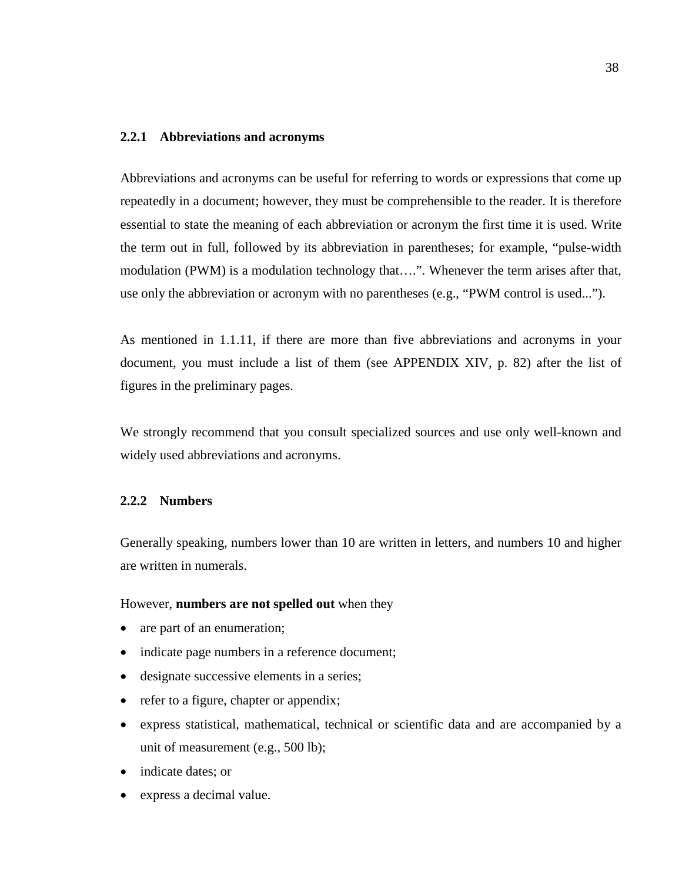### 2.2.1 Abbreviations and acronyms

Abbreviations and acronyms can be useful for referring to words or expressions that come up repeatedly in a document; however, they must be comprehensible to the reader. It is therefore essential to state the meaning of each abbreviation or acronym the first time it is used. Write the term out in full, followed by its abbreviation in parentheses; for example, "pulse-width modulation (PWM) is a modulation technology that….". Whenever the term arises after that, use only the abbreviation or acronym with no parentheses (e.g., "PWM control is used...").

As mentioned in 1.1.11, if there are more than five abbreviations and acronyms in your document, you must include a list of them (see APPENDIX XIV, p. 82) after the list of figures in the preliminary pages.

We strongly recommend that you consult specialized sources and use only well-known and widely used abbreviations and acronyms.

### 2.2.2 Numbers

Generally speaking, numbers lower than 10 are written in letters, and numbers 10 and higher are written in numerals.

However, **numbers are not spelled out** when they

- are part of an enumeration;
- indicate page numbers in a reference document;
- designate successive elements in a series;
- refer to a figure, chapter or appendix;
- express statistical, mathematical, technical or scientific data and are accompanied by a unit of measurement (e.g., 500 lb);
- indicate dates; or
- express a decimal value.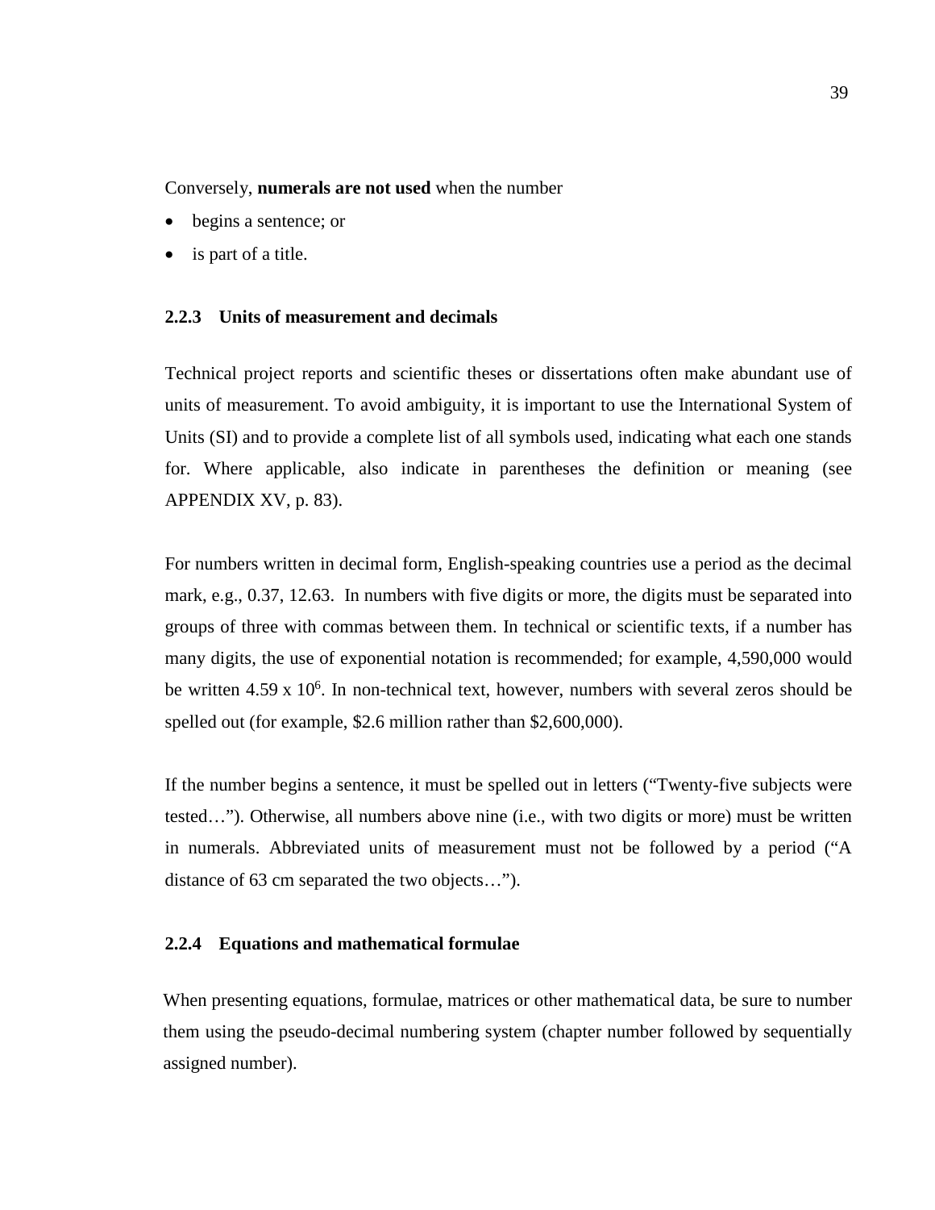Conversely, **numerals are not used** when the number

- begins a sentence; or
- is part of a title.

### 2.2.3 Units of measurement and decimals

Technical project reports and scientific theses or dissertations often make abundant use of units of measurement. To avoid ambiguity, it is important to use the International System of Units (SI) and to provide a complete list of all symbols used, indicating what each one stands for. Where applicable, also indicate in parentheses the definition or meaning (see APPENDIX XV, p. 83).

For numbers written in decimal form, English-speaking countries use a period as the decimal mark, e.g., 0.37, 12.63. In numbers with five digits or more, the digits must be separated into groups of three with commas between them. In technical or scientific texts, if a number has many digits, the use of exponential notation is recommended; for example, 4,590,000 would be written $4.59 \times 10^6$. In non-technical text, however, numbers with several zeros should be spelled out (for example, $2.6 million rather than $2,600,000).

If the number begins a sentence, it must be spelled out in letters ("Twenty-five subjects were tested…"). Otherwise, all numbers above nine (i.e., with two digits or more) must be written in numerals. Abbreviated units of measurement must not be followed by a period ("A distance of 63 cm separated the two objects…").

### 2.2.4 Equations and mathematical formulae

When presenting equations, formulae, matrices or other mathematical data, be sure to number them using the pseudo-decimal numbering system (chapter number followed by sequentially assigned number).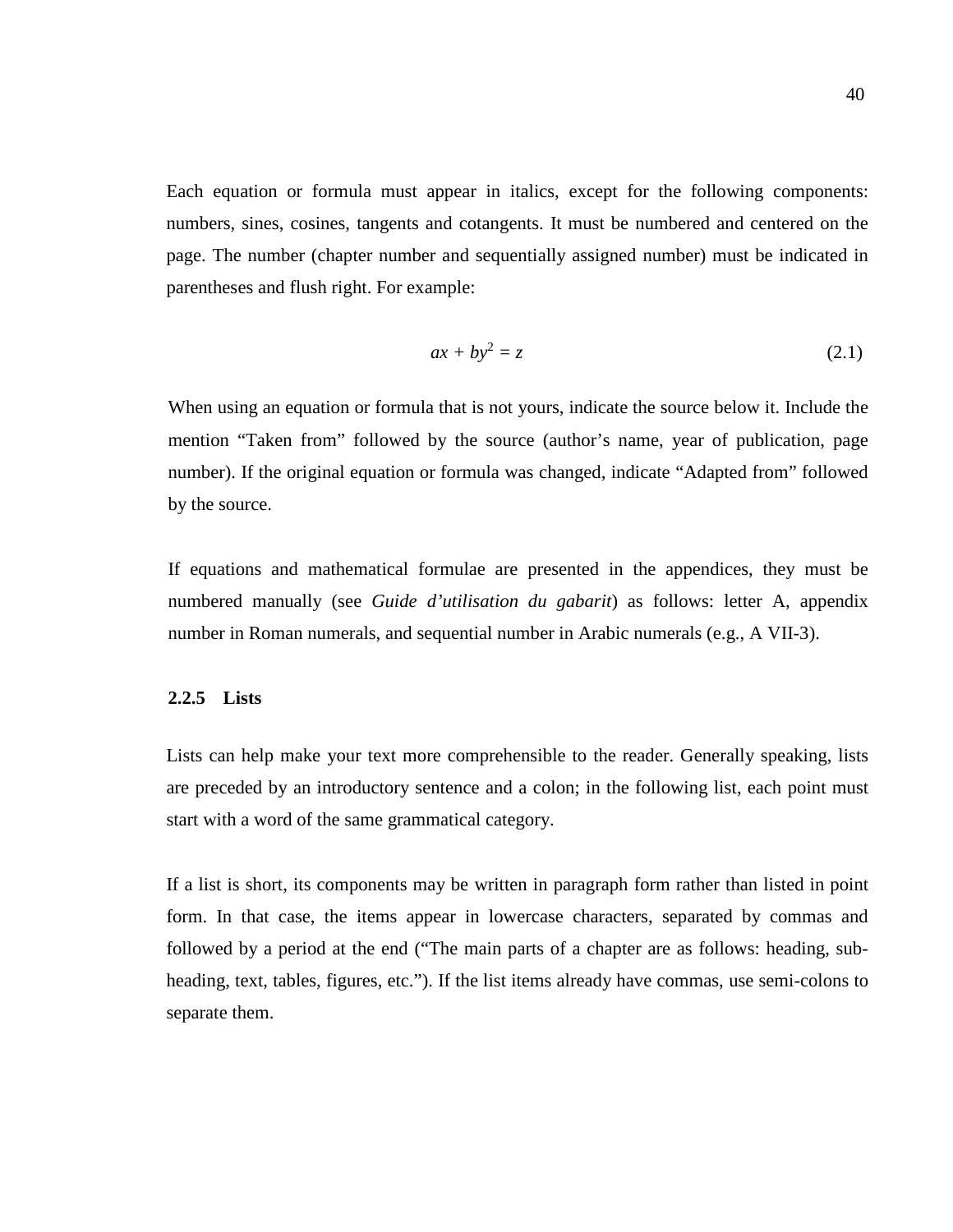Each equation or formula must appear in italics, except for the following components: numbers, sines, cosines, tangents and cotangents. It must be numbered and centered on the page. The number (chapter number and sequentially assigned number) must be indicated in parentheses and flush right. For example:

$$ax + by^2 = z \tag{2.1}$$

When using an equation or formula that is not yours, indicate the source below it. Include the mention “Taken from” followed by the source (author’s name, year of publication, page number). If the original equation or formula was changed, indicate “Adapted from” followed by the source.

If equations and mathematical formulae are presented in the appendices, they must be numbered manually (see *Guide d’utilisation du gabarit*) as follows: letter A, appendix number in Roman numerals, and sequential number in Arabic numerals (e.g., A VII-3).

### 2.2.5 Lists

Lists can help make your text more comprehensible to the reader. Generally speaking, lists are preceded by an introductory sentence and a colon; in the following list, each point must start with a word of the same grammatical category.

If a list is short, its components may be written in paragraph form rather than listed in point form. In that case, the items appear in lowercase characters, separated by commas and followed by a period at the end (“The main parts of a chapter are as follows: heading, sub-heading, text, tables, figures, etc.”). If the list items already have commas, use semi-colons to separate them.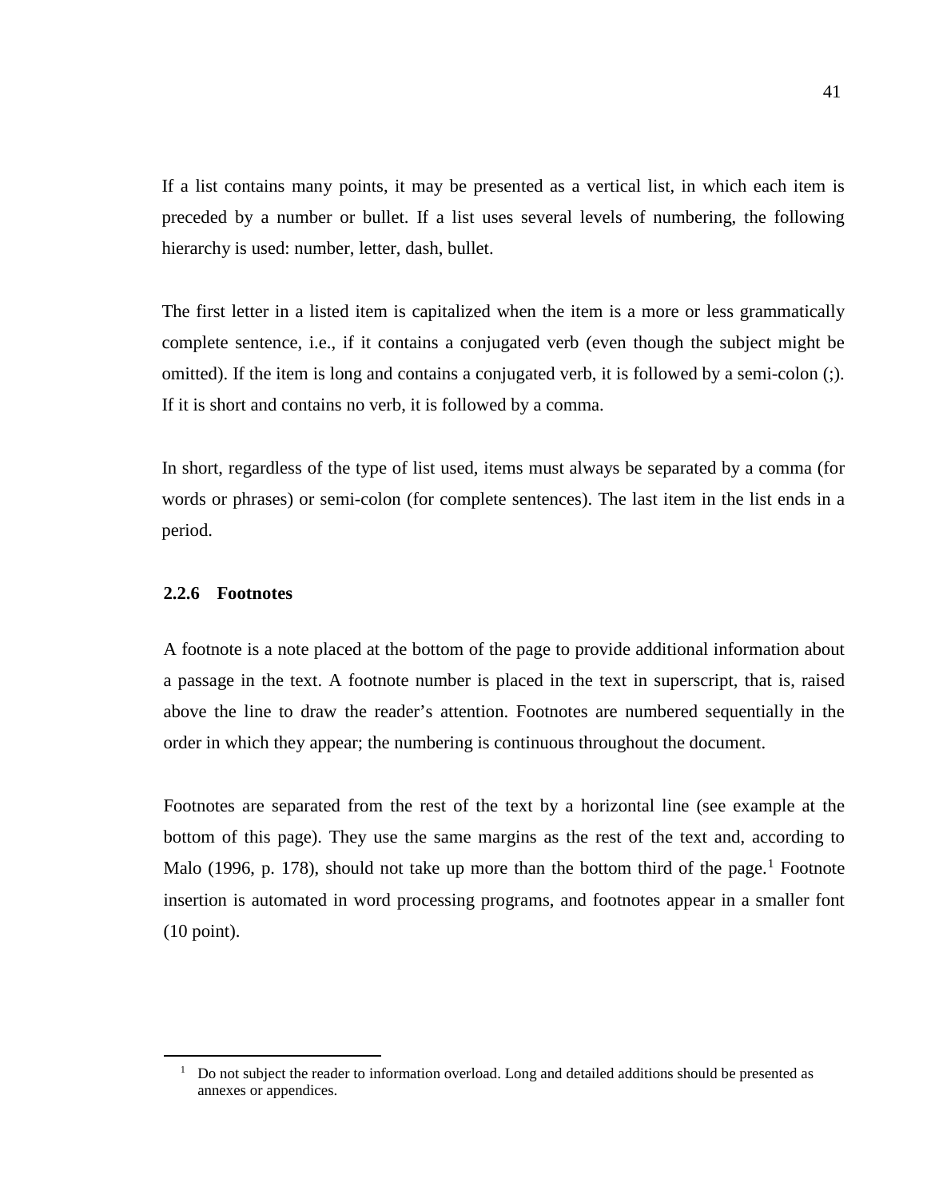If a list contains many points, it may be presented as a vertical list, in which each item is preceded by a number or bullet. If a list uses several levels of numbering, the following hierarchy is used: number, letter, dash, bullet.

The first letter in a listed item is capitalized when the item is a more or less grammatically complete sentence, i.e., if it contains a conjugated verb (even though the subject might be omitted). If the item is long and contains a conjugated verb, it is followed by a semi-colon (;). If it is short and contains no verb, it is followed by a comma.

In short, regardless of the type of list used, items must always be separated by a comma (for words or phrases) or semi-colon (for complete sentences). The last item in the list ends in a period.

### 2.2.6 Footnotes

A footnote is a note placed at the bottom of the page to provide additional information about a passage in the text. A footnote number is placed in the text in superscript, that is, raised above the line to draw the reader's attention. Footnotes are numbered sequentially in the order in which they appear; the numbering is continuous throughout the document.

Footnotes are separated from the rest of the text by a horizontal line (see example at the bottom of this page). They use the same margins as the rest of the text and, according to Malo (1996, p. 178), should not take up more than the bottom third of the page.[1] Footnote insertion is automated in word processing programs, and footnotes appear in a smaller font (10 point).

---

[1] Do not subject the reader to information overload. Long and detailed additions should be presented as annexes or appendices.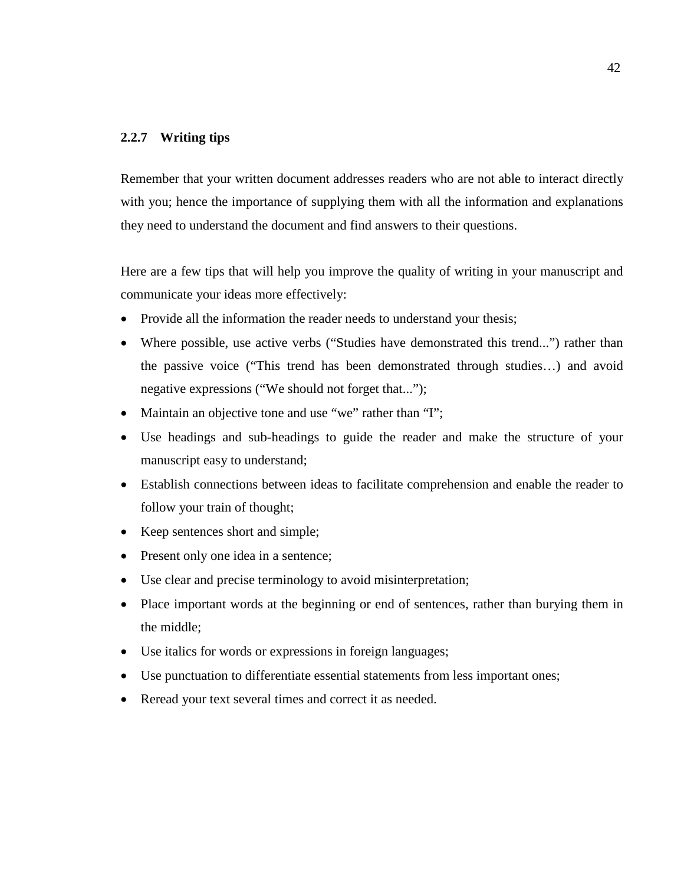### 2.2.7 Writing tips

Remember that your written document addresses readers who are not able to interact directly with you; hence the importance of supplying them with all the information and explanations they need to understand the document and find answers to their questions.

Here are a few tips that will help you improve the quality of writing in your manuscript and communicate your ideas more effectively:

- Provide all the information the reader needs to understand your thesis;
- Where possible, use active verbs ("Studies have demonstrated this trend...") rather than the passive voice ("This trend has been demonstrated through studies…) and avoid negative expressions ("We should not forget that...");
- Maintain an objective tone and use "we" rather than "I";
- Use headings and sub-headings to guide the reader and make the structure of your manuscript easy to understand;
- Establish connections between ideas to facilitate comprehension and enable the reader to follow your train of thought;
- Keep sentences short and simple;
- Present only one idea in a sentence;
- Use clear and precise terminology to avoid misinterpretation;
- Place important words at the beginning or end of sentences, rather than burying them in the middle;
- Use italics for words or expressions in foreign languages;
- Use punctuation to differentiate essential statements from less important ones;
- Reread your text several times and correct it as needed.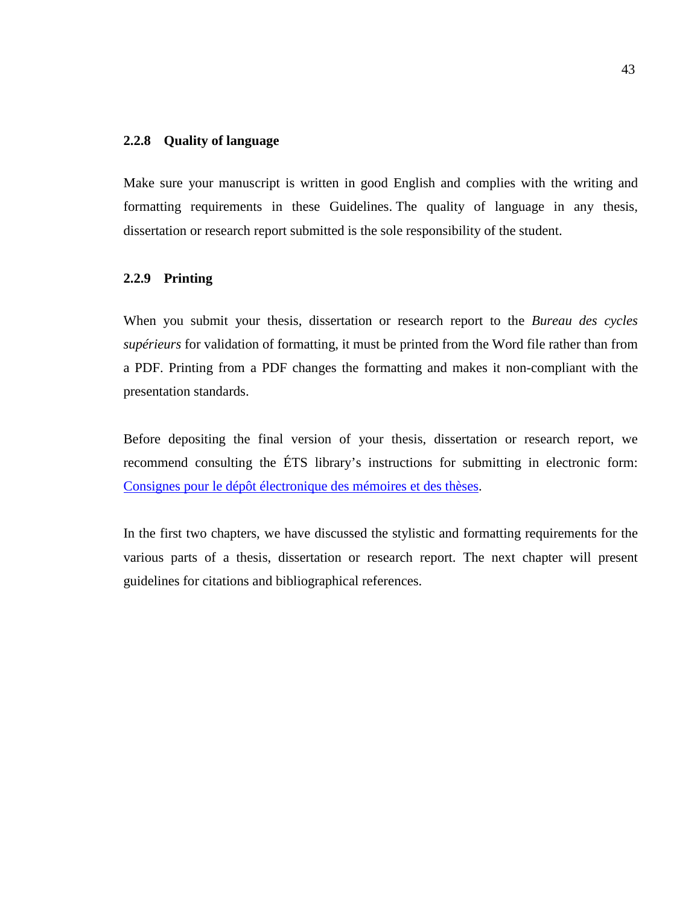### 2.2.8 Quality of language

Make sure your manuscript is written in good English and complies with the writing and formatting requirements in these Guidelines. The quality of language in any thesis, dissertation or research report submitted is the sole responsibility of the student.

### 2.2.9 Printing

When you submit your thesis, dissertation or research report to the *Bureau des cycles supérieurs* for validation of formatting, it must be printed from the Word file rather than from a PDF. Printing from a PDF changes the formatting and makes it non-compliant with the presentation standards.

Before depositing the final version of your thesis, dissertation or research report, we recommend consulting the ÉTS library's instructions for submitting in electronic form: Consignes pour le dépôt électronique des mémoires et des thèses.

In the first two chapters, we have discussed the stylistic and formatting requirements for the various parts of a thesis, dissertation or research report. The next chapter will present guidelines for citations and bibliographical references.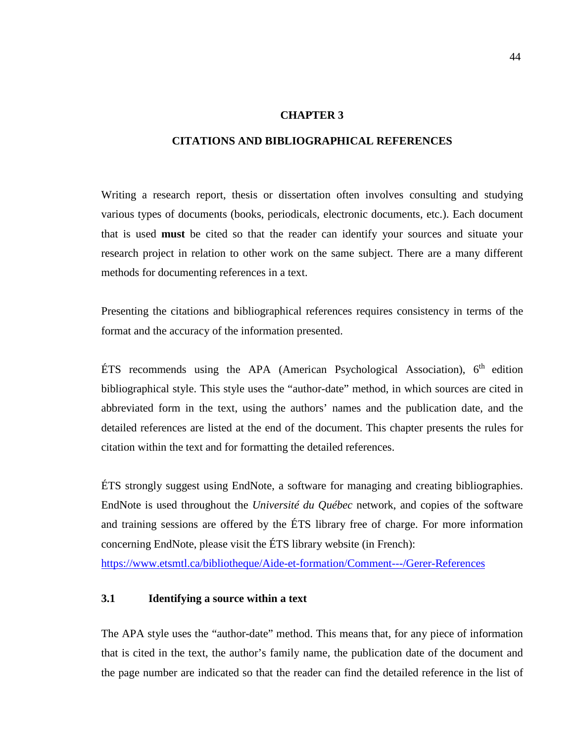# CHAPTER 3

# CITATIONS AND BIBLIOGRAPHICAL REFERENCES

Writing a research report, thesis or dissertation often involves consulting and studying various types of documents (books, periodicals, electronic documents, etc.). Each document that is used **must** be cited so that the reader can identify your sources and situate your research project in relation to other work on the same subject. There are a many different methods for documenting references in a text.

Presenting the citations and bibliographical references requires consistency in terms of the format and the accuracy of the information presented.

ÉTS recommends using the APA (American Psychological Association), 6th edition bibliographical style. This style uses the "author-date" method, in which sources are cited in abbreviated form in the text, using the authors' names and the publication date, and the detailed references are listed at the end of the document. This chapter presents the rules for citation within the text and for formatting the detailed references.

ÉTS strongly suggest using EndNote, a software for managing and creating bibliographies. EndNote is used throughout the *Université du Québec* network, and copies of the software and training sessions are offered by the ÉTS library free of charge. For more information concerning EndNote, please visit the ÉTS library website (in French):
https://www.etsmtl.ca/bibliotheque/Aide-et-formation/Comment---/Gerer-References

## 3.1 Identifying a source within a text

The APA style uses the "author-date" method. This means that, for any piece of information that is cited in the text, the author's family name, the publication date of the document and the page number are indicated so that the reader can find the detailed reference in the list of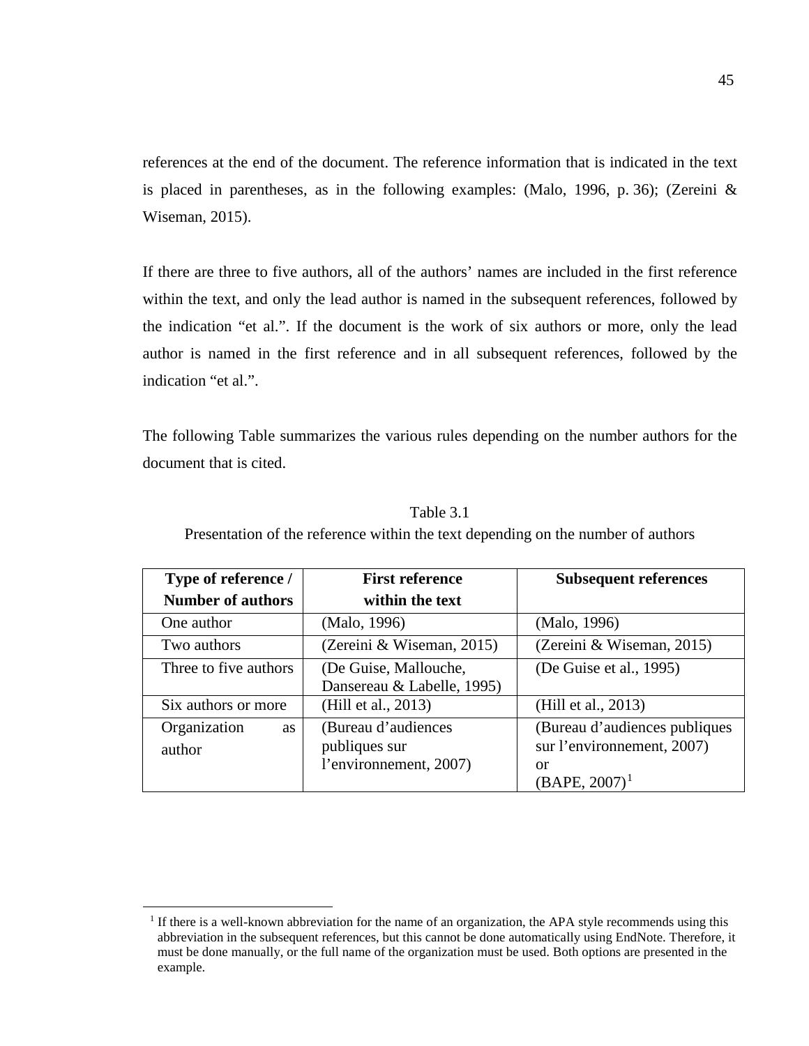references at the end of the document. The reference information that is indicated in the text is placed in parentheses, as in the following examples: (Malo, 1996, p. 36); (Zereini & Wiseman, 2015).

If there are three to five authors, all of the authors' names are included in the first reference within the text, and only the lead author is named in the subsequent references, followed by the indication "et al.". If the document is the work of six authors or more, only the lead author is named in the first reference and in all subsequent references, followed by the indication "et al.".

The following Table summarizes the various rules depending on the number authors for the document that is cited.

Table 3.1
Presentation of the reference within the text depending on the number of authors

| **Type of reference / Number of authors** | **First reference within the text** | **Subsequent references** |
|---|---|---|
| One author | (Malo, 1996) | (Malo, 1996) |
| Two authors | (Zereini & Wiseman, 2015) | (Zereini & Wiseman, 2015) |
| Three to five authors | (De Guise, Mallouche, Dansereau & Labelle, 1995) | (De Guise et al., 1995) |
| Six authors or more | (Hill et al., 2013) | (Hill et al., 2013) |
| Organization as author | (Bureau d'audiences publiques sur l'environnement, 2007) | (Bureau d'audiences publiques sur l'environnement, 2007) or (BAPE, 2007)[1] |

[1] If there is a well-known abbreviation for the name of an organization, the APA style recommends using this abbreviation in the subsequent references, but this cannot be done automatically using EndNote. Therefore, it must be done manually, or the full name of the organization must be used. Both options are presented in the example.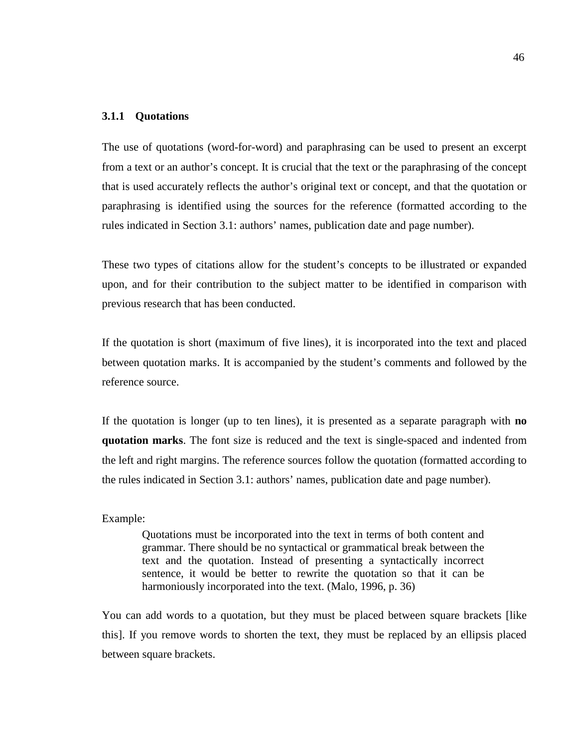### 3.1.1 Quotations

The use of quotations (word-for-word) and paraphrasing can be used to present an excerpt from a text or an author's concept. It is crucial that the text or the paraphrasing of the concept that is used accurately reflects the author's original text or concept, and that the quotation or paraphrasing is identified using the sources for the reference (formatted according to the rules indicated in Section 3.1: authors' names, publication date and page number).

These two types of citations allow for the student's concepts to be illustrated or expanded upon, and for their contribution to the subject matter to be identified in comparison with previous research that has been conducted.

If the quotation is short (maximum of five lines), it is incorporated into the text and placed between quotation marks. It is accompanied by the student's comments and followed by the reference source.

If the quotation is longer (up to ten lines), it is presented as a separate paragraph with **no quotation marks**. The font size is reduced and the text is single-spaced and indented from the left and right margins. The reference sources follow the quotation (formatted according to the rules indicated in Section 3.1: authors' names, publication date and page number).

Example:

> Quotations must be incorporated into the text in terms of both content and grammar. There should be no syntactical or grammatical break between the text and the quotation. Instead of presenting a syntactically incorrect sentence, it would be better to rewrite the quotation so that it can be harmoniously incorporated into the text. (Malo, 1996, p. 36)

You can add words to a quotation, but they must be placed between square brackets [like this]. If you remove words to shorten the text, they must be replaced by an ellipsis placed between square brackets.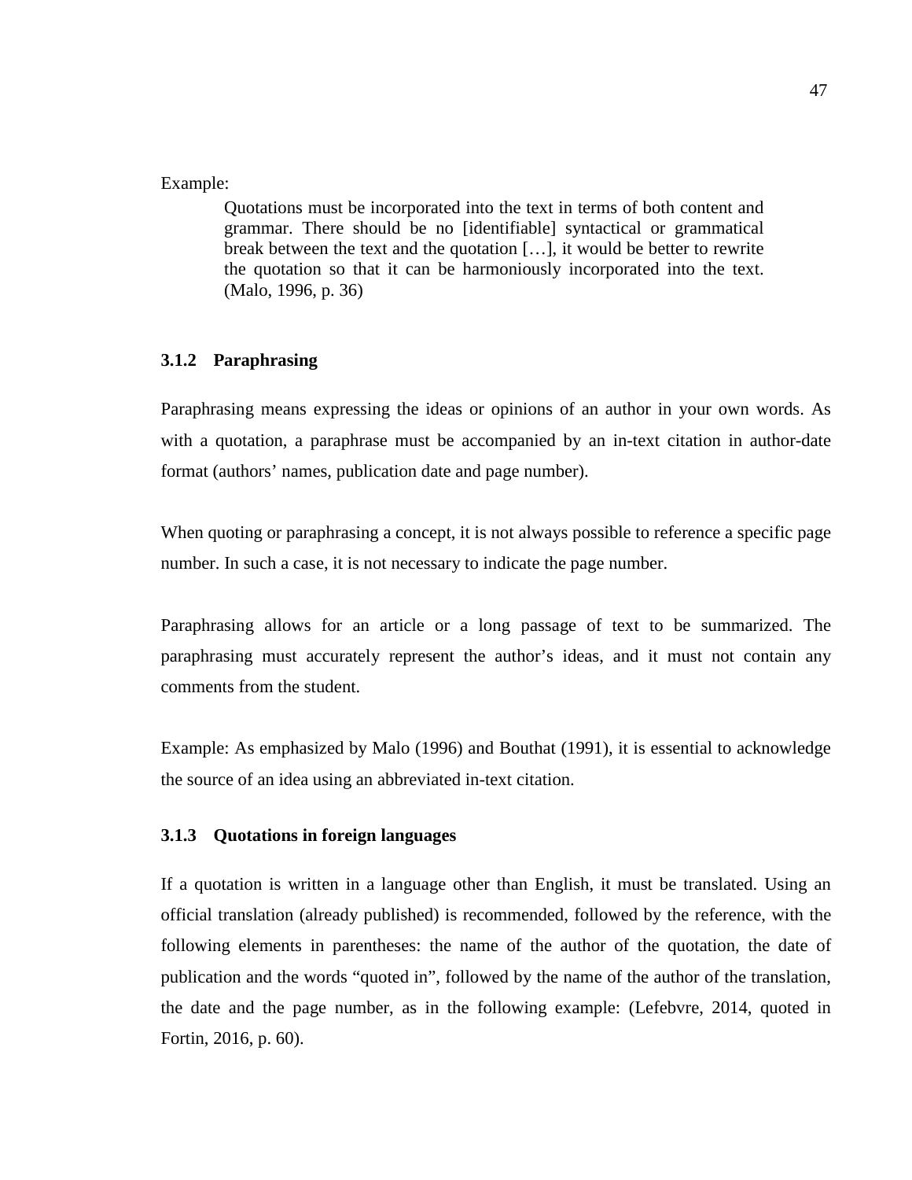Example:

> Quotations must be incorporated into the text in terms of both content and grammar. There should be no [identifiable] syntactical or grammatical break between the text and the quotation […], it would be better to rewrite the quotation so that it can be harmoniously incorporated into the text. (Malo, 1996, p. 36)

### 3.1.2 Paraphrasing

Paraphrasing means expressing the ideas or opinions of an author in your own words. As with a quotation, a paraphrase must be accompanied by an in-text citation in author-date format (authors' names, publication date and page number).

When quoting or paraphrasing a concept, it is not always possible to reference a specific page number. In such a case, it is not necessary to indicate the page number.

Paraphrasing allows for an article or a long passage of text to be summarized. The paraphrasing must accurately represent the author's ideas, and it must not contain any comments from the student.

Example: As emphasized by Malo (1996) and Bouthat (1991), it is essential to acknowledge the source of an idea using an abbreviated in-text citation.

### 3.1.3 Quotations in foreign languages

If a quotation is written in a language other than English, it must be translated. Using an official translation (already published) is recommended, followed by the reference, with the following elements in parentheses: the name of the author of the quotation, the date of publication and the words "quoted in", followed by the name of the author of the translation, the date and the page number, as in the following example: (Lefebvre, 2014, quoted in Fortin, 2016, p. 60).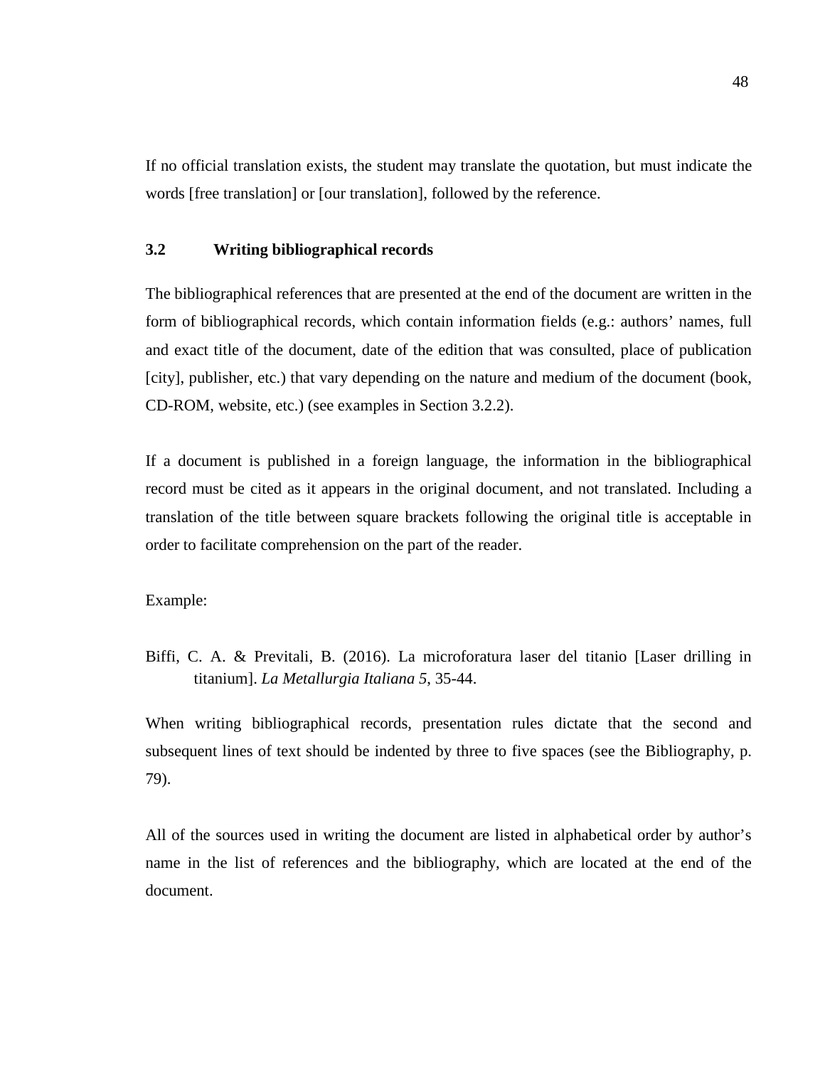If no official translation exists, the student may translate the quotation, but must indicate the words [free translation] or [our translation], followed by the reference.

### 3.2 Writing bibliographical records

The bibliographical references that are presented at the end of the document are written in the form of bibliographical records, which contain information fields (e.g.: authors' names, full and exact title of the document, date of the edition that was consulted, place of publication [city], publisher, etc.) that vary depending on the nature and medium of the document (book, CD-ROM, website, etc.) (see examples in Section 3.2.2).

If a document is published in a foreign language, the information in the bibliographical record must be cited as it appears in the original document, and not translated. Including a translation of the title between square brackets following the original title is acceptable in order to facilitate comprehension on the part of the reader.

Example:

Biffi, C. A. & Previtali, B. (2016). La microforatura laser del titanio [Laser drilling in titanium]. *La Metallurgia Italiana 5*, 35-44.

When writing bibliographical records, presentation rules dictate that the second and subsequent lines of text should be indented by three to five spaces (see the Bibliography, p. 79).

All of the sources used in writing the document are listed in alphabetical order by author's name in the list of references and the bibliography, which are located at the end of the document.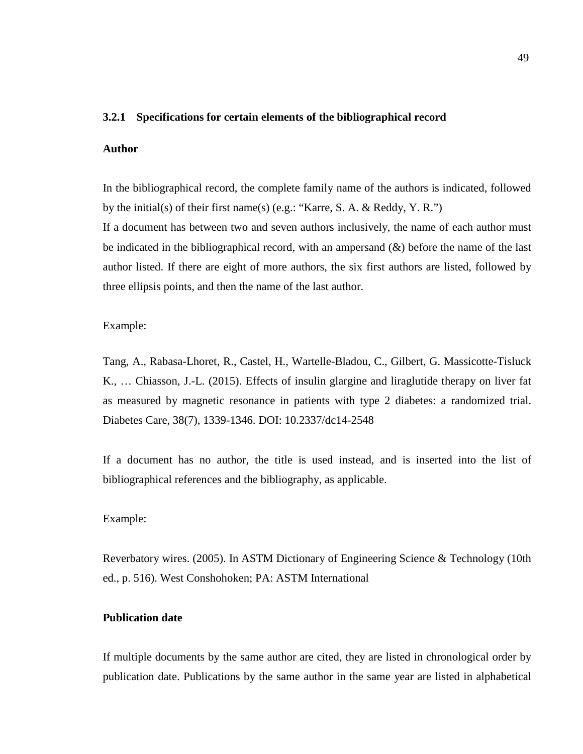### 3.2.1 Specifications for certain elements of the bibliographical record

**Author**

In the bibliographical record, the complete family name of the authors is indicated, followed by the initial(s) of their first name(s) (e.g.: "Karre, S. A. & Reddy, Y. R.")

If a document has between two and seven authors inclusively, the name of each author must be indicated in the bibliographical record, with an ampersand (&) before the name of the last author listed. If there are eight of more authors, the six first authors are listed, followed by three ellipsis points, and then the name of the last author.

Example:

Tang, A., Rabasa-Lhoret, R., Castel, H., Wartelle-Bladou, C., Gilbert, G. Massicotte-Tisluck K., … Chiasson, J.-L. (2015). Effects of insulin glargine and liraglutide therapy on liver fat as measured by magnetic resonance in patients with type 2 diabetes: a randomized trial. Diabetes Care, 38(7), 1339-1346. DOI: 10.2337/dc14-2548

If a document has no author, the title is used instead, and is inserted into the list of bibliographical references and the bibliography, as applicable.

Example:

Reverbatory wires. (2005). In ASTM Dictionary of Engineering Science & Technology (10th ed., p. 516). West Conshohoken; PA: ASTM International

**Publication date**

If multiple documents by the same author are cited, they are listed in chronological order by publication date. Publications by the same author in the same year are listed in alphabetical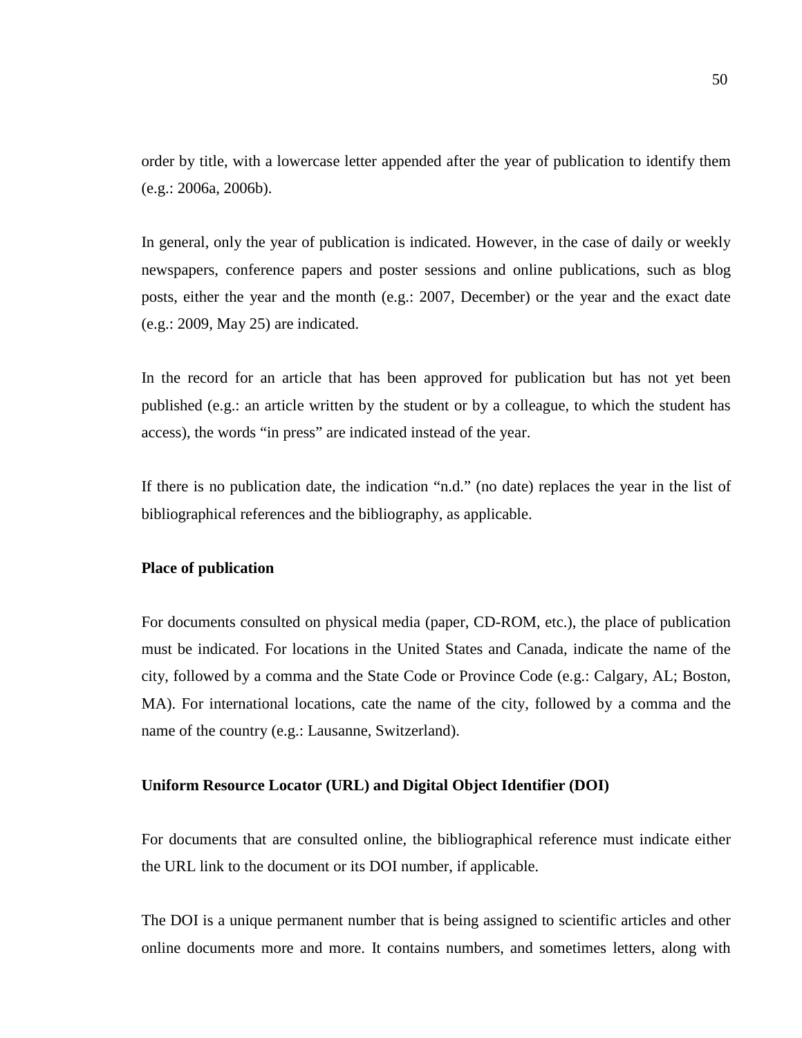order by title, with a lowercase letter appended after the year of publication to identify them (e.g.: 2006a, 2006b).

In general, only the year of publication is indicated. However, in the case of daily or weekly newspapers, conference papers and poster sessions and online publications, such as blog posts, either the year and the month (e.g.: 2007, December) or the year and the exact date (e.g.: 2009, May 25) are indicated.

In the record for an article that has been approved for publication but has not yet been published (e.g.: an article written by the student or by a colleague, to which the student has access), the words "in press" are indicated instead of the year.

If there is no publication date, the indication "n.d." (no date) replaces the year in the list of bibliographical references and the bibliography, as applicable.

**Place of publication**

For documents consulted on physical media (paper, CD-ROM, etc.), the place of publication must be indicated. For locations in the United States and Canada, indicate the name of the city, followed by a comma and the State Code or Province Code (e.g.: Calgary, AL; Boston, MA). For international locations, cate the name of the city, followed by a comma and the name of the country (e.g.: Lausanne, Switzerland).

**Uniform Resource Locator (URL) and Digital Object Identifier (DOI)**

For documents that are consulted online, the bibliographical reference must indicate either the URL link to the document or its DOI number, if applicable.

The DOI is a unique permanent number that is being assigned to scientific articles and other online documents more and more. It contains numbers, and sometimes letters, along with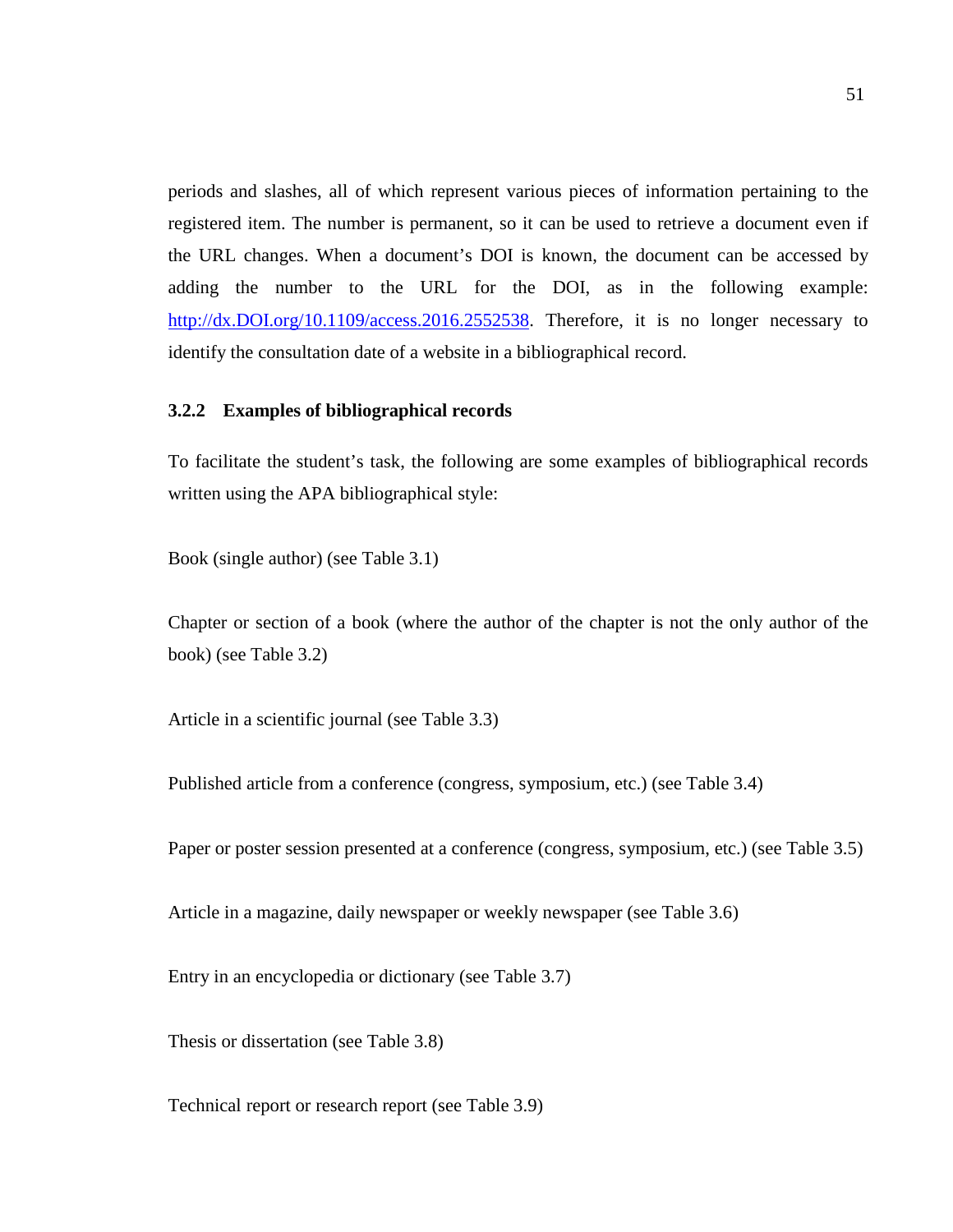periods and slashes, all of which represent various pieces of information pertaining to the registered item. The number is permanent, so it can be used to retrieve a document even if the URL changes. When a document's DOI is known, the document can be accessed by adding the number to the URL for the DOI, as in the following example: [http://dx.DOI.org/10.1109/access.2016.2552538](http://dx.DOI.org/10.1109/access.2016.2552538). Therefore, it is no longer necessary to identify the consultation date of a website in a bibliographical record.

### 3.2.2 Examples of bibliographical records

To facilitate the student's task, the following are some examples of bibliographical records written using the APA bibliographical style:

Book (single author) (see Table 3.1)

Chapter or section of a book (where the author of the chapter is not the only author of the book) (see Table 3.2)

Article in a scientific journal (see Table 3.3)

Published article from a conference (congress, symposium, etc.) (see Table 3.4)

Paper or poster session presented at a conference (congress, symposium, etc.) (see Table 3.5)

Article in a magazine, daily newspaper or weekly newspaper (see Table 3.6)

Entry in an encyclopedia or dictionary (see Table 3.7)

Thesis or dissertation (see Table 3.8)

Technical report or research report (see Table 3.9)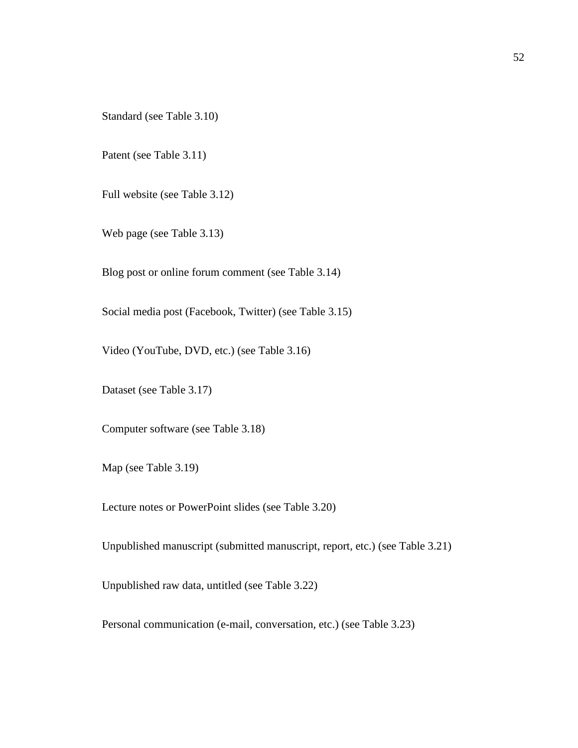Standard (see Table 3.10)

Patent (see Table 3.11)

Full website (see Table 3.12)

Web page (see Table 3.13)

Blog post or online forum comment (see Table 3.14)

Social media post (Facebook, Twitter) (see Table 3.15)

Video (YouTube, DVD, etc.) (see Table 3.16)

Dataset (see Table 3.17)

Computer software (see Table 3.18)

Map (see Table 3.19)

Lecture notes or PowerPoint slides (see Table 3.20)

Unpublished manuscript (submitted manuscript, report, etc.) (see Table 3.21)

Unpublished raw data, untitled (see Table 3.22)

Personal communication (e-mail, conversation, etc.) (see Table 3.23)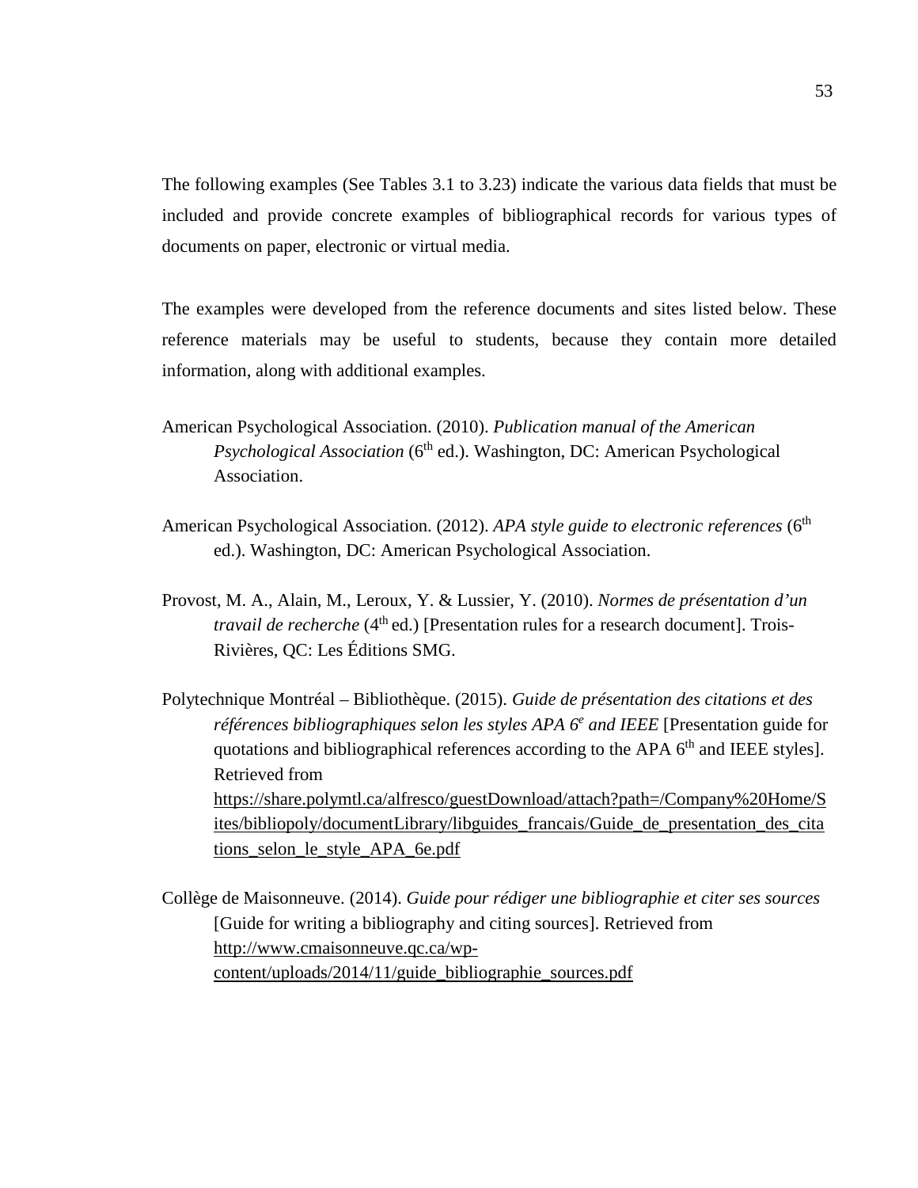The following examples (See Tables 3.1 to 3.23) indicate the various data fields that must be included and provide concrete examples of bibliographical records for various types of documents on paper, electronic or virtual media.

The examples were developed from the reference documents and sites listed below. These reference materials may be useful to students, because they contain more detailed information, along with additional examples.

American Psychological Association. (2010). *Publication manual of the American Psychological Association* (6th ed.). Washington, DC: American Psychological Association.

American Psychological Association. (2012). *APA style guide to electronic references* (6th ed.). Washington, DC: American Psychological Association.

Provost, M. A., Alain, M., Leroux, Y. & Lussier, Y. (2010). *Normes de présentation d'un travail de recherche* (4th ed.) [Presentation rules for a research document]. Trois-Rivières, QC: Les Éditions SMG.

Polytechnique Montréal – Bibliothèque. (2015). *Guide de présentation des citations et des références bibliographiques selon les styles APA 6e and IEEE* [Presentation guide for quotations and bibliographical references according to the APA 6th and IEEE styles]. Retrieved from https://share.polymtl.ca/alfresco/guestDownload/attach?path=/Company%20Home/Sites/bibliopoly/documentLibrary/libguides_francais/Guide_de_presentation_des_citations_selon_le_style_APA_6e.pdf

Collège de Maisonneuve. (2014). *Guide pour rédiger une bibliographie et citer ses sources* [Guide for writing a bibliography and citing sources]. Retrieved from http://www.cmaisonneuve.qc.ca/wp-content/uploads/2014/11/guide_bibliographie_sources.pdf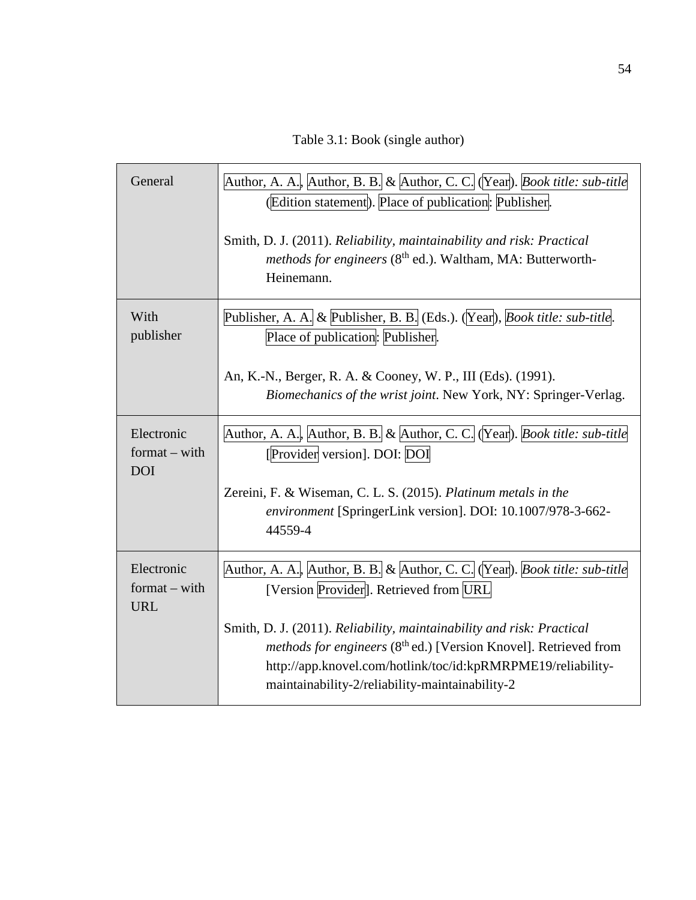Table 3.1: Book (single author)

| | |
|---|---|
| General | Author, A. A., Author, B. B. & Author, C. C. (Year). *Book title: sub-title* (Edition statement). Place of publication: Publisher.<br><br>Smith, D. J. (2011). *Reliability, maintainability and risk: Practical methods for engineers* (8th ed.). Waltham, MA: Butterworth-Heinemann. |
| With publisher | Publisher, A. A. & Publisher, B. B. (Eds.). (Year), *Book title: sub-title*. Place of publication: Publisher.<br><br>An, K.-N., Berger, R. A. & Cooney, W. P., III (Eds). (1991). *Biomechanics of the wrist joint*. New York, NY: Springer-Verlag. |
| Electronic format – with DOI | Author, A. A., Author, B. B. & Author, C. C. (Year). *Book title: sub-title* [Provider version]. DOI: DOI<br><br>Zereini, F. & Wiseman, C. L. S. (2015). *Platinum metals in the environment* [SpringerLink version]. DOI: 10.1007/978-3-662-44559-4 |
| Electronic format – with URL | Author, A. A., Author, B. B. & Author, C. C. (Year). *Book title: sub-title* [Version Provider]. Retrieved from URL<br><br>Smith, D. J. (2011). *Reliability, maintainability and risk: Practical methods for engineers* (8th ed.) [Version Knovel]. Retrieved from http://app.knovel.com/hotlink/toc/id:kpRMRPME19/reliability-maintainability-2/reliability-maintainability-2 |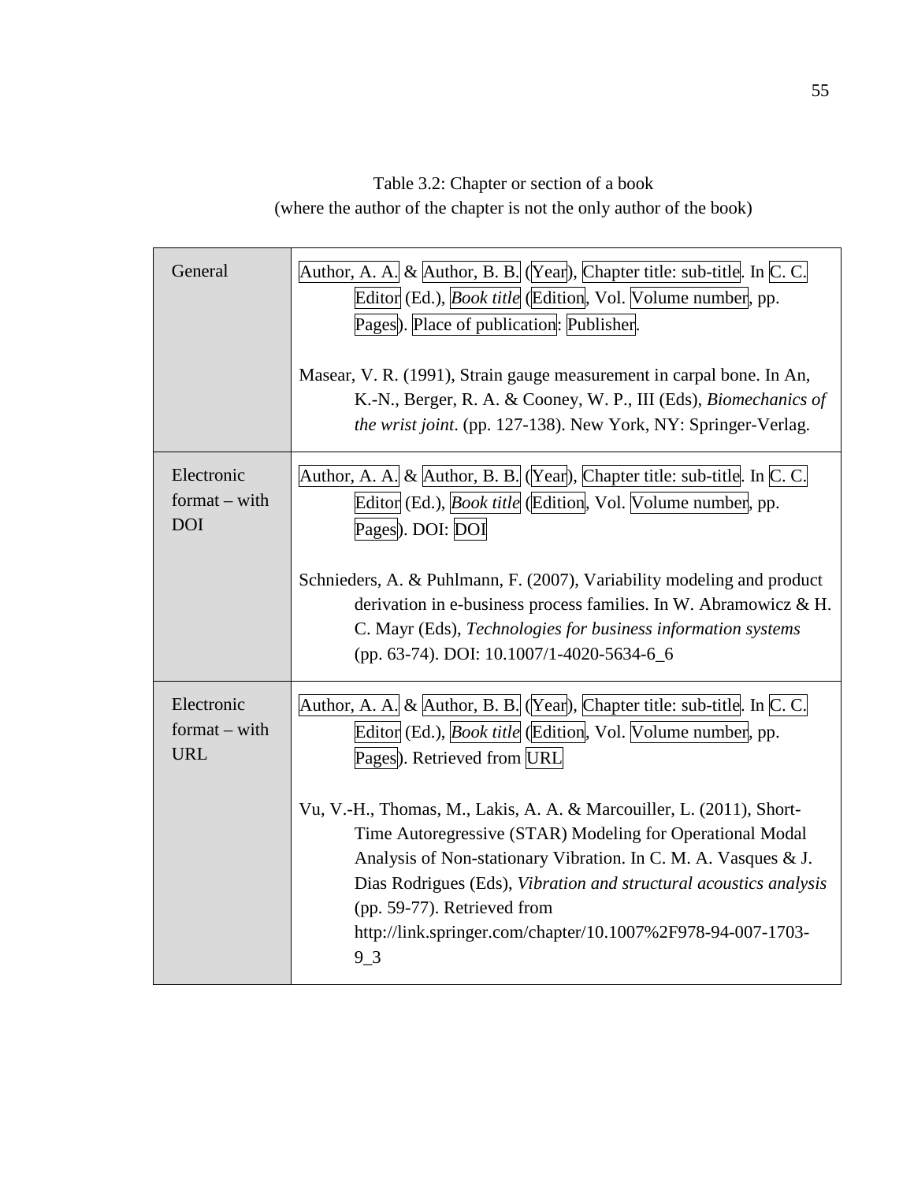Table 3.2: Chapter or section of a book
(where the author of the chapter is not the only author of the book)

| | |
|---|---|
| General | Author, A. A. & Author, B. B. (Year), Chapter title: sub-title. In C. C. Editor (Ed.), *Book title* (Edition, Vol. Volume number, pp. Pages). Place of publication: Publisher.<br><br>Masear, V. R. (1991), Strain gauge measurement in carpal bone. In An, K.-N., Berger, R. A. & Cooney, W. P., III (Eds), *Biomechanics of the wrist joint*. (pp. 127-138). New York, NY: Springer-Verlag. |
| Electronic format – with DOI | Author, A. A. & Author, B. B. (Year), Chapter title: sub-title. In C. C. Editor (Ed.), *Book title* (Edition, Vol. Volume number, pp. Pages). DOI: DOI<br><br>Schnieders, A. & Puhlmann, F. (2007), Variability modeling and product derivation in e-business process families. In W. Abramowicz & H. C. Mayr (Eds), *Technologies for business information systems* (pp. 63-74). DOI: 10.1007/1-4020-5634-6_6 |
| Electronic format – with URL | Author, A. A. & Author, B. B. (Year), Chapter title: sub-title. In C. C. Editor (Ed.), *Book title* (Edition, Vol. Volume number, pp. Pages). Retrieved from URL<br><br>Vu, V.-H., Thomas, M., Lakis, A. A. & Marcouiller, L. (2011), Short-Time Autoregressive (STAR) Modeling for Operational Modal Analysis of Non-stationary Vibration. In C. M. A. Vasques & J. Dias Rodrigues (Eds), *Vibration and structural acoustics analysis* (pp. 59-77). Retrieved from http://link.springer.com/chapter/10.1007%2F978-94-007-1703-9_3 |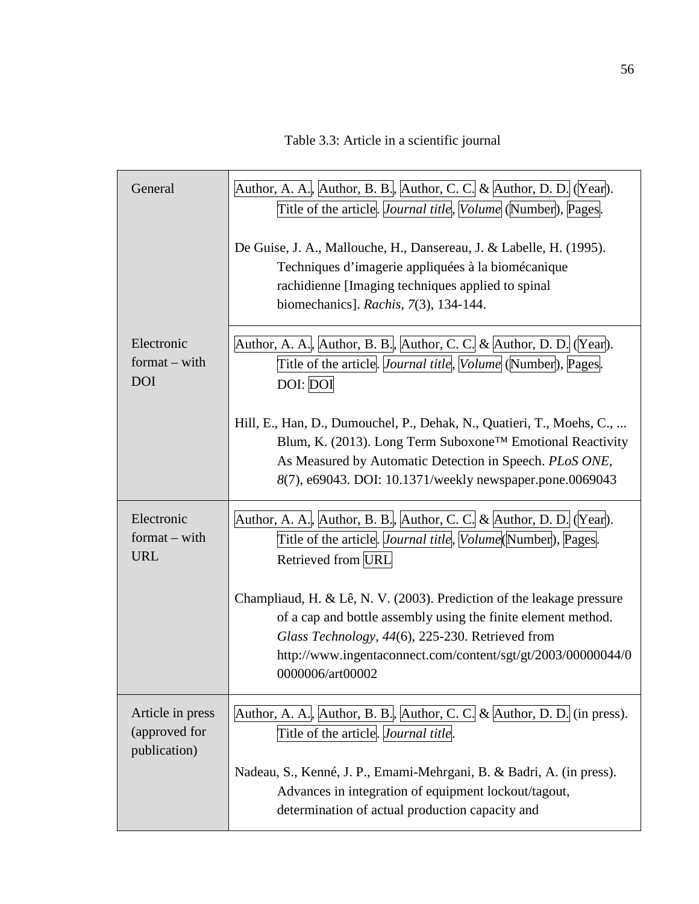Table 3.3: Article in a scientific journal

| | |
|---|---|
| General | Author, A. A., Author, B. B., Author, C. C. & Author, D. D. (Year). Title of the article. *Journal title*, *Volume* (Number), Pages.<br><br>De Guise, J. A., Mallouche, H., Dansereau, J. & Labelle, H. (1995). Techniques d’imagerie appliquées à la biomécanique rachidienne [Imaging techniques applied to spinal biomechanics]. *Rachis, 7*(3), 134-144. |
| Electronic format – with DOI | Author, A. A., Author, B. B., Author, C. C. & Author, D. D. (Year). Title of the article. *Journal title*, *Volume* (Number), Pages. DOI: DOI<br><br>Hill, E., Han, D., Dumouchel, P., Dehak, N., Quatieri, T., Moehs, C., ... Blum, K. (2013). Long Term Suboxone™ Emotional Reactivity As Measured by Automatic Detection in Speech. *PLoS ONE, 8*(7), e69043. DOI: 10.1371/weekly newspaper.pone.0069043 |
| Electronic format – with URL | Author, A. A., Author, B. B., Author, C. C. & Author, D. D. (Year). Title of the article. *Journal title*, *Volume*(Number), Pages. Retrieved from URL<br><br>Champliaud, H. & Lê, N. V. (2003). Prediction of the leakage pressure of a cap and bottle assembly using the finite element method. *Glass Technology, 44*(6), 225-230. Retrieved from http://www.ingentaconnect.com/content/sgt/gt/2003/00000044/00000006/art00002 |
| Article in press (approved for publication) | Author, A. A., Author, B. B., Author, C. C. & Author, D. D. (in press). Title of the article. *Journal title*.<br><br>Nadeau, S., Kenné, J. P., Emami-Mehrgani, B. & Badri, A. (in press). Advances in integration of equipment lockout/tagout, determination of actual production capacity and |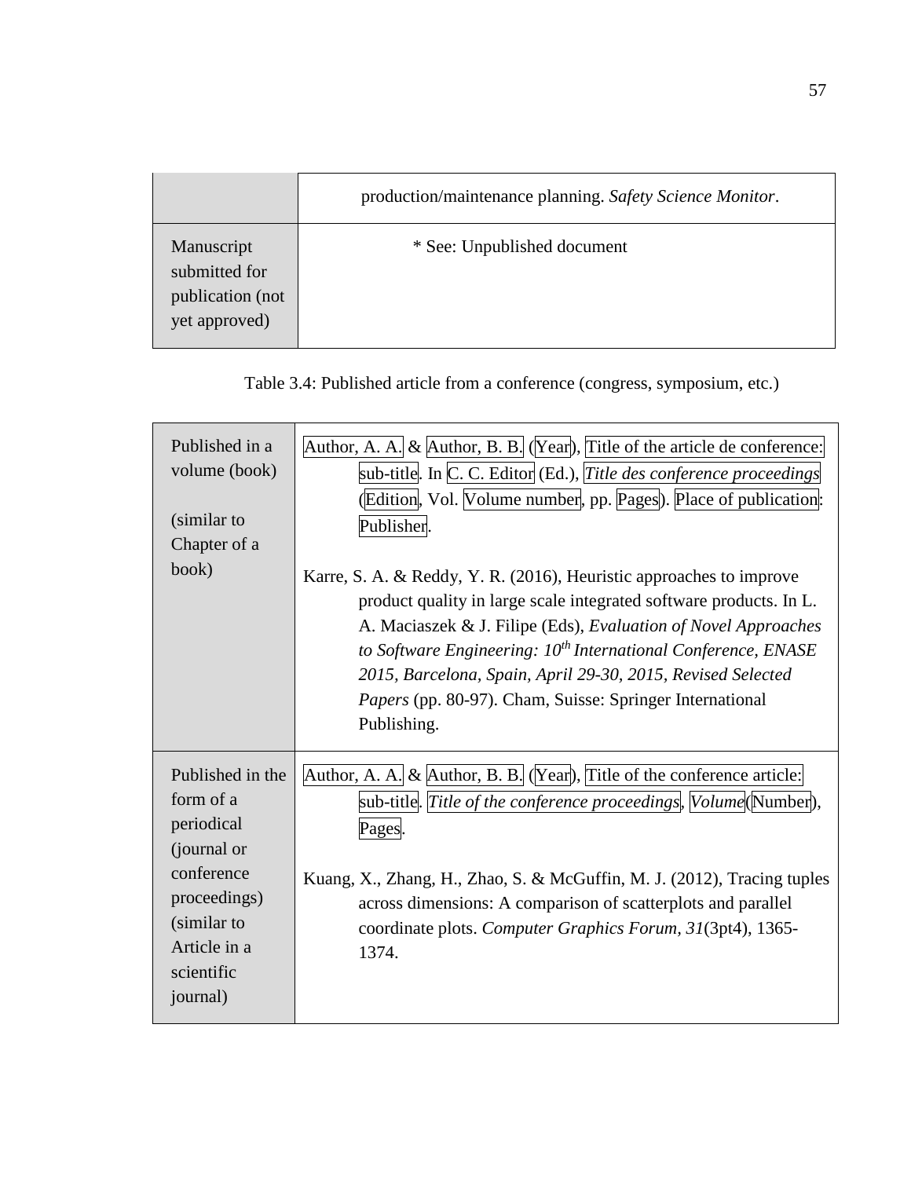| | |
|---|---|
| | production/maintenance planning. *Safety Science Monitor*. |
| Manuscript submitted for publication (not yet approved) | * See: Unpublished document |

Table 3.4: Published article from a conference (congress, symposium, etc.)

| | |
|---|---|
| Published in a volume (book)<br><br>(similar to Chapter of a book) | Author, A. A. & Author, B. B. (Year), Title of the article de conference: sub-title. In C. C. Editor (Ed.), *Title des conference proceedings* (Edition, Vol. Volume number, pp. Pages). Place of publication: Publisher.<br><br>Karre, S. A. & Reddy, Y. R. (2016), Heuristic approaches to improve product quality in large scale integrated software products. In L. A. Maciaszek & J. Filipe (Eds), *Evaluation of Novel Approaches to Software Engineering: 10th International Conference, ENASE 2015, Barcelona, Spain, April 29-30, 2015, Revised Selected Papers* (pp. 80-97). Cham, Suisse: Springer International Publishing. |
| Published in the form of a periodical (journal or conference proceedings) (similar to Article in a scientific journal) | Author, A. A. & Author, B. B. (Year), Title of the conference article: sub-title. *Title of the conference proceedings*, *Volume*(Number), Pages.<br><br>Kuang, X., Zhang, H., Zhao, S. & McGuffin, M. J. (2012), Tracing tuples across dimensions: A comparison of scatterplots and parallel coordinate plots. *Computer Graphics Forum, 31*(3pt4), 1365-1374. |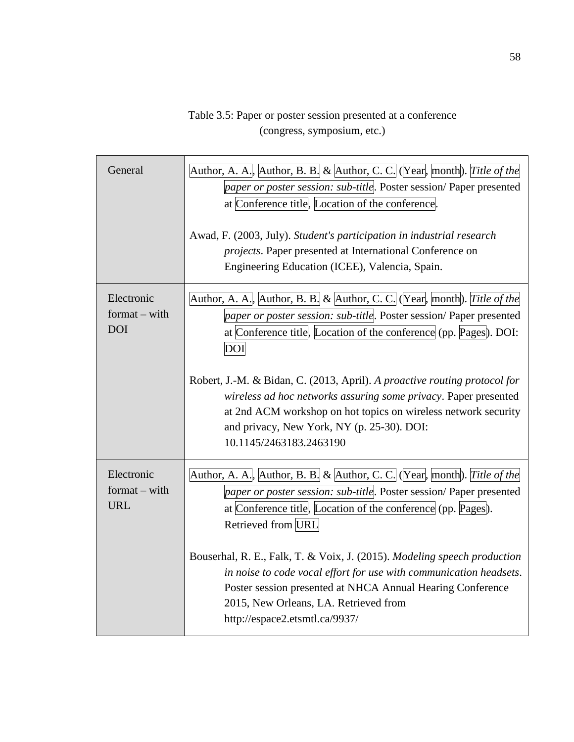Table 3.5: Paper or poster session presented at a conference (congress, symposium, etc.)

| | |
|---|---|
| General | Author, A. A., Author, B. B. & Author, C. C. (Year, month). *Title of the paper or poster session: sub-title*. Poster session/ Paper presented at Conference title, Location of the conference.<br><br>Awad, F. (2003, July). *Student's participation in industrial research projects*. Paper presented at International Conference on Engineering Education (ICEE), Valencia, Spain. |
| Electronic format – with DOI | Author, A. A., Author, B. B. & Author, C. C. (Year, month). *Title of the paper or poster session: sub-title*. Poster session/ Paper presented at Conference title, Location of the conference (pp. Pages). DOI: DOI<br><br>Robert, J.-M. & Bidan, C. (2013, April). *A proactive routing protocol for wireless ad hoc networks assuring some privacy*. Paper presented at 2nd ACM workshop on hot topics on wireless network security and privacy, New York, NY (p. 25-30). DOI: 10.1145/2463183.2463190 |
| Electronic format – with URL | Author, A. A., Author, B. B. & Author, C. C. (Year, month). *Title of the paper or poster session: sub-title*. Poster session/ Paper presented at Conference title, Location of the conference (pp. Pages). Retrieved from URL<br><br>Bouserhal, R. E., Falk, T. & Voix, J. (2015). *Modeling speech production in noise to code vocal effort for use with communication headsets*. Poster session presented at NHCA Annual Hearing Conference 2015, New Orleans, LA. Retrieved from http://espace2.etsmtl.ca/9937/ |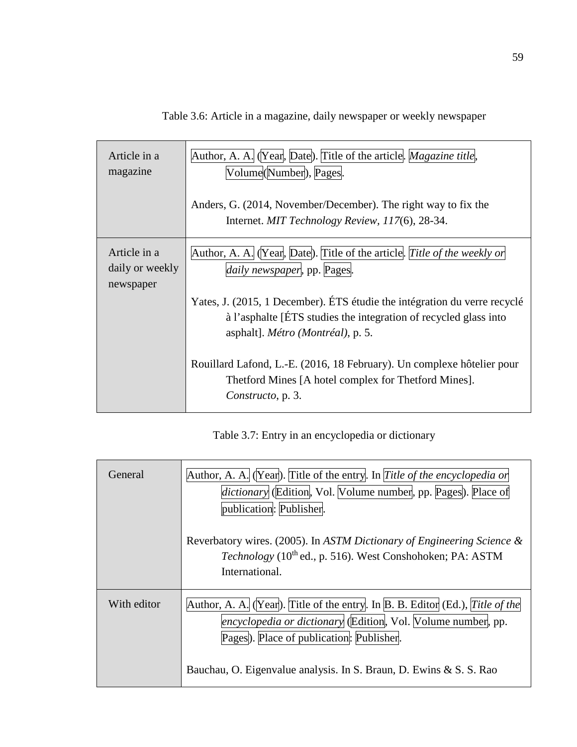Table 3.6: Article in a magazine, daily newspaper or weekly newspaper

| | |
|---|---|
| Article in a magazine | Author, A. A. (Year, Date). Title of the article. *Magazine title*, Volume(Number), Pages.<br><br>Anders, G. (2014, November/December). The right way to fix the Internet. *MIT Technology Review*, *117*(6), 28-34. |
| Article in a daily or weekly newspaper | Author, A. A. (Year, Date). Title of the article. *Title of the weekly or daily newspaper*, pp. Pages.<br><br>Yates, J. (2015, 1 December). ÉTS étudie the intégration du verre recyclé à l'asphalte [ÉTS studies the integration of recycled glass into asphalt]. *Métro (Montréal)*, p. 5.<br><br>Rouillard Lafond, L.-E. (2016, 18 February). Un complexe hôtelier pour Thetford Mines [A hotel complex for Thetford Mines]. *Constructo*, p. 3. |

Table 3.7: Entry in an encyclopedia or dictionary

| | |
|---|---|
| General | Author, A. A. (Year). Title of the entry. In *Title of the encyclopedia or dictionary* (Edition, Vol. Volume number, pp. Pages). Place of publication: Publisher.<br><br>Reverbatory wires. (2005). In *ASTM Dictionary of Engineering Science & Technology* (10th ed., p. 516). West Conshohoken; PA: ASTM International. |
| With editor | Author, A. A. (Year). Title of the entry. In B. B. Editor (Ed.), *Title of the encyclopedia or dictionary* (Edition, Vol. Volume number, pp. Pages). Place of publication: Publisher.<br><br>Bauchau, O. Eigenvalue analysis. In S. Braun, D. Ewins & S. S. Rao |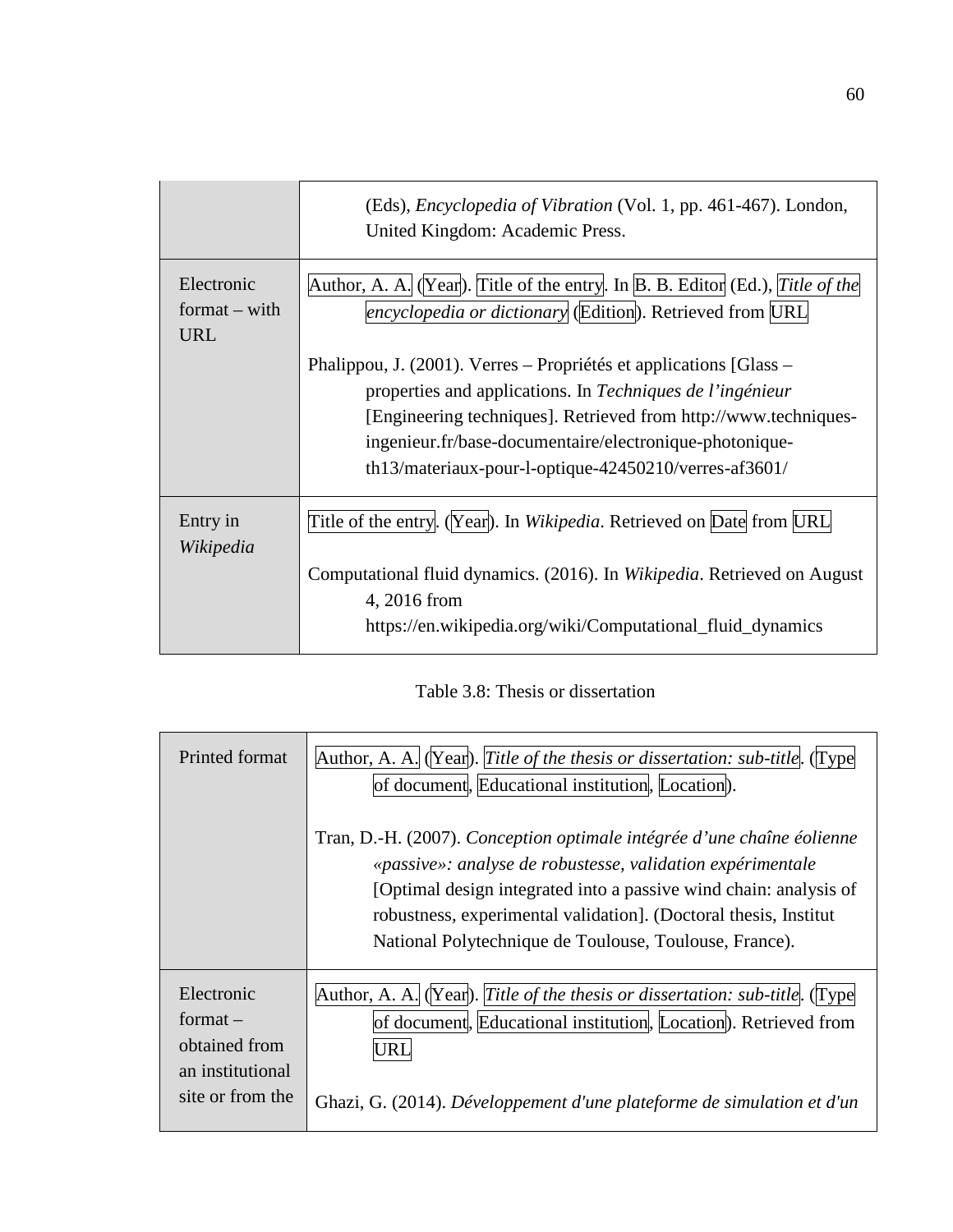| | |
|---|---|
| | (Eds), *Encyclopedia of Vibration* (Vol. 1, pp. 461-467). London, United Kingdom: Academic Press. |
| Electronic format – with URL | Author, A. A. (Year). Title of the entry. In B. B. Editor (Ed.), *Title of the encyclopedia or dictionary* (Edition). Retrieved from URL<br><br>Phalippou, J. (2001). Verres – Propriétés et applications [Glass – properties and applications. In *Techniques de l'ingénieur* [Engineering techniques]. Retrieved from http://www.techniques-ingenieur.fr/base-documentaire/electronique-photonique-th13/materiaux-pour-l-optique-42450210/verres-af3601/ |
| Entry in *Wikipedia* | Title of the entry. (Year). In *Wikipedia*. Retrieved on Date from URL<br><br>Computational fluid dynamics. (2016). In *Wikipedia*. Retrieved on August 4, 2016 from https://en.wikipedia.org/wiki/Computational_fluid_dynamics |

Table 3.8: Thesis or dissertation

| | |
|---|---|
| Printed format | Author, A. A. (Year). *Title of the thesis or dissertation: sub-title*. (Type of document, Educational institution, Location).<br><br>Tran, D.-H. (2007). *Conception optimale intégrée d'une chaîne éolienne «passive»: analyse de robustesse, validation expérimentale* [Optimal design integrated into a passive wind chain: analysis of robustness, experimental validation]. (Doctoral thesis, Institut National Polytechnique de Toulouse, Toulouse, France). |
| Electronic format – obtained from an institutional site or from the | Author, A. A. (Year). *Title of the thesis or dissertation: sub-title*. (Type of document, Educational institution, Location). Retrieved from URL<br><br>Ghazi, G. (2014). *Développement d'une plateforme de simulation et d'un* |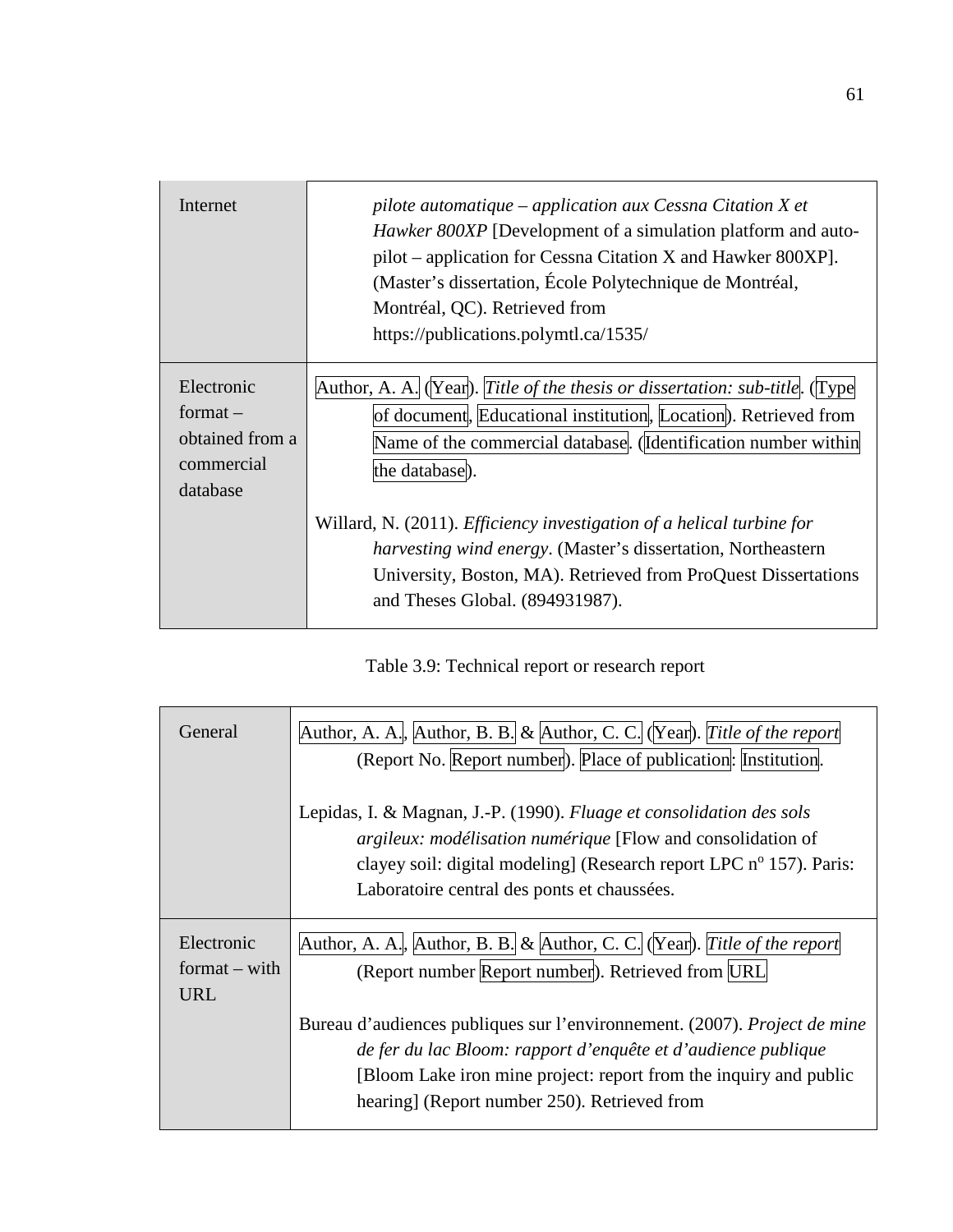| | |
|---|---|
| Internet | *pilote automatique – application aux Cessna Citation X et Hawker 800XP* [Development of a simulation platform and auto-pilot – application for Cessna Citation X and Hawker 800XP]. (Master's dissertation, École Polytechnique de Montréal, Montréal, QC). Retrieved from https://publications.polymtl.ca/1535/ |
| Electronic format – obtained from a commercial database | Author, A. A. (Year). *Title of the thesis or dissertation: sub-title*. (Type of document, Educational institution, Location). Retrieved from Name of the commercial database. (Identification number within the database).<br><br>Willard, N. (2011). *Efficiency investigation of a helical turbine for harvesting wind energy*. (Master's dissertation, Northeastern University, Boston, MA). Retrieved from ProQuest Dissertations and Theses Global. (894931987). |

Table 3.9: Technical report or research report

| | |
|---|---|
| General | Author, A. A., Author, B. B. & Author, C. C. (Year). *Title of the report* (Report No. Report number). Place of publication: Institution.<br><br>Lepidas, I. & Magnan, J.-P. (1990). *Fluage et consolidation des sols argileux: modélisation numérique* [Flow and consolidation of clayey soil: digital modeling] (Research report LPC n° 157). Paris: Laboratoire central des ponts et chaussées. |
| Electronic format – with URL | Author, A. A., Author, B. B. & Author, C. C. (Year). *Title of the report* (Report number Report number). Retrieved from URL<br><br>Bureau d'audiences publiques sur l'environnement. (2007). *Project de mine de fer du lac Bloom: rapport d'enquête et d'audience publique* [Bloom Lake iron mine project: report from the inquiry and public hearing] (Report number 250). Retrieved from |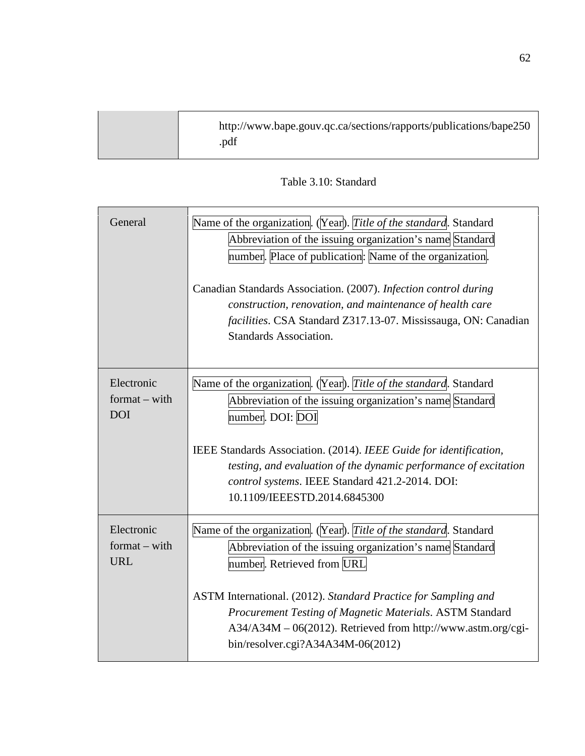| | http://www.bape.gouv.qc.ca/sections/rapports/publications/bape250.pdf |
|---|---|

Table 3.10: Standard

| | |
|---|---|
| General | Name of the organization. (Year). *Title of the standard*. Standard Abbreviation of the issuing organization's name Standard number. Place of publication: Name of the organization.<br><br>Canadian Standards Association. (2007). *Infection control during construction, renovation, and maintenance of health care facilities*. CSA Standard Z317.13-07. Mississauga, ON: Canadian Standards Association. |
| Electronic format – with DOI | Name of the organization. (Year). *Title of the standard*. Standard Abbreviation of the issuing organization's name Standard number. DOI: DOI<br><br>IEEE Standards Association. (2014). *IEEE Guide for identification, testing, and evaluation of the dynamic performance of excitation control systems*. IEEE Standard 421.2-2014. DOI: 10.1109/IEEESTD.2014.6845300 |
| Electronic format – with URL | Name of the organization. (Year). *Title of the standard*. Standard Abbreviation of the issuing organization's name Standard number. Retrieved from URL<br><br>ASTM International. (2012). *Standard Practice for Sampling and Procurement Testing of Magnetic Materials*. ASTM Standard A34/A34M – 06(2012). Retrieved from http://www.astm.org/cgi-bin/resolver.cgi?A34A34M-06(2012) |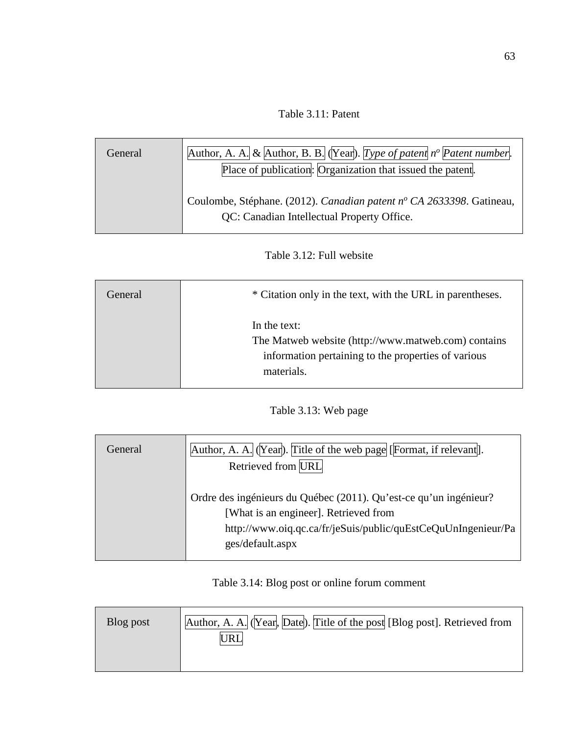Table 3.11: Patent

| General | Author, A. A. & Author, B. B. (Year). *Type of patent* nº *Patent number*. Place of publication: Organization that issued the patent.<br><br>Coulombe, Stéphane. (2012). *Canadian patent nº CA 2633398*. Gatineau, QC: Canadian Intellectual Property Office. |
|---|---|

Table 3.12: Full website

| General | * Citation only in the text, with the URL in parentheses.<br><br>In the text:<br>The Matweb website (http://www.matweb.com) contains information pertaining to the properties of various materials. |
|---|---|

Table 3.13: Web page

| General | Author, A. A. (Year). Title of the web page [Format, if relevant]. Retrieved from URL<br><br>Ordre des ingénieurs du Québec (2011). Qu'est-ce qu'un ingénieur? [What is an engineer]. Retrieved from http://www.oiq.qc.ca/fr/jeSuis/public/quEstCeQuUnIngenieur/Pages/default.aspx |
|---|---|

Table 3.14: Blog post or online forum comment

| Blog post | Author, A. A. (Year, Date). Title of the post [Blog post]. Retrieved from URL |
|---|---|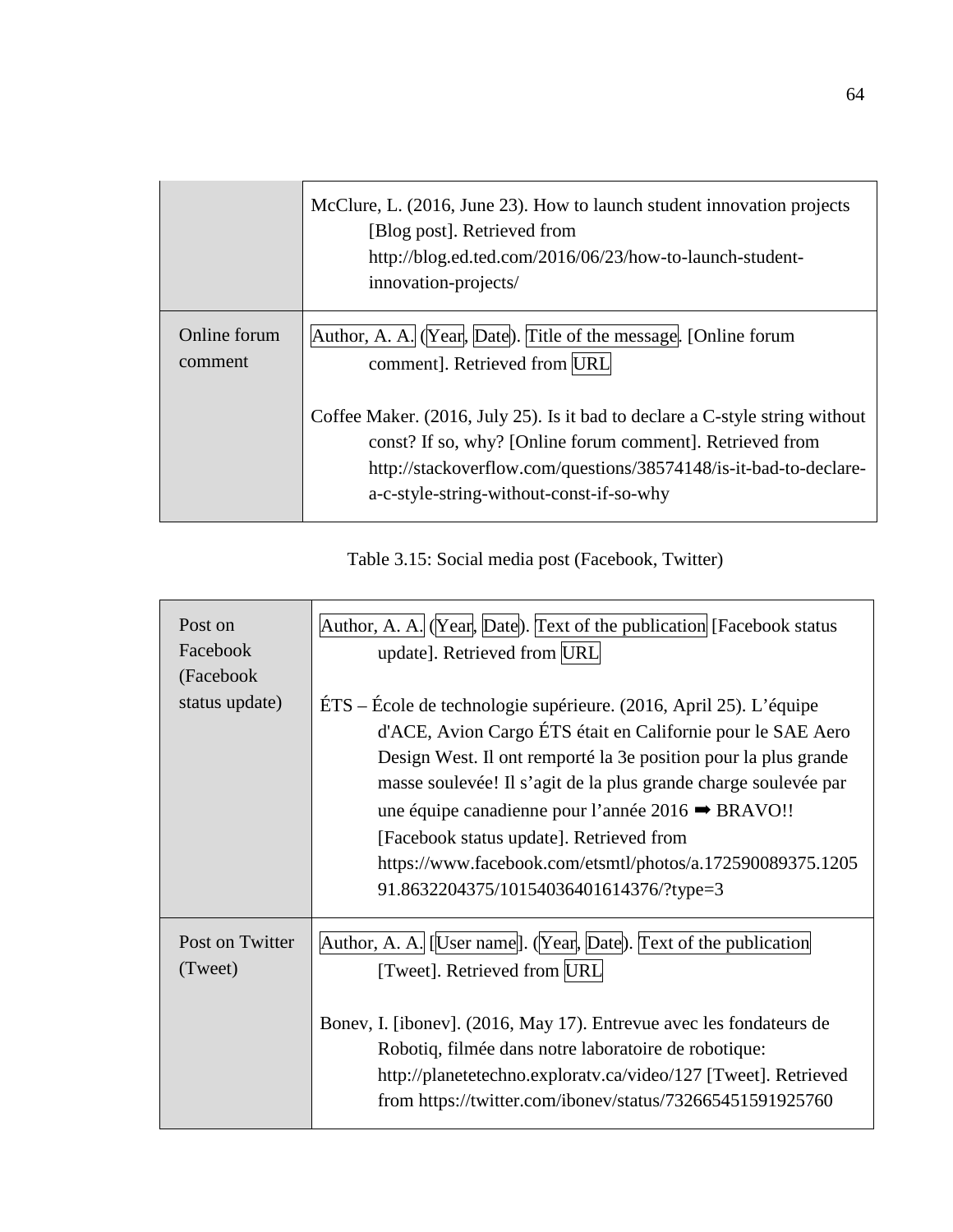| | |
|---|---|
| | McClure, L. (2016, June 23). How to launch student innovation projects [Blog post]. Retrieved from http://blog.ed.ted.com/2016/06/23/how-to-launch-student-innovation-projects/ |
| Online forum comment | Author, A. A. (Year, Date). Title of the message. [Online forum comment]. Retrieved from URL<br><br>Coffee Maker. (2016, July 25). Is it bad to declare a C-style string without const? If so, why? [Online forum comment]. Retrieved from http://stackoverflow.com/questions/38574148/is-it-bad-to-declare-a-c-style-string-without-const-if-so-why |

Table 3.15: Social media post (Facebook, Twitter)

| | |
|---|---|
| Post on Facebook (Facebook status update) | Author, A. A. (Year, Date). Text of the publication [Facebook status update]. Retrieved from URL<br><br>ÉTS – École de technologie supérieure. (2016, April 25). L'équipe d'ACE, Avion Cargo ÉTS était en Californie pour le SAE Aero Design West. Il ont remporté la 3e position pour la plus grande masse soulevée! Il s'agit de la plus grande charge soulevée par une équipe canadienne pour l'année 2016 ➡ BRAVO!! [Facebook status update]. Retrieved from https://www.facebook.com/etsmtl/photos/a.172590089375.120591.8632204375/10154036401614376/?type=3 |
| Post on Twitter (Tweet) | Author, A. A. [User name]. (Year, Date). Text of the publication [Tweet]. Retrieved from URL<br><br>Bonev, I. [ibonev]. (2016, May 17). Entrevue avec les fondateurs de Robotiq, filmée dans notre laboratoire de robotique: http://planetetechno.exploratv.ca/video/127 [Tweet]. Retrieved from https://twitter.com/ibonev/status/732665451591925760 |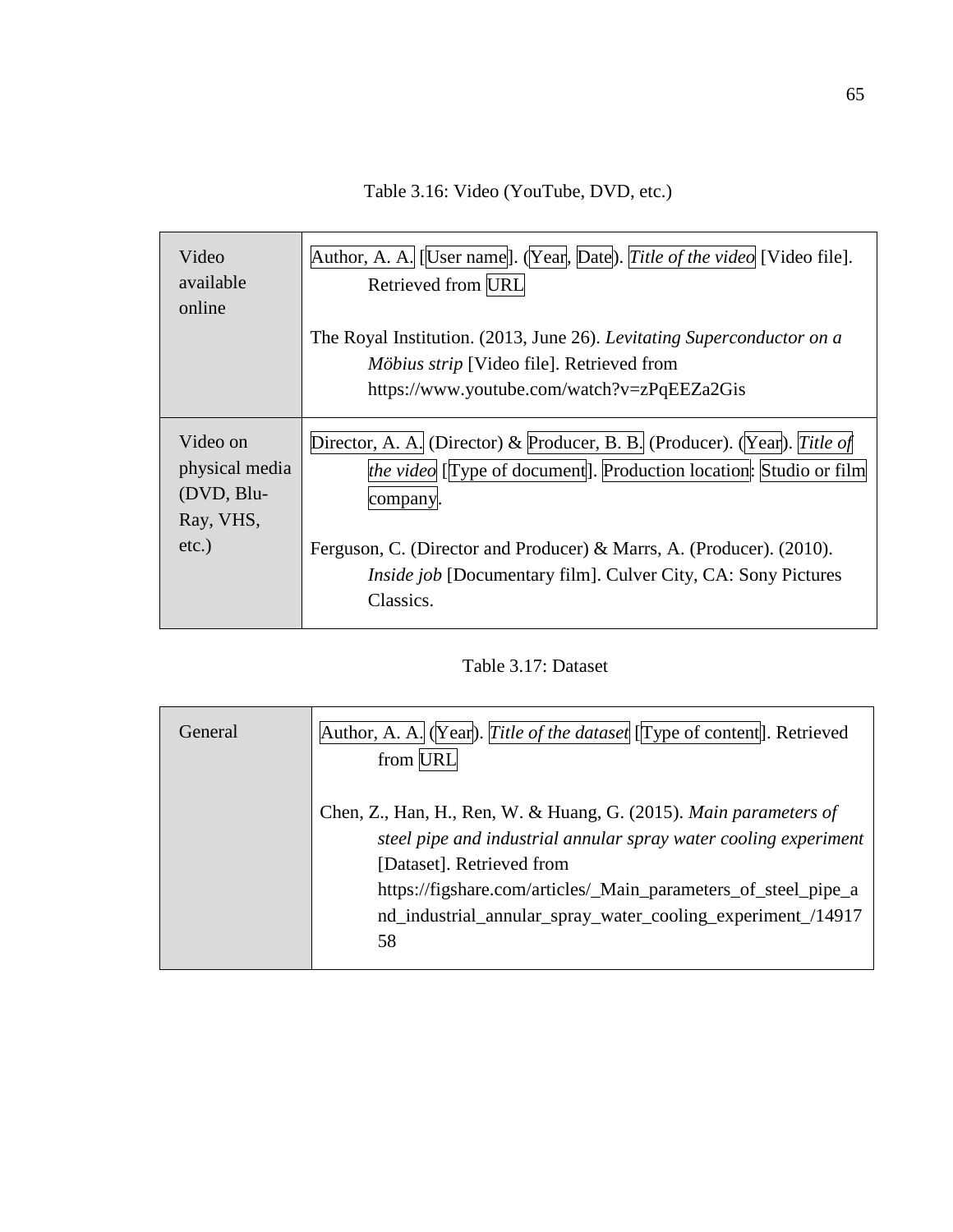Table 3.16: Video (YouTube, DVD, etc.)

| | |
|---|---|
| Video available online | Author, A. A. [User name]. (Year, Date). *Title of the video* [Video file]. Retrieved from URL<br><br>The Royal Institution. (2013, June 26). *Levitating Superconductor on a Möbius strip* [Video file]. Retrieved from https://www.youtube.com/watch?v=zPqEEZa2Gis |
| Video on physical media (DVD, Blu-Ray, VHS, etc.) | Director, A. A. (Director) & Producer, B. B. (Producer). (Year). *Title of the video* [Type of document]. Production location: Studio or film company.<br><br>Ferguson, C. (Director and Producer) & Marrs, A. (Producer). (2010). *Inside job* [Documentary film]. Culver City, CA: Sony Pictures Classics. |

Table 3.17: Dataset

| | |
|---|---|
| General | Author, A. A. (Year). *Title of the dataset* [Type of content]. Retrieved from URL<br><br>Chen, Z., Han, H., Ren, W. & Huang, G. (2015). *Main parameters of steel pipe and industrial annular spray water cooling experiment* [Dataset]. Retrieved from https://figshare.com/articles/_Main_parameters_of_steel_pipe_and_industrial_annular_spray_water_cooling_experiment_/1491758 |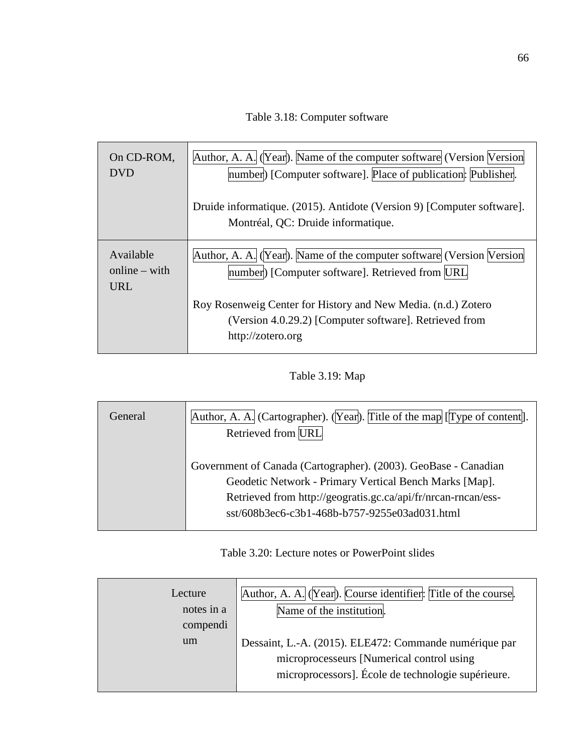Table 3.18: Computer software

| | |
|---|---|
| On CD-ROM, DVD | Author, A. A. (Year). Name of the computer software (Version Version number) [Computer software]. Place of publication: Publisher.<br><br>Druide informatique. (2015). Antidote (Version 9) [Computer software]. Montréal, QC: Druide informatique. |
| Available online – with URL | Author, A. A. (Year). Name of the computer software (Version Version number) [Computer software]. Retrieved from URL<br><br>Roy Rosenweig Center for History and New Media. (n.d.) Zotero (Version 4.0.29.2) [Computer software]. Retrieved from http://zotero.org |

Table 3.19: Map

| | |
|---|---|
| General | Author, A. A. (Cartographer). (Year). Title of the map [Type of content]. Retrieved from URL<br><br>Government of Canada (Cartographer). (2003). GeoBase - Canadian Geodetic Network - Primary Vertical Bench Marks [Map]. Retrieved from http://geogratis.gc.ca/api/fr/nrcan-rncan/ess-sst/608b3ec6-c3b1-468b-b757-9255e03ad031.html |

Table 3.20: Lecture notes or PowerPoint slides

| | |
|---|---|
| Lecture notes in a compendium | Author, A. A. (Year). Course identifier: Title of the course. Name of the institution.<br><br>Dessaint, L.-A. (2015). ELE472: Commande numérique par microprocesseurs [Numerical control using microprocessors]. École de technologie supérieure. |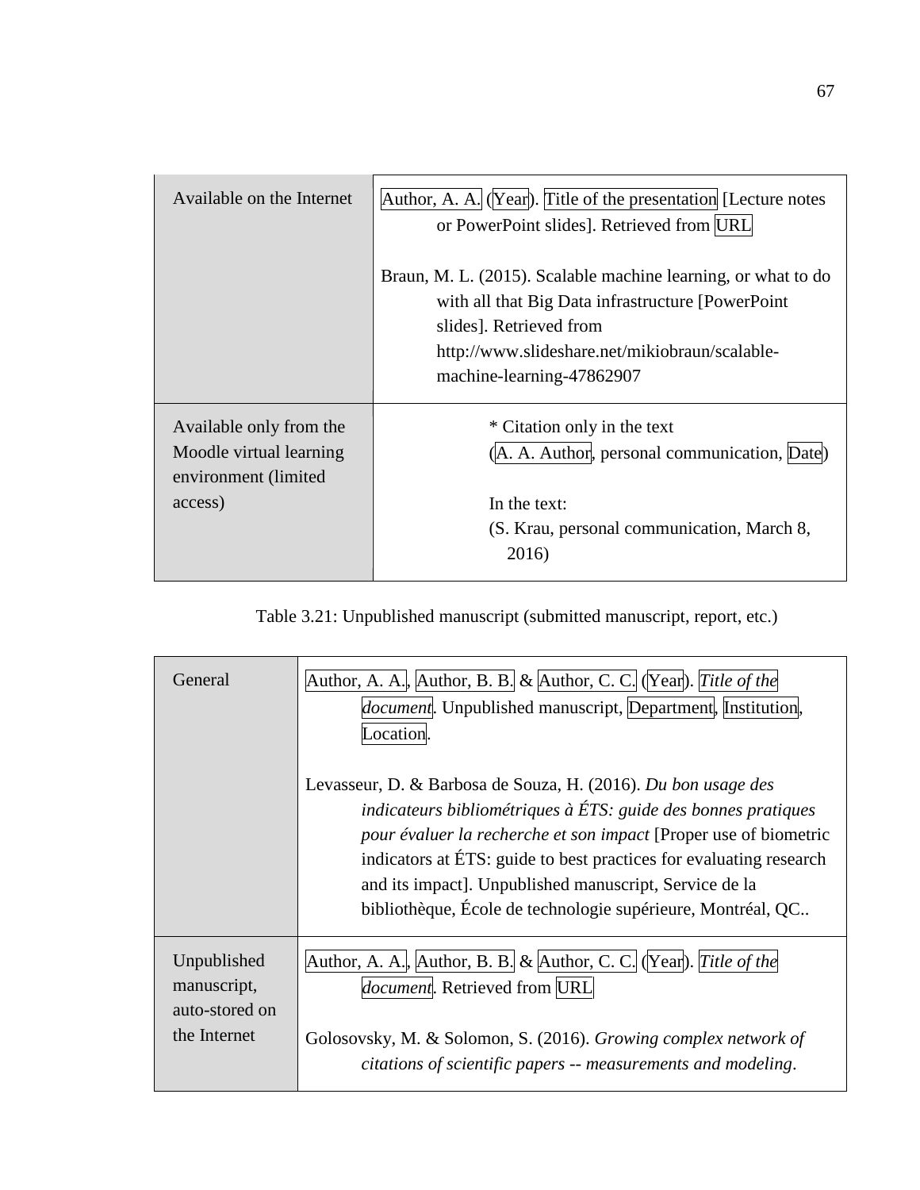| | |
|---|---|
| Available on the Internet | Author, A. A. (Year). Title of the presentation [Lecture notes or PowerPoint slides]. Retrieved from URL<br><br>Braun, M. L. (2015). Scalable machine learning, or what to do with all that Big Data infrastructure [PowerPoint slides]. Retrieved from http://www.slideshare.net/mikiobraun/scalable-machine-learning-47862907 |
| Available only from the Moodle virtual learning environment (limited access) | * Citation only in the text<br>(A. A. Author, personal communication, Date)<br><br>In the text:<br>(S. Krau, personal communication, March 8, 2016) |

Table 3.21: Unpublished manuscript (submitted manuscript, report, etc.)

| | |
|---|---|
| General | Author, A. A., Author, B. B. & Author, C. C. (Year). *Title of the document*. Unpublished manuscript, Department, Institution, Location.<br><br>Levasseur, D. & Barbosa de Souza, H. (2016). *Du bon usage des indicateurs bibliométriques à ÉTS: guide des bonnes pratiques pour évaluer la recherche et son impact* [Proper use of biometric indicators at ÉTS: guide to best practices for evaluating research and its impact]. Unpublished manuscript, Service de la bibliothèque, École de technologie supérieure, Montréal, QC.. |
| Unpublished manuscript, auto-stored on the Internet | Author, A. A., Author, B. B. & Author, C. C. (Year). *Title of the document*. Retrieved from URL<br><br>Golosovsky, M. & Solomon, S. (2016). *Growing complex network of citations of scientific papers -- measurements and modeling*. |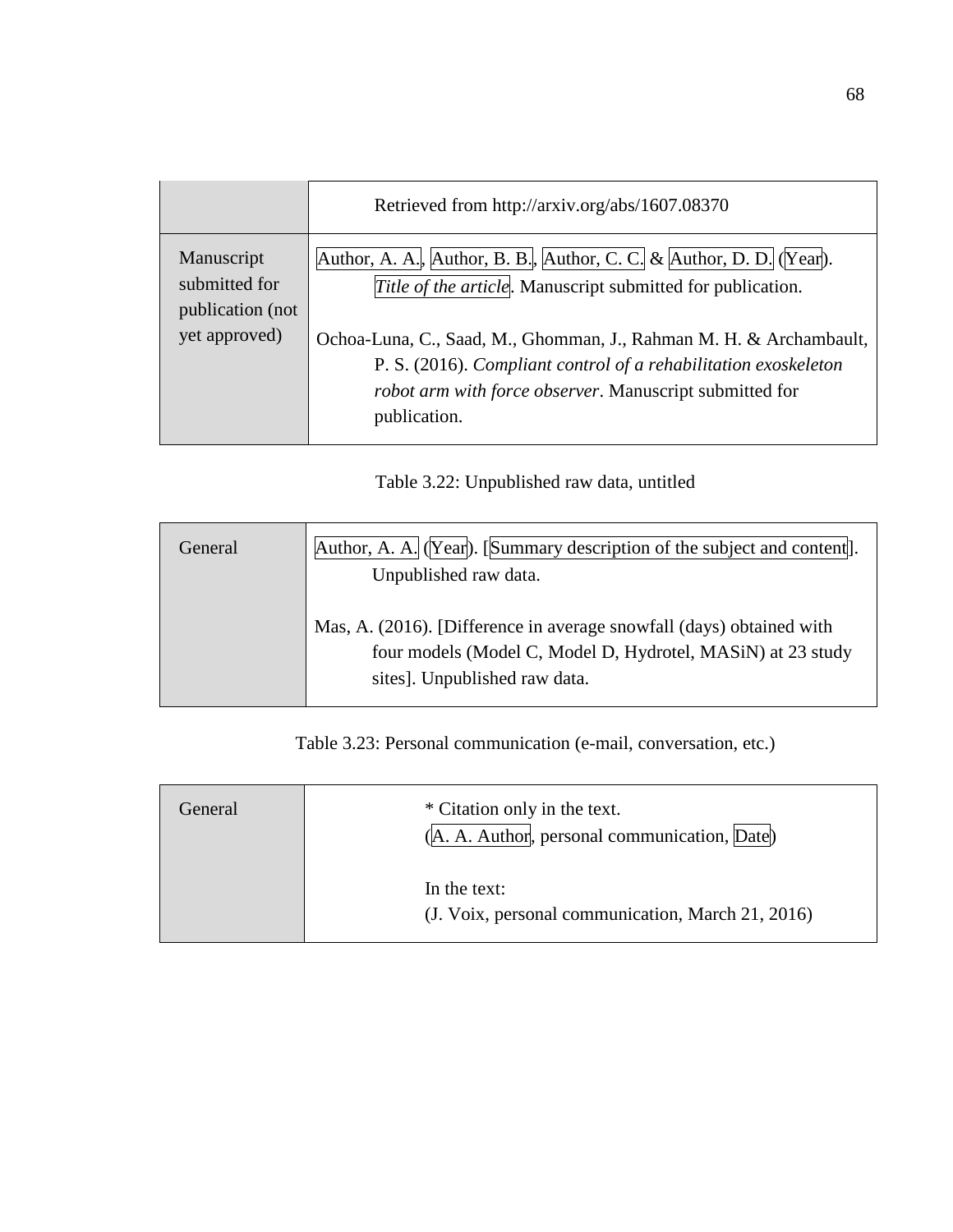| | |
|---|---|
| | Retrieved from http://arxiv.org/abs/1607.08370 |
| Manuscript submitted for publication (not yet approved) | Author, A. A., Author, B. B., Author, C. C. & Author, D. D. (Year). *Title of the article*. Manuscript submitted for publication.<br><br>Ochoa-Luna, C., Saad, M., Ghomman, J., Rahman M. H. & Archambault, P. S. (2016). *Compliant control of a rehabilitation exoskeleton robot arm with force observer*. Manuscript submitted for publication. |

Table 3.22: Unpublished raw data, untitled

| | |
|---|---|
| General | Author, A. A. (Year). [Summary description of the subject and content]. Unpublished raw data.<br><br>Mas, A. (2016). [Difference in average snowfall (days) obtained with four models (Model C, Model D, Hydrotel, MASiN) at 23 study sites]. Unpublished raw data. |

Table 3.23: Personal communication (e-mail, conversation, etc.)

| | |
|---|---|
| General | * Citation only in the text.<br>(A. A. Author, personal communication, Date)<br><br>In the text:<br>(J. Voix, personal communication, March 21, 2016) |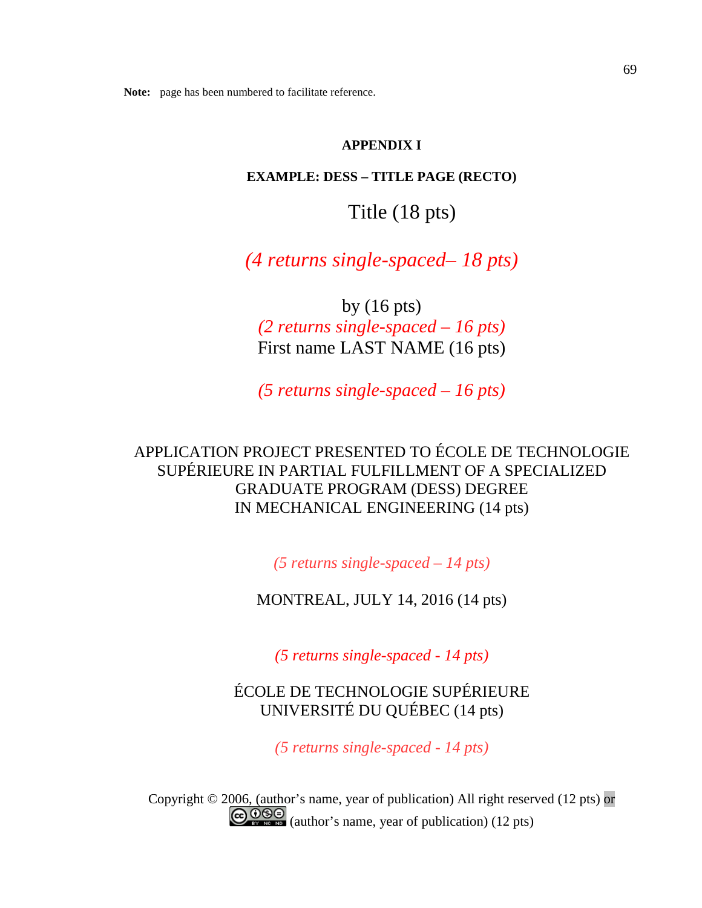**Note:** page has been numbered to facilitate reference.

## APPENDIX I

### EXAMPLE: DESS – TITLE PAGE (RECTO)

Title (18 pts)

*(4 returns single-spaced– 18 pts)*

by (16 pts)

*(2 returns single-spaced – 16 pts)*

First name LAST NAME (16 pts)

*(5 returns single-spaced – 16 pts)*

APPLICATION PROJECT PRESENTED TO ÉCOLE DE TECHNOLOGIE SUPÉRIEURE IN PARTIAL FULFILLMENT OF A SPECIALIZED GRADUATE PROGRAM (DESS) DEGREE IN MECHANICAL ENGINEERING (14 pts)

*(5 returns single-spaced – 14 pts)*

MONTREAL, JULY 14, 2016 (14 pts)

*(5 returns single-spaced - 14 pts)*

ÉCOLE DE TECHNOLOGIE SUPÉRIEURE
UNIVERSITÉ DU QUÉBEC (14 pts)

*(5 returns single-spaced - 14 pts)*

Copyright © 2006, (author's name, year of publication) All right reserved (12 pts) or
(author's name, year of publication) (12 pts)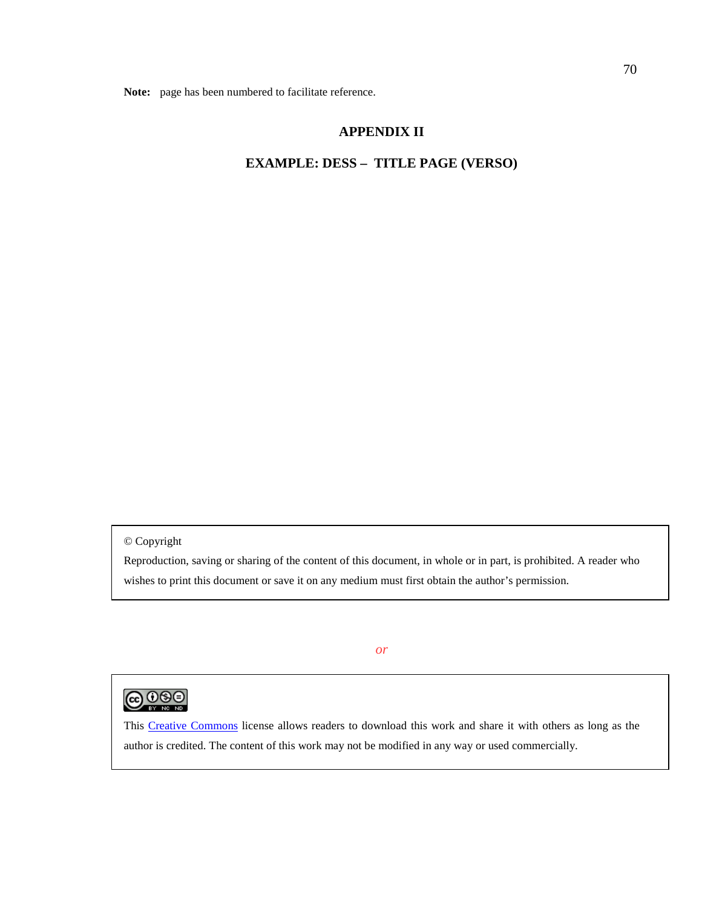**Note:** page has been numbered to facilitate reference.

## APPENDIX II

### EXAMPLE: DESS – TITLE PAGE (VERSO)

© Copyright

Reproduction, saving or sharing of the content of this document, in whole or in part, is prohibited. A reader who wishes to print this document or save it on any medium must first obtain the author's permission.

*or*

This [Creative Commons] license allows readers to download this work and share it with others as long as the author is credited. The content of this work may not be modified in any way or used commercially.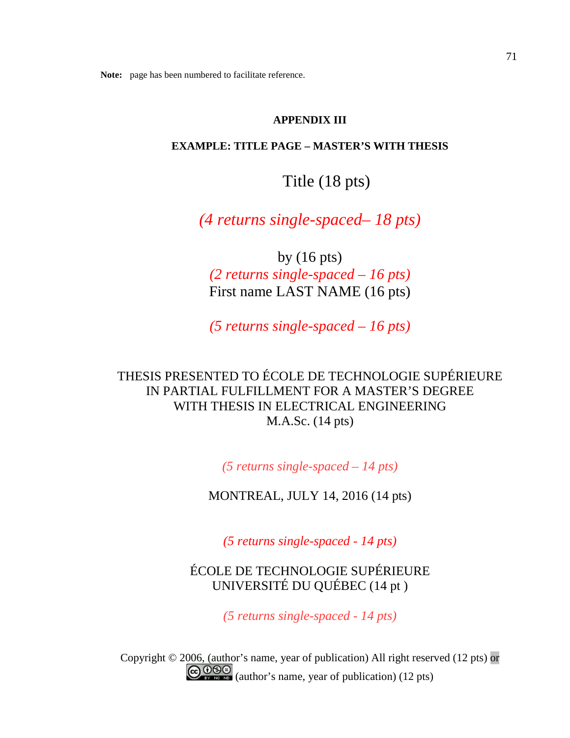**Note:** page has been numbered to facilitate reference.

## APPENDIX III

### EXAMPLE: TITLE PAGE – MASTER'S WITH THESIS

Title (18 pts)

*(4 returns single-spaced– 18 pts)*

by (16 pts)

*(2 returns single-spaced – 16 pts)*

First name LAST NAME (16 pts)

*(5 returns single-spaced – 16 pts)*

THESIS PRESENTED TO ÉCOLE DE TECHNOLOGIE SUPÉRIEURE
IN PARTIAL FULFILLMENT FOR A MASTER'S DEGREE
WITH THESIS IN ELECTRICAL ENGINEERING
M.A.Sc. (14 pts)

*(5 returns single-spaced – 14 pts)*

MONTREAL, JULY 14, 2016 (14 pts)

*(5 returns single-spaced - 14 pts)*

ÉCOLE DE TECHNOLOGIE SUPÉRIEURE
UNIVERSITÉ DU QUÉBEC (14 pt )

*(5 returns single-spaced - 14 pts)*

Copyright © 2006, (author's name, year of publication) All right reserved (12 pts) or
CC BY NC ND (author's name, year of publication) (12 pts)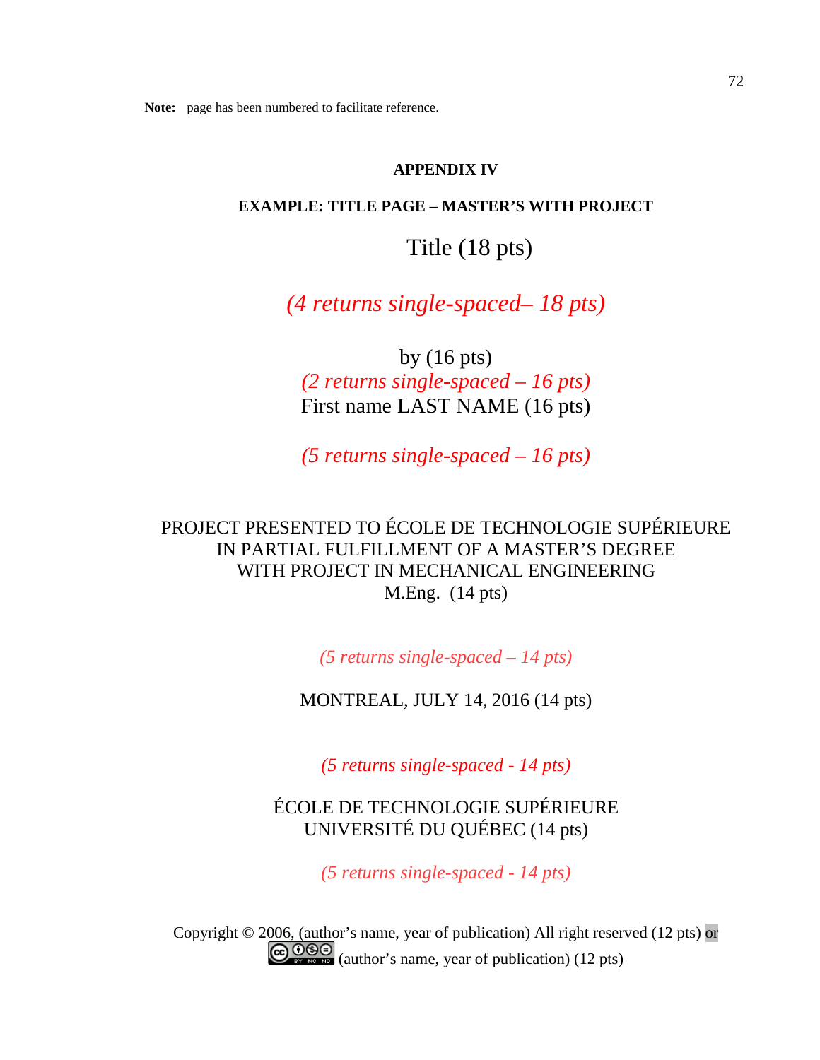**Note:** page has been numbered to facilitate reference.

## APPENDIX IV

### EXAMPLE: TITLE PAGE – MASTER'S WITH PROJECT

Title (18 pts)

*(4 returns single-spaced– 18 pts)*

by (16 pts)
*(2 returns single-spaced – 16 pts)*
First name LAST NAME (16 pts)

*(5 returns single-spaced – 16 pts)*

PROJECT PRESENTED TO ÉCOLE DE TECHNOLOGIE SUPÉRIEURE
IN PARTIAL FULFILLMENT OF A MASTER'S DEGREE
WITH PROJECT IN MECHANICAL ENGINEERING
M.Eng. (14 pts)

*(5 returns single-spaced – 14 pts)*

MONTREAL, JULY 14, 2016 (14 pts)

*(5 returns single-spaced - 14 pts)*

ÉCOLE DE TECHNOLOGIE SUPÉRIEURE
UNIVERSITÉ DU QUÉBEC (14 pts)

*(5 returns single-spaced - 14 pts)*

Copyright © 2006, (author's name, year of publication) All right reserved (12 pts) or
(cc BY NC ND) (author's name, year of publication) (12 pts)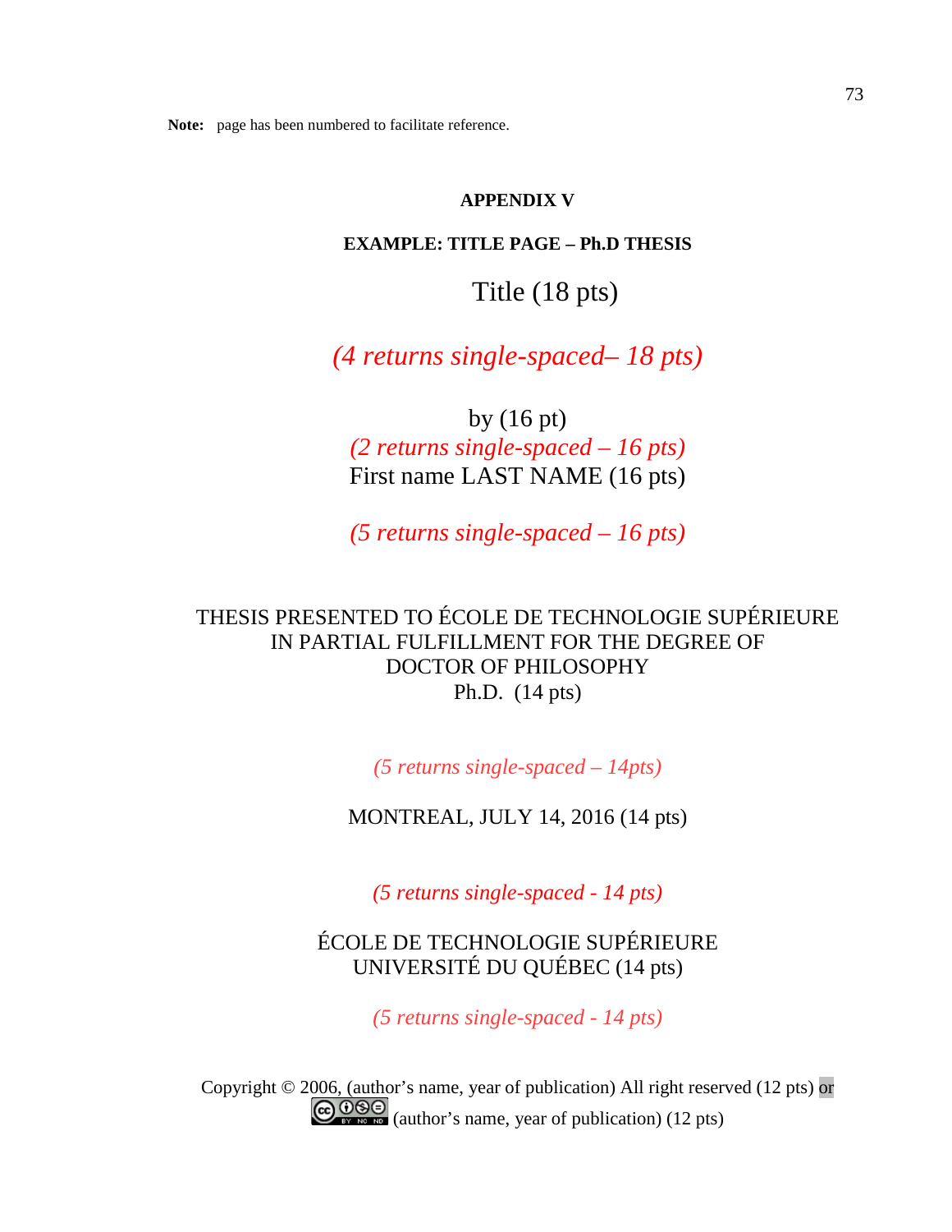**Note:** page has been numbered to facilitate reference.

**APPENDIX V**

**EXAMPLE: TITLE PAGE – Ph.D THESIS**

Title (18 pts)

*(4 returns single-spaced– 18 pts)*

by (16 pt)

*(2 returns single-spaced – 16 pts)*

First name LAST NAME (16 pts)

*(5 returns single-spaced – 16 pts)*

THESIS PRESENTED TO ÉCOLE DE TECHNOLOGIE SUPÉRIEURE
IN PARTIAL FULFILLMENT FOR THE DEGREE OF
DOCTOR OF PHILOSOPHY
Ph.D. (14 pts)

*(5 returns single-spaced – 14pts)*

MONTREAL, JULY 14, 2016 (14 pts)

*(5 returns single-spaced - 14 pts)*

ÉCOLE DE TECHNOLOGIE SUPÉRIEURE
UNIVERSITÉ DU QUÉBEC (14 pts)

*(5 returns single-spaced - 14 pts)*

Copyright © 2006, (author's name, year of publication) All right reserved (12 pts) or
(author's name, year of publication) (12 pts)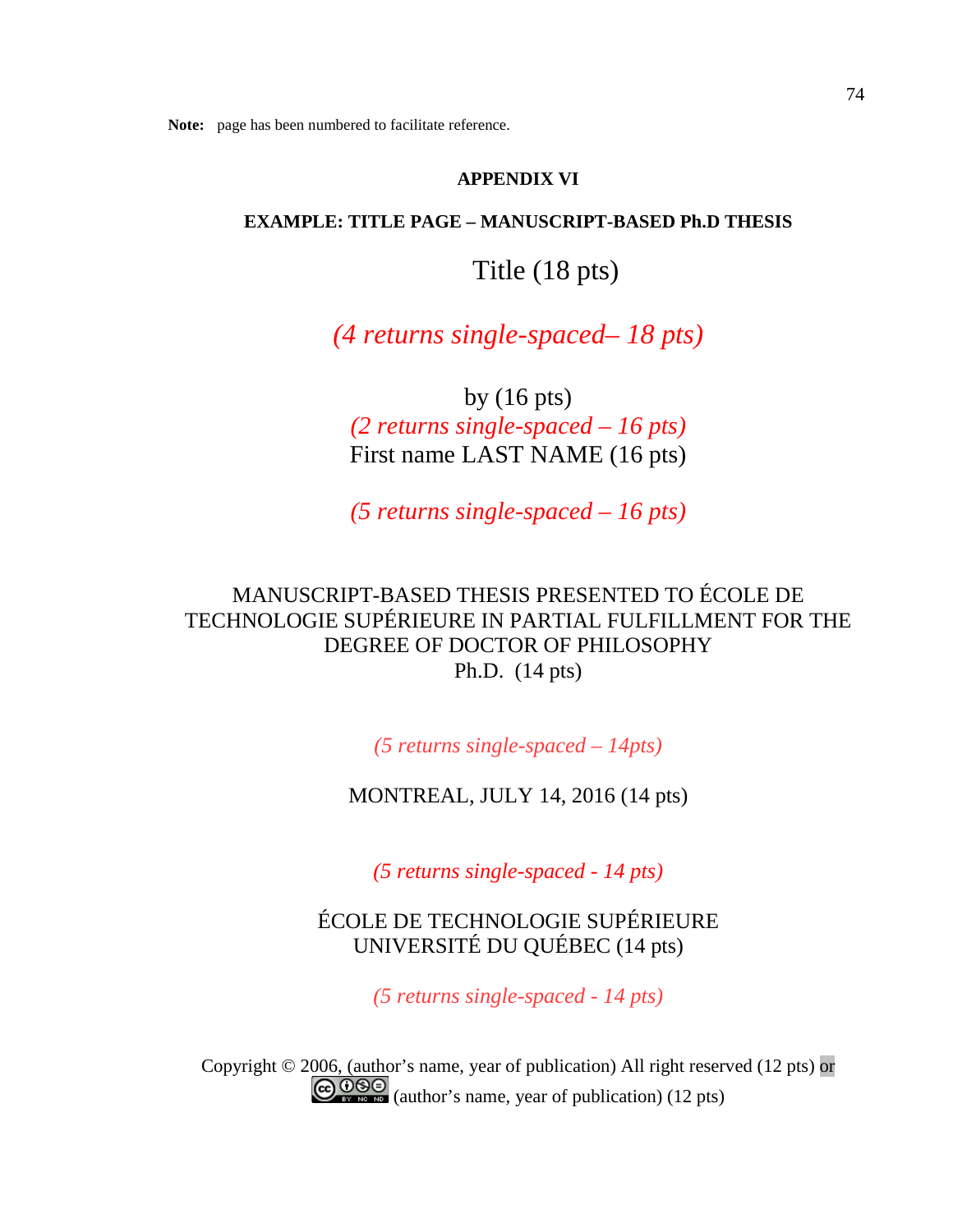**Note:** page has been numbered to facilitate reference.

**APPENDIX VI**

**EXAMPLE: TITLE PAGE – MANUSCRIPT-BASED Ph.D THESIS**

Title (18 pts)

*(4 returns single-spaced– 18 pts)*

by (16 pts)
*(2 returns single-spaced – 16 pts)*
First name LAST NAME (16 pts)

*(5 returns single-spaced – 16 pts)*

MANUSCRIPT-BASED THESIS PRESENTED TO ÉCOLE DE TECHNOLOGIE SUPÉRIEURE IN PARTIAL FULFILLMENT FOR THE DEGREE OF DOCTOR OF PHILOSOPHY
Ph.D. (14 pts)

*(5 returns single-spaced – 14pts)*

MONTREAL, JULY 14, 2016 (14 pts)

*(5 returns single-spaced - 14 pts)*

ÉCOLE DE TECHNOLOGIE SUPÉRIEURE
UNIVERSITÉ DU QUÉBEC (14 pts)

*(5 returns single-spaced - 14 pts)*

Copyright © 2006, (author's name, year of publication) All right reserved (12 pts) or
(author's name, year of publication) (12 pts)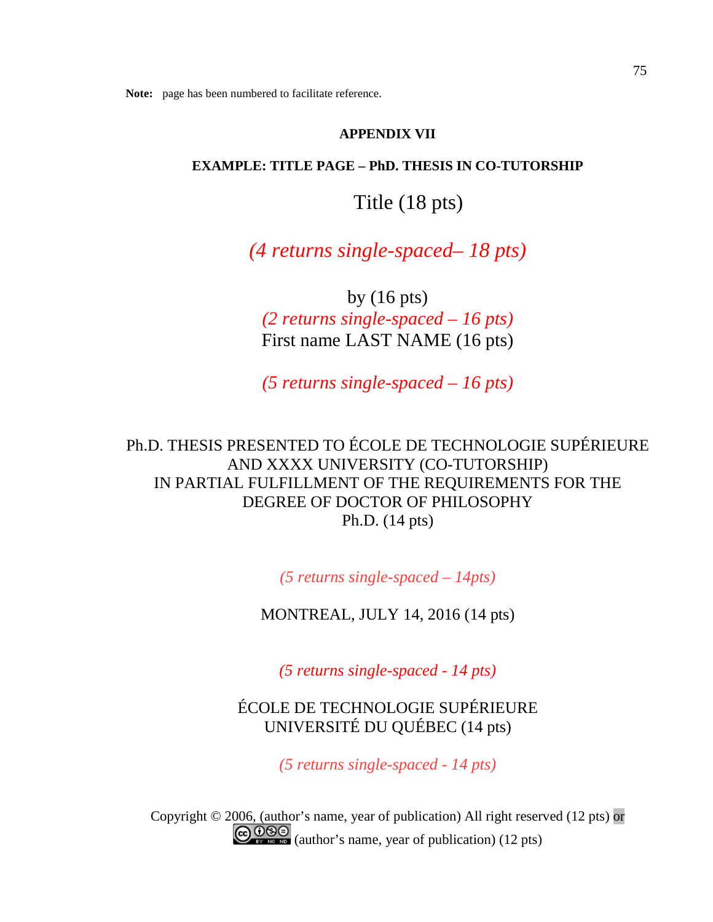**Note:** page has been numbered to facilitate reference.

**APPENDIX VII**

**EXAMPLE: TITLE PAGE – PhD. THESIS IN CO-TUTORSHIP**

Title (18 pts)

*(4 returns single-spaced– 18 pts)*

by (16 pts)
*(2 returns single-spaced – 16 pts)*
First name LAST NAME (16 pts)

*(5 returns single-spaced – 16 pts)*

Ph.D. THESIS PRESENTED TO ÉCOLE DE TECHNOLOGIE SUPÉRIEURE
AND XXXX UNIVERSITY (CO-TUTORSHIP)
IN PARTIAL FULFILLMENT OF THE REQUIREMENTS FOR THE
DEGREE OF DOCTOR OF PHILOSOPHY
Ph.D. (14 pts)

*(5 returns single-spaced – 14pts)*

MONTREAL, JULY 14, 2016 (14 pts)

*(5 returns single-spaced - 14 pts)*

ÉCOLE DE TECHNOLOGIE SUPÉRIEURE
UNIVERSITÉ DU QUÉBEC (14 pts)

*(5 returns single-spaced - 14 pts)*

Copyright © 2006, (author's name, year of publication) All right reserved (12 pts) or
(author's name, year of publication) (12 pts)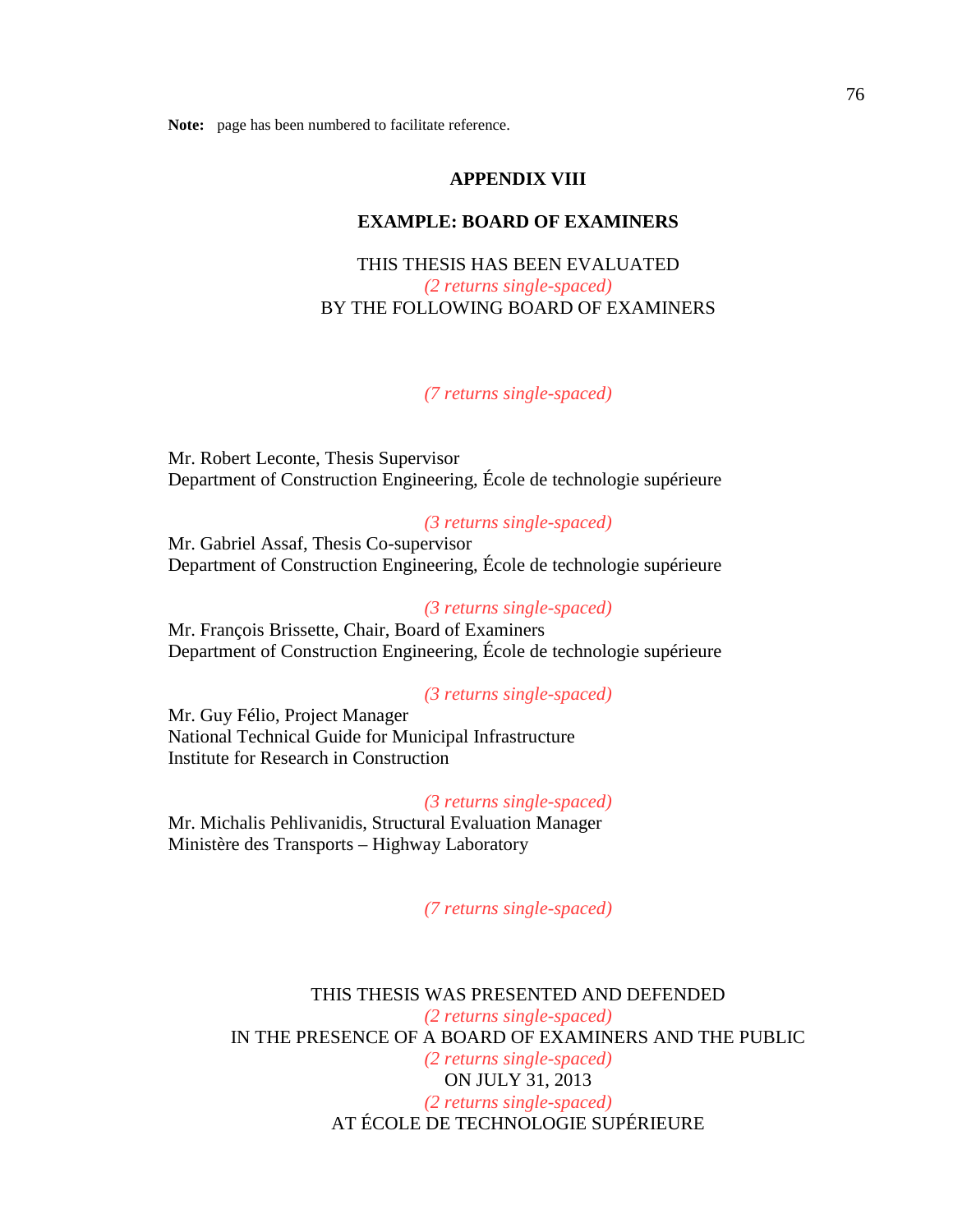**Note:** page has been numbered to facilitate reference.

## APPENDIX VIII

## EXAMPLE: BOARD OF EXAMINERS

THIS THESIS HAS BEEN EVALUATED
*(2 returns single-spaced)*
BY THE FOLLOWING BOARD OF EXAMINERS

*(7 returns single-spaced)*

Mr. Robert Leconte, Thesis Supervisor
Department of Construction Engineering, École de technologie supérieure

*(3 returns single-spaced)*

Mr. Gabriel Assaf, Thesis Co-supervisor
Department of Construction Engineering, École de technologie supérieure

*(3 returns single-spaced)*

Mr. François Brissette, Chair, Board of Examiners
Department of Construction Engineering, École de technologie supérieure

*(3 returns single-spaced)*

Mr. Guy Félio, Project Manager
National Technical Guide for Municipal Infrastructure
Institute for Research in Construction

*(3 returns single-spaced)*

Mr. Michalis Pehlivanidis, Structural Evaluation Manager
Ministère des Transports – Highway Laboratory

*(7 returns single-spaced)*

THIS THESIS WAS PRESENTED AND DEFENDED
*(2 returns single-spaced)*
IN THE PRESENCE OF A BOARD OF EXAMINERS AND THE PUBLIC
*(2 returns single-spaced)*
ON JULY 31, 2013
*(2 returns single-spaced)*
AT ÉCOLE DE TECHNOLOGIE SUPÉRIEURE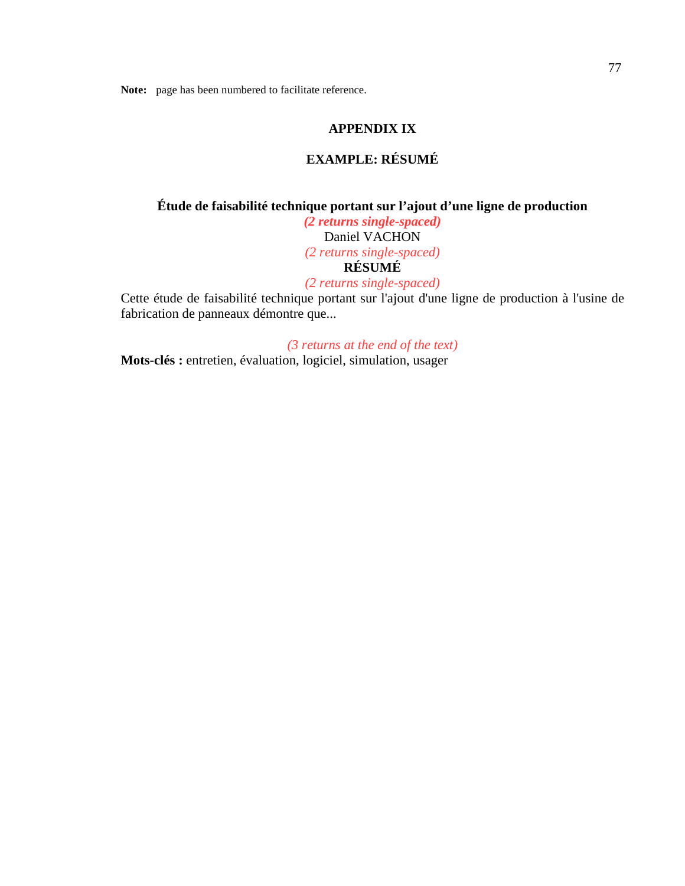**Note:** page has been numbered to facilitate reference.

# APPENDIX IX

## EXAMPLE: RÉSUMÉ

**Étude de faisabilité technique portant sur l'ajout d'une ligne de production**

***(2 returns single-spaced)***

Daniel VACHON

*(2 returns single-spaced)*

**RÉSUMÉ**

*(2 returns single-spaced)*

Cette étude de faisabilité technique portant sur l'ajout d'une ligne de production à l'usine de fabrication de panneaux démontre que...

*(3 returns at the end of the text)*

**Mots-clés :** entretien, évaluation, logiciel, simulation, usager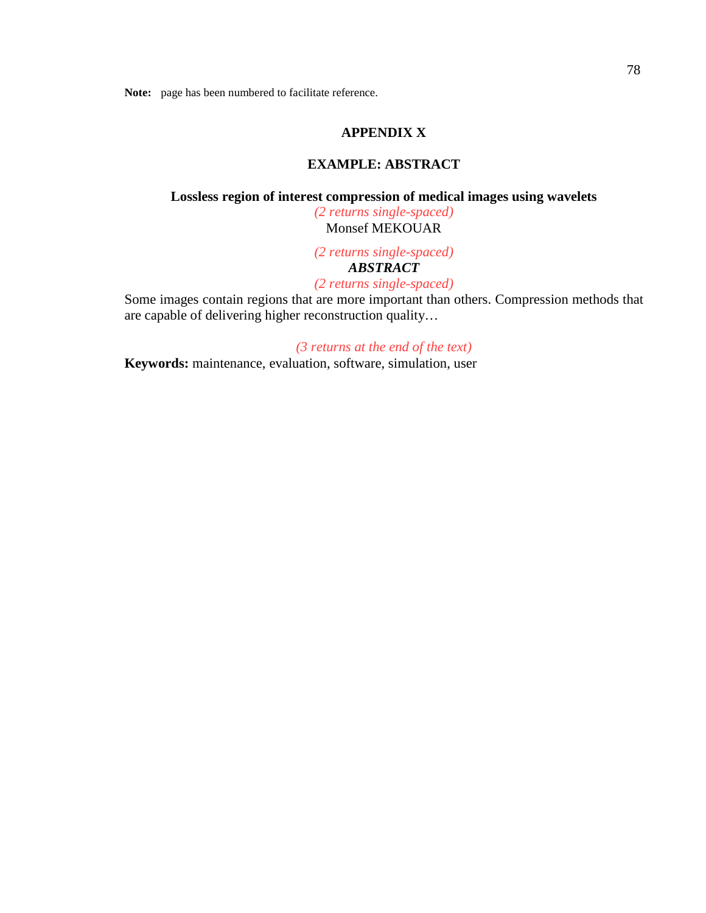**Note:** page has been numbered to facilitate reference.

# APPENDIX X

## EXAMPLE: ABSTRACT

**Lossless region of interest compression of medical images using wavelets**

*(2 returns single-spaced)*

Monsef MEKOUAR

*(2 returns single-spaced)*

***ABSTRACT***

*(2 returns single-spaced)*

Some images contain regions that are more important than others. Compression methods that are capable of delivering higher reconstruction quality…

*(3 returns at the end of the text)*

**Keywords:** maintenance, evaluation, software, simulation, user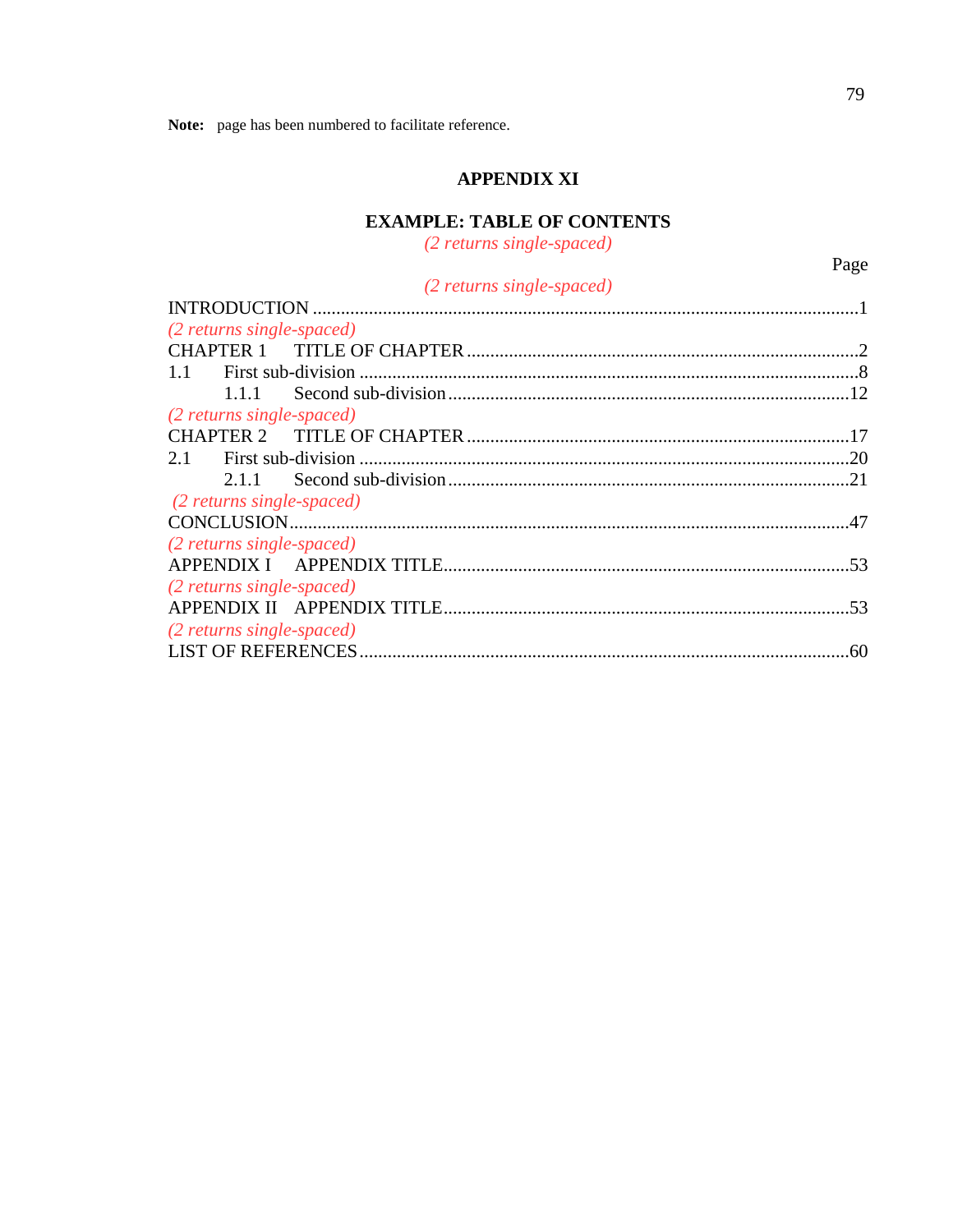**Note:** page has been numbered to facilitate reference.

## APPENDIX XI

### EXAMPLE: TABLE OF CONTENTS

*(2 returns single-spaced)*

Page

*(2 returns single-spaced)*

INTRODUCTION ..........................................................................................................1

*(2 returns single-spaced)*

CHAPTER 1 TITLE OF CHAPTER ...........................................................................2

1.1 First sub-division ......................................................................................................8

1.1.1 Second sub-division ............................................................................................12

*(2 returns single-spaced)*

CHAPTER 2 TITLE OF CHAPTER .........................................................................17

2.1 First sub-division ....................................................................................................20

2.1.1 Second sub-division ............................................................................................21

*(2 returns single-spaced)*

CONCLUSION ..........................................................................................................47

*(2 returns single-spaced)*

APPENDIX I APPENDIX TITLE ..............................................................................53

*(2 returns single-spaced)*

APPENDIX II APPENDIX TITLE .............................................................................53

*(2 returns single-spaced)*

LIST OF REFERENCES ...........................................................................................60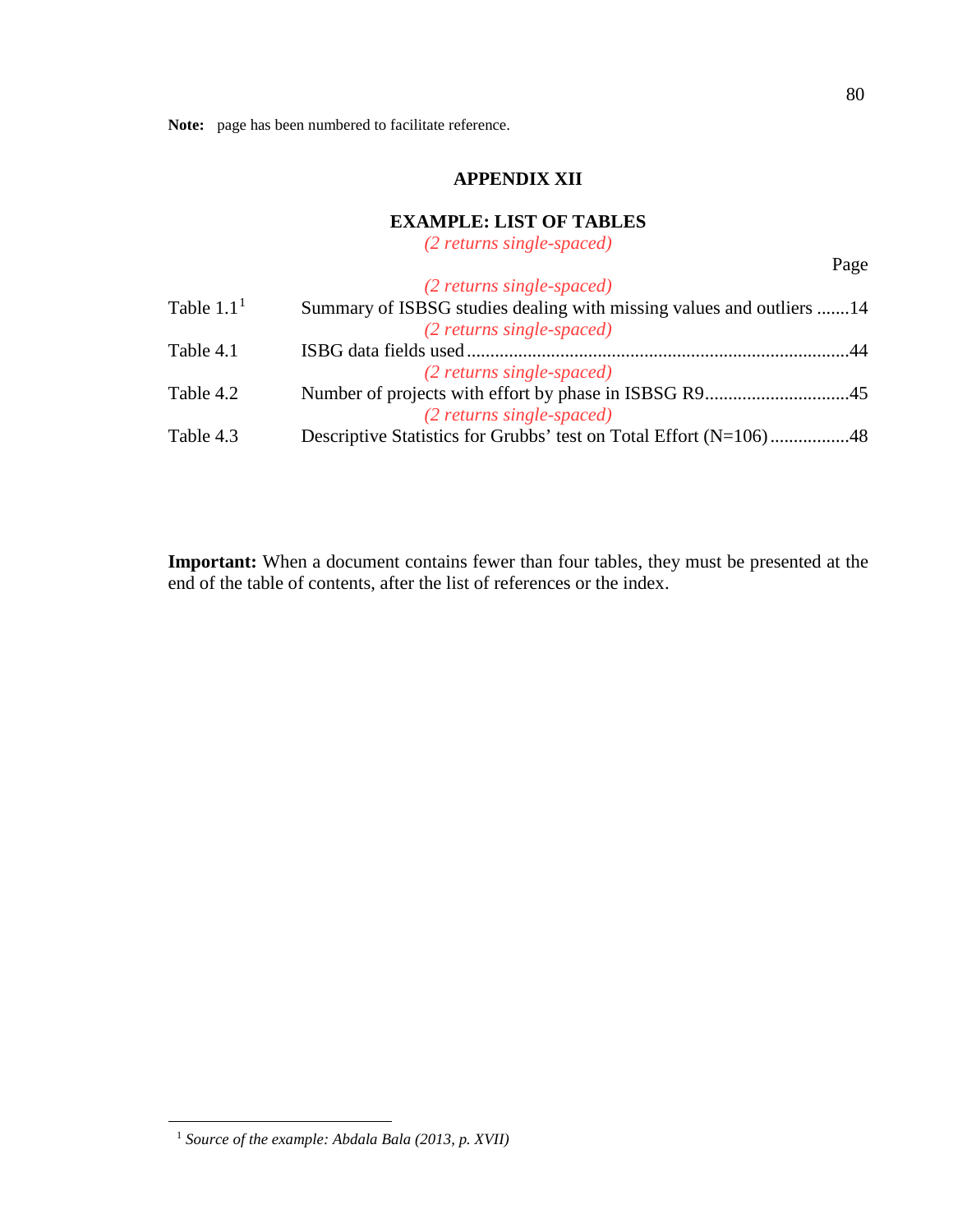**Note:** page has been numbered to facilitate reference.

## APPENDIX XII

### EXAMPLE: LIST OF TABLES

*(2 returns single-spaced)*

Page

*(2 returns single-spaced)*

Table 1.1[1] Summary of ISBSG studies dealing with missing values and outliers .......14

*(2 returns single-spaced)*

Table 4.1 ISBG data fields used .................................................................................44

*(2 returns single-spaced)*

Table 4.2 Number of projects with effort by phase in ISBSG R9...............................45

*(2 returns single-spaced)*

Table 4.3 Descriptive Statistics for Grubbs' test on Total Effort (N=106).................48

**Important:** When a document contains fewer than four tables, they must be presented at the end of the table of contents, after the list of references or the index.

[1] *Source of the example: Abdala Bala (2013, p. XVII)*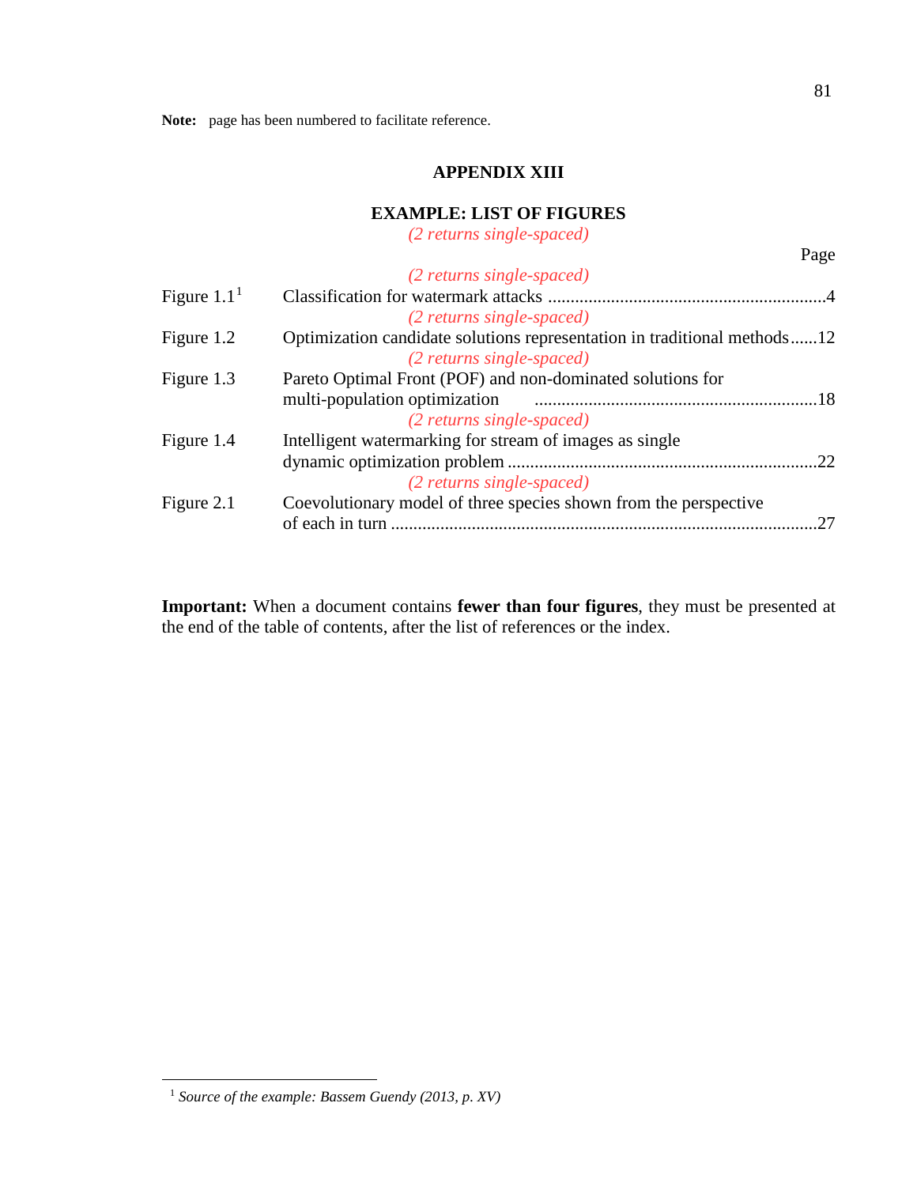**Note:** page has been numbered to facilitate reference.

## APPENDIX XIII

## EXAMPLE: LIST OF FIGURES

*(2 returns single-spaced)*

Page

*(2 returns single-spaced)*

Figure 1.1[1] Classification for watermark attacks ............................................................4

*(2 returns single-spaced)*

Figure 1.2 Optimization candidate solutions representation in traditional methods......12

*(2 returns single-spaced)*

Figure 1.3 Pareto Optimal Front (POF) and non-dominated solutions for multi-population optimization ..............................................................18

*(2 returns single-spaced)*

Figure 1.4 Intelligent watermarking for stream of images as single dynamic optimization problem .....................................................................22

*(2 returns single-spaced)*

Figure 2.1 Coevolutionary model of three species shown from the perspective of each in turn ...............................................................................................27

**Important:** When a document contains **fewer than four figures**, they must be presented at the end of the table of contents, after the list of references or the index.

---

[1] *Source of the example: Bassem Guendy (2013, p. XV)*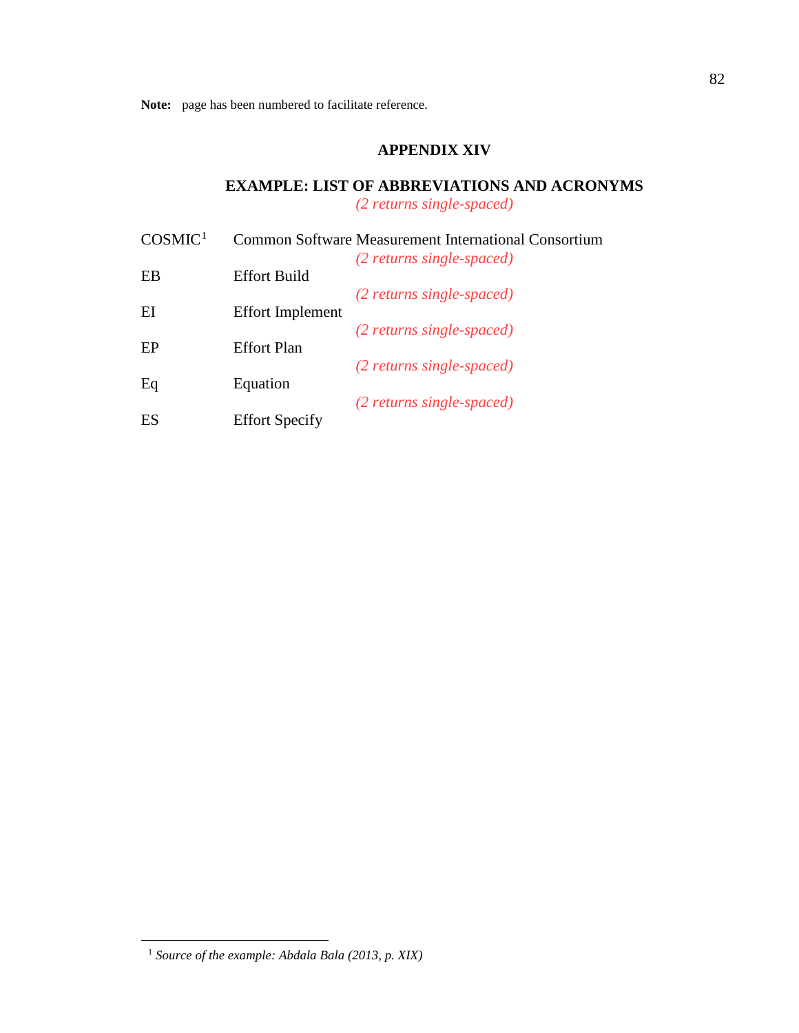**Note:** page has been numbered to facilitate reference.

## APPENDIX XIV

## EXAMPLE: LIST OF ABBREVIATIONS AND ACRONYMS

*(2 returns single-spaced)*

COSMIC[1] Common Software Measurement International Consortium

*(2 returns single-spaced)*

EB Effort Build

*(2 returns single-spaced)*

EI Effort Implement

*(2 returns single-spaced)*

EP Effort Plan

*(2 returns single-spaced)*

Eq Equation

*(2 returns single-spaced)*

ES Effort Specify

---

[1] *Source of the example: Abdala Bala (2013, p. XIX)*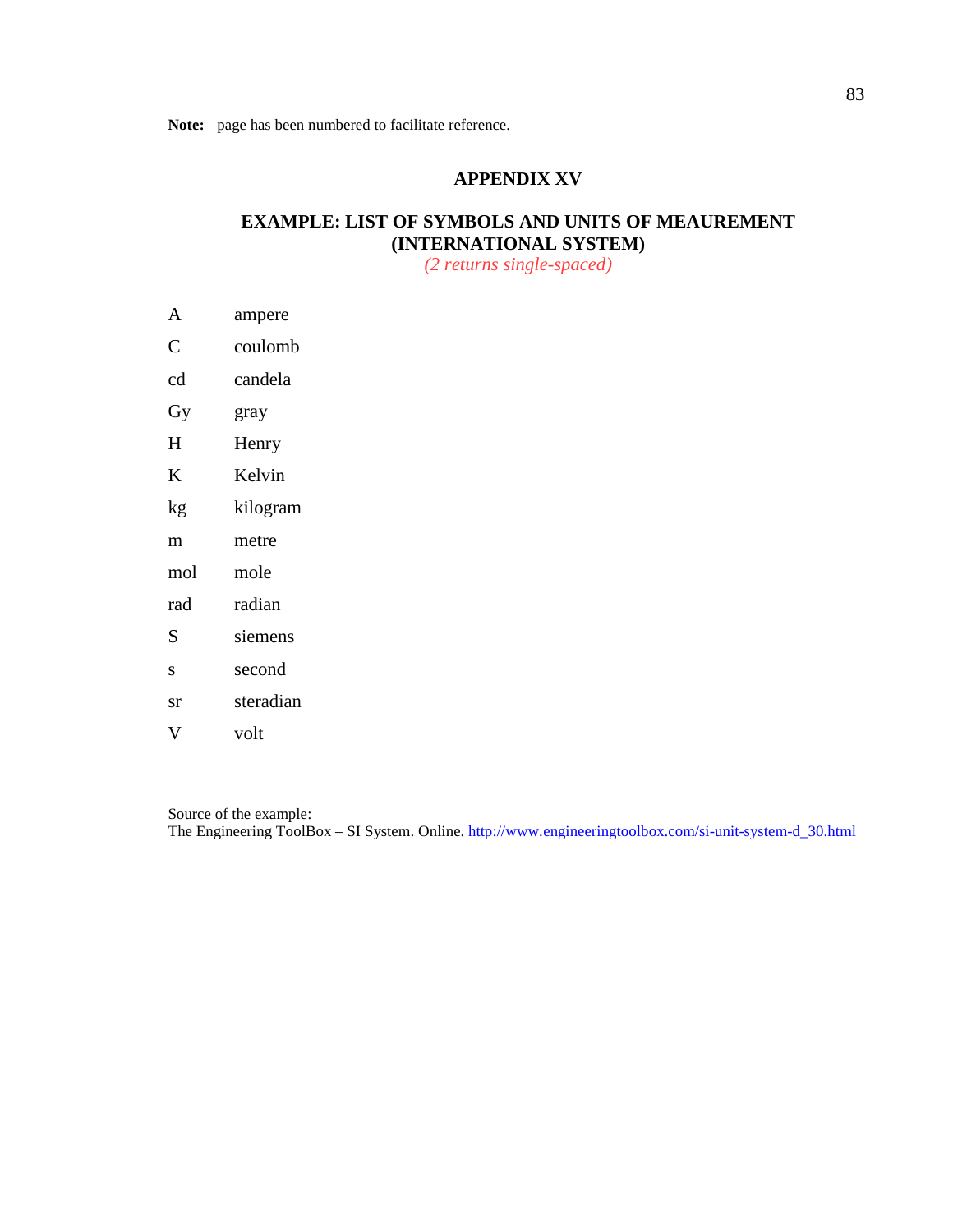**Note:** page has been numbered to facilitate reference.

## APPENDIX XV

## EXAMPLE: LIST OF SYMBOLS AND UNITS OF MEAUREMENT (INTERNATIONAL SYSTEM)

*(2 returns single-spaced)*

| | |
|---|---|
| A | ampere |
| C | coulomb |
| cd | candela |
| Gy | gray |
| H | Henry |
| K | Kelvin |
| kg | kilogram |
| m | metre |
| mol | mole |
| rad | radian |
| S | siemens |
| s | second |
| sr | steradian |
| V | volt |

Source of the example:
The Engineering ToolBox – SI System. Online. http://www.engineeringtoolbox.com/si-unit-system-d_30.html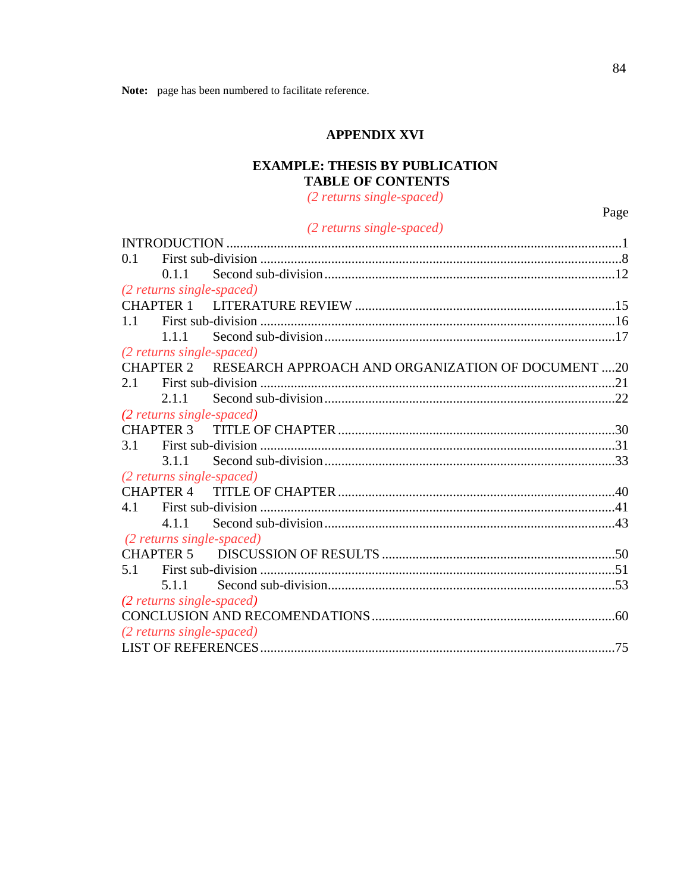**Note:** page has been numbered to facilitate reference.

# APPENDIX XVI

## EXAMPLE: THESIS BY PUBLICATION
## TABLE OF CONTENTS

*(2 returns single-spaced)*

Page

*(2 returns single-spaced)*

INTRODUCTION ....................................................................................................................1
0.1 First sub-division ..........................................................................................................8
0.1.1 Second sub-division......................................................................................12

*(2 returns single-spaced)*

CHAPTER 1 LITERATURE REVIEW .............................................................................15
1.1 First sub-division ........................................................................................................16
1.1.1 Second sub-division......................................................................................17

*(2 returns single-spaced)*

CHAPTER 2 RESEARCH APPROACH AND ORGANIZATION OF DOCUMENT ....20
2.1 First sub-division ........................................................................................................21
2.1.1 Second sub-division......................................................................................22

*(2 returns single-spaced)*

CHAPTER 3 TITLE OF CHAPTER..................................................................................30
3.1 First sub-division ........................................................................................................31
3.1.1 Second sub-division......................................................................................33

*(2 returns single-spaced)*

CHAPTER 4 TITLE OF CHAPTER..................................................................................40
4.1 First sub-division ........................................................................................................41
4.1.1 Second sub-division......................................................................................43

*(2 returns single-spaced)*

CHAPTER 5 DISCUSSION OF RESULTS ......................................................................50
5.1 First sub-division ........................................................................................................51
5.1.1 Second sub-division.....................................................................................53

*(2 returns single-spaced)*

CONCLUSION AND RECOMENDATIONS.......................................................................60

*(2 returns single-spaced)*

LIST OF REFERENCES........................................................................................................75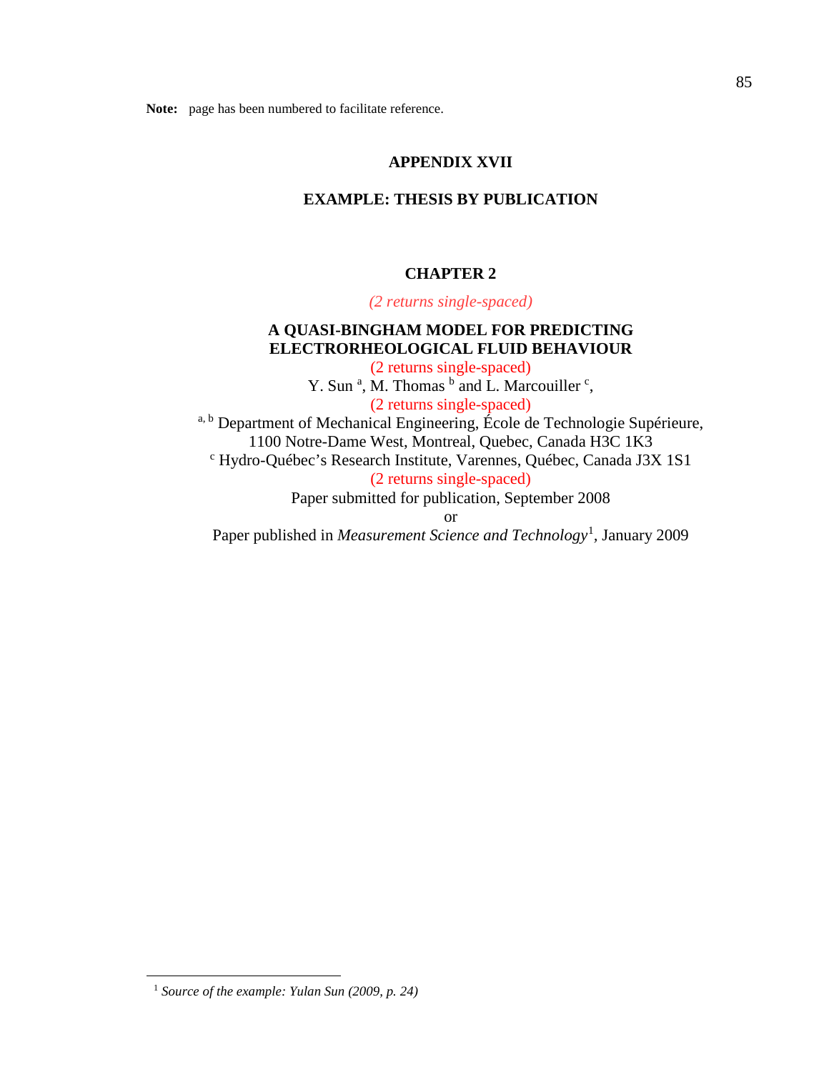**Note:** page has been numbered to facilitate reference.

# APPENDIX XVII

# EXAMPLE: THESIS BY PUBLICATION

## CHAPTER 2

*(2 returns single-spaced)*

## A QUASI-BINGHAM MODEL FOR PREDICTING ELECTRORHEOLOGICAL FLUID BEHAVIOUR

(2 returns single-spaced)

Y. Sun [a], M. Thomas [b] and L. Marcouiller [c],

(2 returns single-spaced)

[a, b] Department of Mechanical Engineering, École de Technologie Supérieure, 1100 Notre-Dame West, Montreal, Quebec, Canada H3C 1K3

[c] Hydro-Québec's Research Institute, Varennes, Québec, Canada J3X 1S1

(2 returns single-spaced)

Paper submitted for publication, September 2008

or

Paper published in *Measurement Science and Technology*[1], January 2009

---

[1] *Source of the example: Yulan Sun (2009, p. 24)*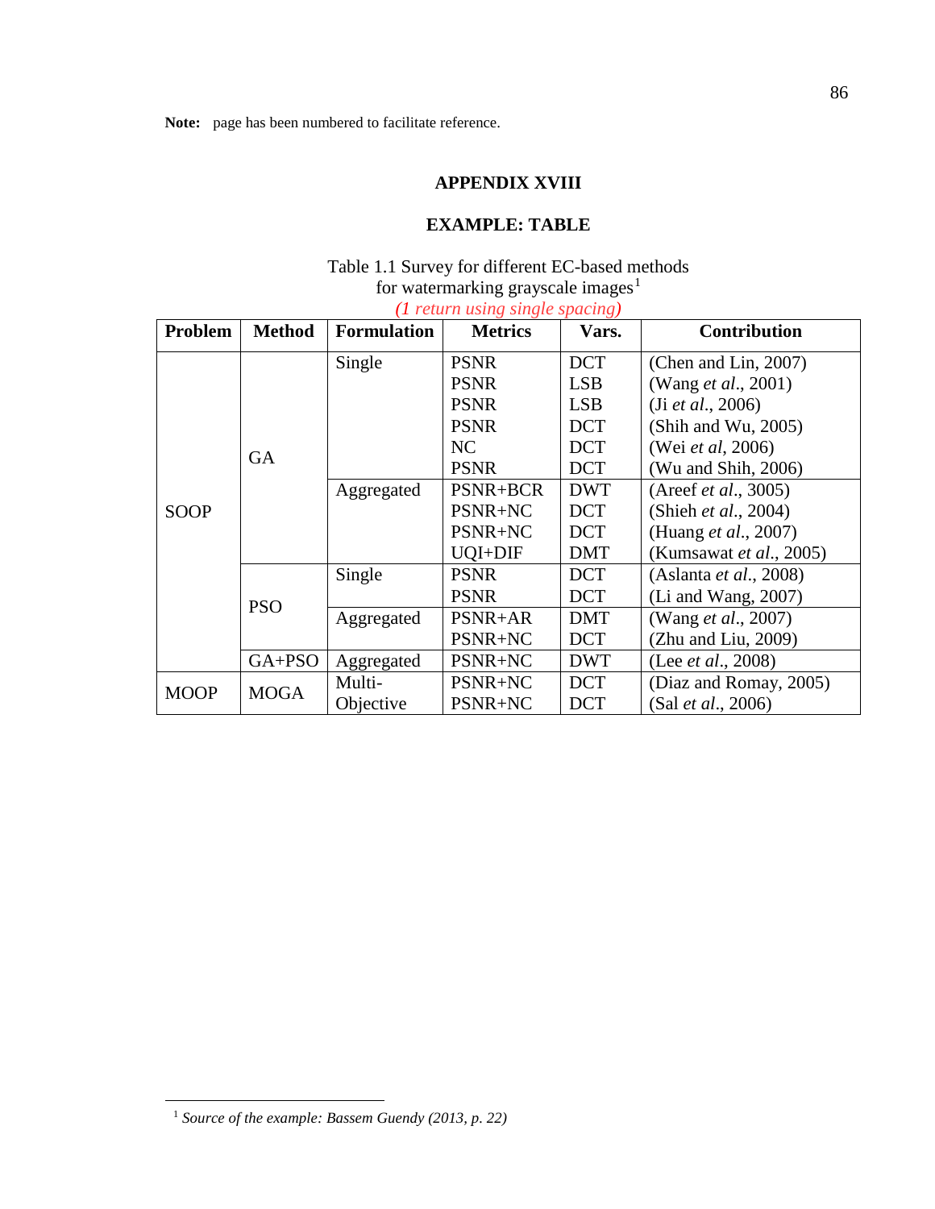**Note:** page has been numbered to facilitate reference.

## APPENDIX XVIII

## EXAMPLE: TABLE

Table 1.1 Survey for different EC-based methods
for watermarking grayscale images[1]

*(1 return using single spacing)*

| Problem | Method | Formulation | Metrics | Vars. | Contribution |
|---|---|---|---|---|---|
| SOOP | GA | Single | PSNR | DCT | (Chen and Lin, 2007) |
| | | | PSNR | LSB | (Wang *et al*., 2001) |
| | | | PSNR | LSB | (Ji *et al*., 2006) |
| | | | PSNR | DCT | (Shih and Wu, 2005) |
| | | | NC | DCT | (Wei *et al*, 2006) |
| | | | PSNR | DCT | (Wu and Shih, 2006) |
| | | Aggregated | PSNR+BCR | DWT | (Areef *et al*., 3005) |
| | | | PSNR+NC | DCT | (Shieh *et al*., 2004) |
| | | | PSNR+NC | DCT | (Huang *et al*., 2007) |
| | | | UQI+DIF | DMT | (Kumsawat *et al*., 2005) |
| | PSO | Single | PSNR | DCT | (Aslanta *et al*., 2008) |
| | | | PSNR | DCT | (Li and Wang, 2007) |
| | | Aggregated | PSNR+AR | DMT | (Wang *et al*., 2007) |
| | | | PSNR+NC | DCT | (Zhu and Liu, 2009) |
| | GA+PSO | Aggregated | PSNR+NC | DWT | (Lee *et al*., 2008) |
| MOOP | MOGA | Multi-Objective | PSNR+NC | DCT | (Diaz and Romay, 2005) |
| | | | PSNR+NC | DCT | (Sal *et al*., 2006) |

[1] *Source of the example: Bassem Guendy (2013, p. 22)*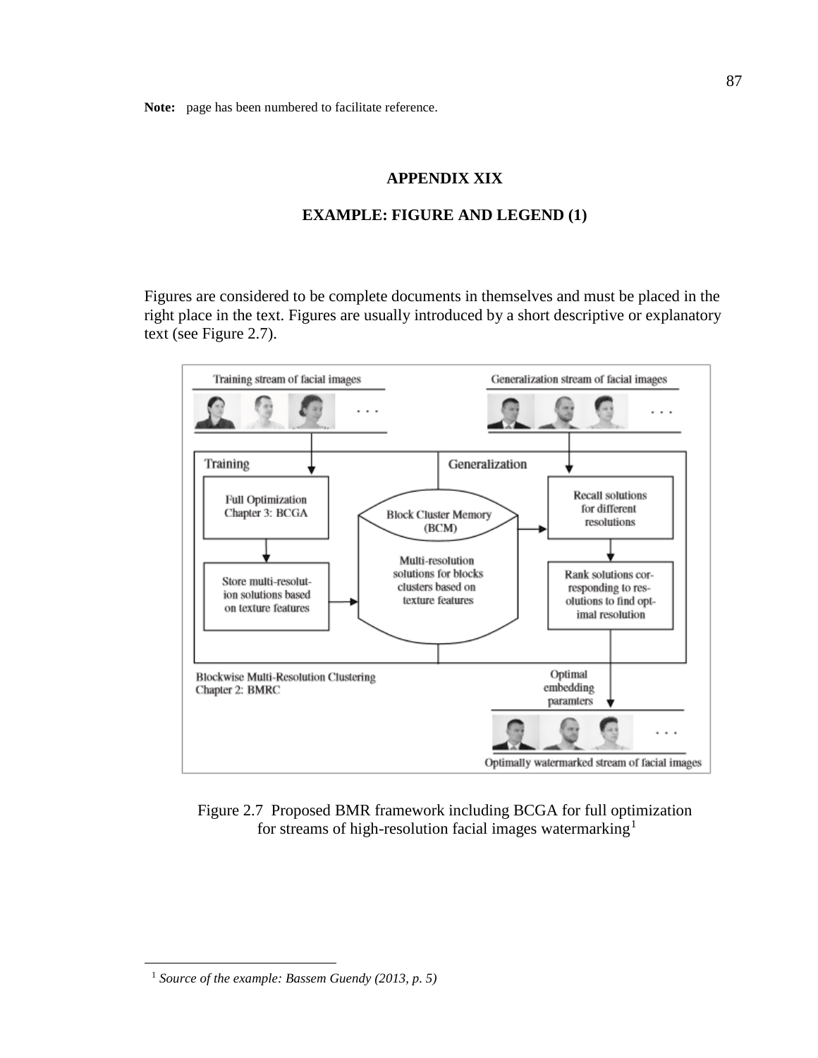**Note:** page has been numbered to facilitate reference.

## APPENDIX XIX

## EXAMPLE: FIGURE AND LEGEND (1)

Figures are considered to be complete documents in themselves and must be placed in the right place in the text. Figures are usually introduced by a short descriptive or explanatory text (see Figure 2.7).

Figure 2.7 Proposed BMR framework including BCGA for full optimization for streams of high-resolution facial images watermarking[1]

---

[1] *Source of the example: Bassem Guendy (2013, p. 5)*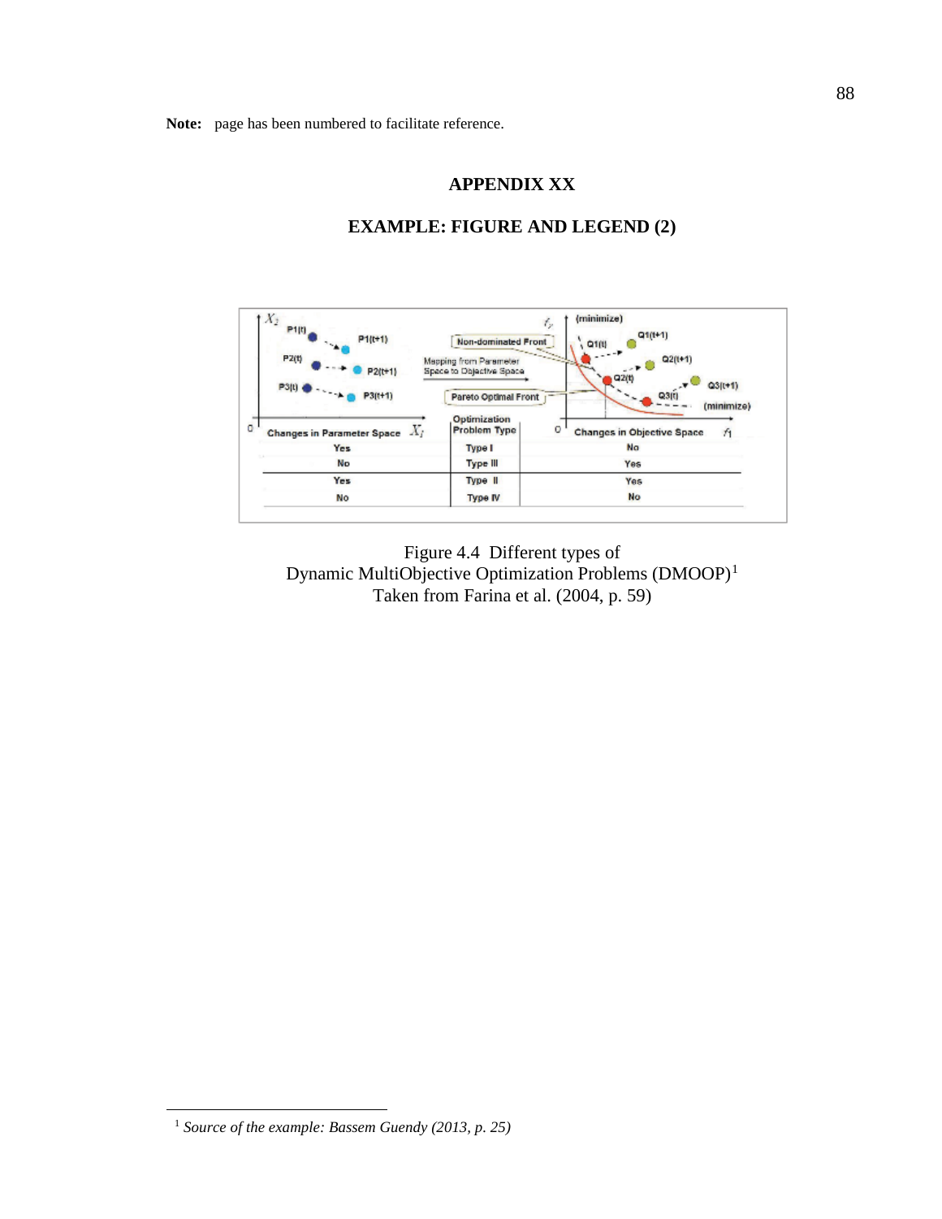**Note:** page has been numbered to facilitate reference.

# APPENDIX XX

## EXAMPLE: FIGURE AND LEGEND (2)

| Changes in Parameter Space | Optimization Problem Type | Changes in Objective Space |
|---|---|---|
| Yes | Type I | No |
| No | Type III | Yes |
| Yes | Type II | Yes |
| No | Type IV | No |

Figure 4.4 Different types of
Dynamic MultiObjective Optimization Problems (DMOOP)[1]
Taken from Farina et al. (2004, p. 59)

[1] *Source of the example: Bassem Guendy (2013, p. 25)*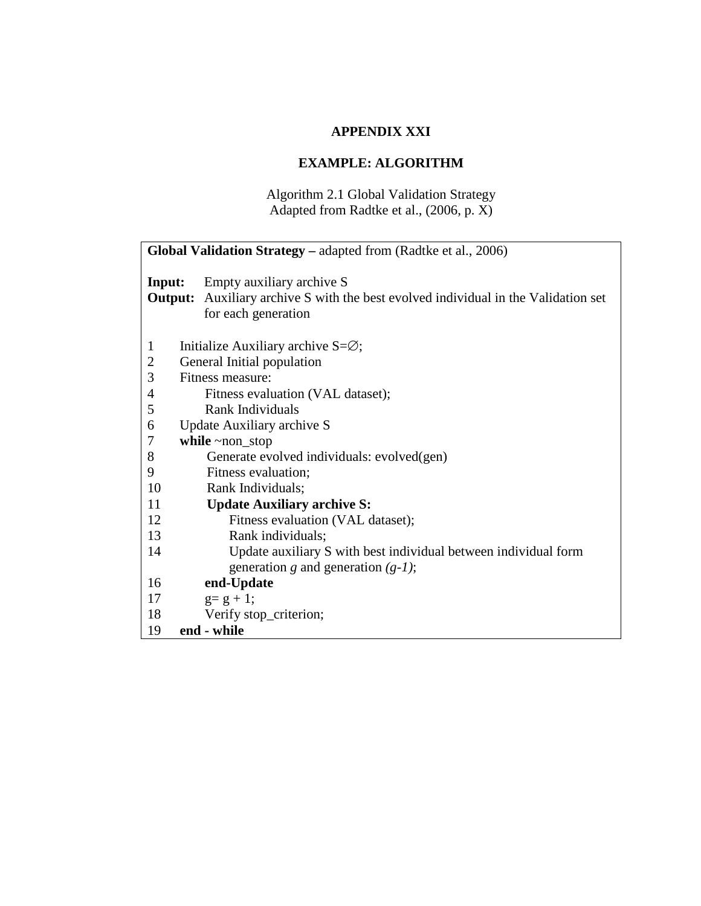# APPENDIX XXI

## EXAMPLE: ALGORITHM

Algorithm 2.1 Global Validation Strategy
Adapted from Radtke et al., (2006, p. X)

```
Global Validation Strategy – adapted from (Radtke et al., 2006)

Input:   Empty auxiliary archive S
Output:  Auxiliary archive S with the best evolved individual in the Validation set
         for each generation

1     Initialize Auxiliary archive S=∅;
2     General Initial population
3     Fitness measure:
4          Fitness evaluation (VAL dataset);
5          Rank Individuals
6     Update Auxiliary archive S
7     while ~non_stop
8          Generate evolved individuals: evolved(gen)
9          Fitness evaluation;
10         Rank Individuals;
11         Update Auxiliary archive S:
12              Fitness evaluation (VAL dataset);
13              Rank individuals;
14              Update auxiliary S with best individual between individual form
                generation g and generation (g-1);
16         end-Update
17         g= g + 1;
18         Verify stop_criterion;
19    end - while
```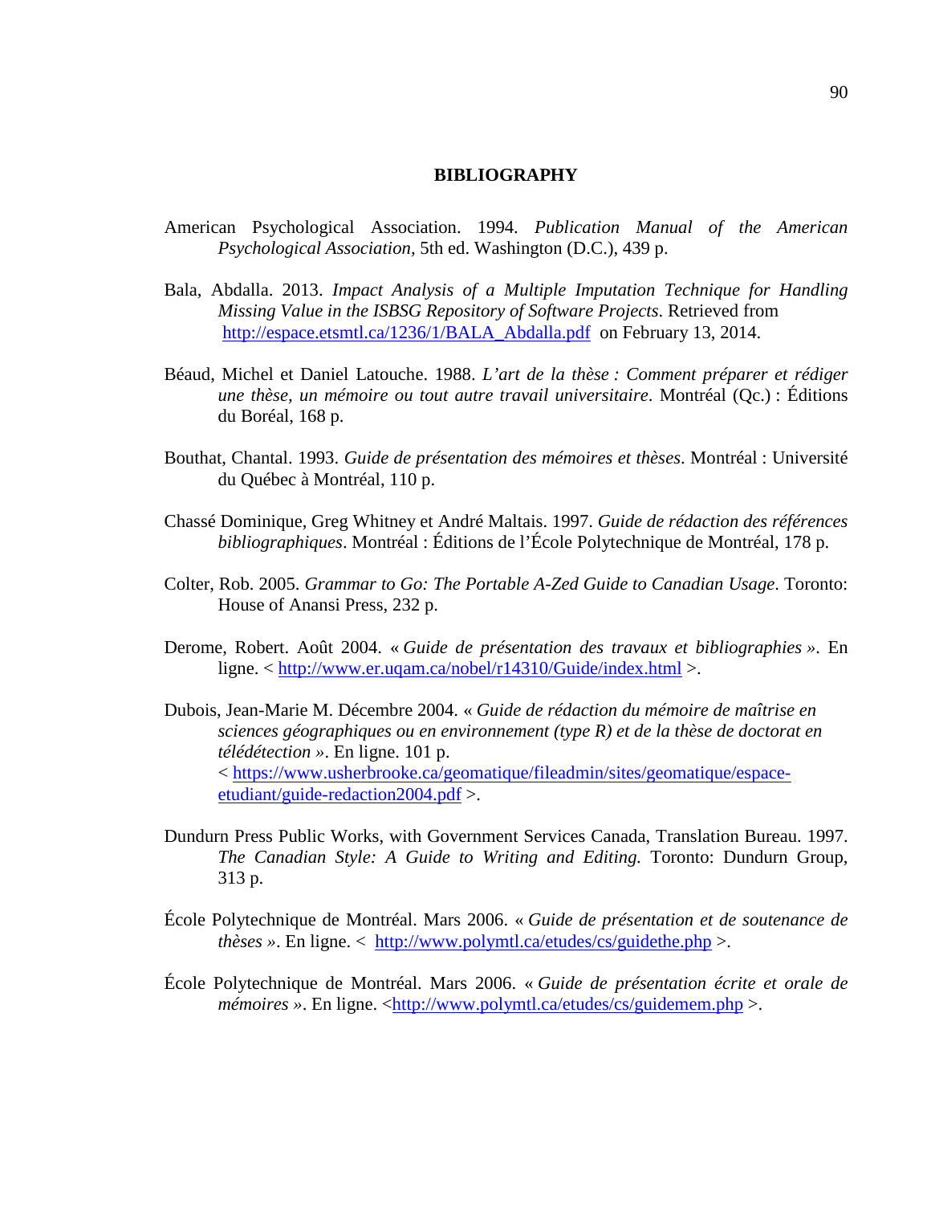# BIBLIOGRAPHY

American Psychological Association. 1994. *Publication Manual of the American Psychological Association*, 5th ed. Washington (D.C.), 439 p.

Bala, Abdalla. 2013. *Impact Analysis of a Multiple Imputation Technique for Handling Missing Value in the ISBSG Repository of Software Projects*. Retrieved from http://espace.etsmtl.ca/1236/1/BALA_Abdalla.pdf on February 13, 2014.

Béaud, Michel et Daniel Latouche. 1988. *L'art de la thèse : Comment préparer et rédiger une thèse, un mémoire ou tout autre travail universitaire*. Montréal (Qc.) : Éditions du Boréal, 168 p.

Bouthat, Chantal. 1993. *Guide de présentation des mémoires et thèses*. Montréal : Université du Québec à Montréal, 110 p.

Chassé Dominique, Greg Whitney et André Maltais. 1997. *Guide de rédaction des références bibliographiques*. Montréal : Éditions de l'École Polytechnique de Montréal, 178 p.

Colter, Rob. 2005. *Grammar to Go: The Portable A-Zed Guide to Canadian Usage*. Toronto: House of Anansi Press, 232 p.

Derome, Robert. Août 2004. « *Guide de présentation des travaux et bibliographies* ». En ligne. < http://www.er.uqam.ca/nobel/r14310/Guide/index.html >.

Dubois, Jean-Marie M. Décembre 2004. « *Guide de rédaction du mémoire de maîtrise en sciences géographiques ou en environnement (type R) et de la thèse de doctorat en télédétection* ». En ligne. 101 p. < https://www.usherbrooke.ca/geomatique/fileadmin/sites/geomatique/espace-etudiant/guide-redaction2004.pdf >.

Dundurn Press Public Works, with Government Services Canada, Translation Bureau. 1997. *The Canadian Style: A Guide to Writing and Editing.* Toronto: Dundurn Group, 313 p.

École Polytechnique de Montréal. Mars 2006. « *Guide de présentation et de soutenance de thèses* ». En ligne. < http://www.polymtl.ca/etudes/cs/guidethe.php >.

École Polytechnique de Montréal. Mars 2006. « *Guide de présentation écrite et orale de mémoires* ». En ligne. <http://www.polymtl.ca/etudes/cs/guidemem.php >.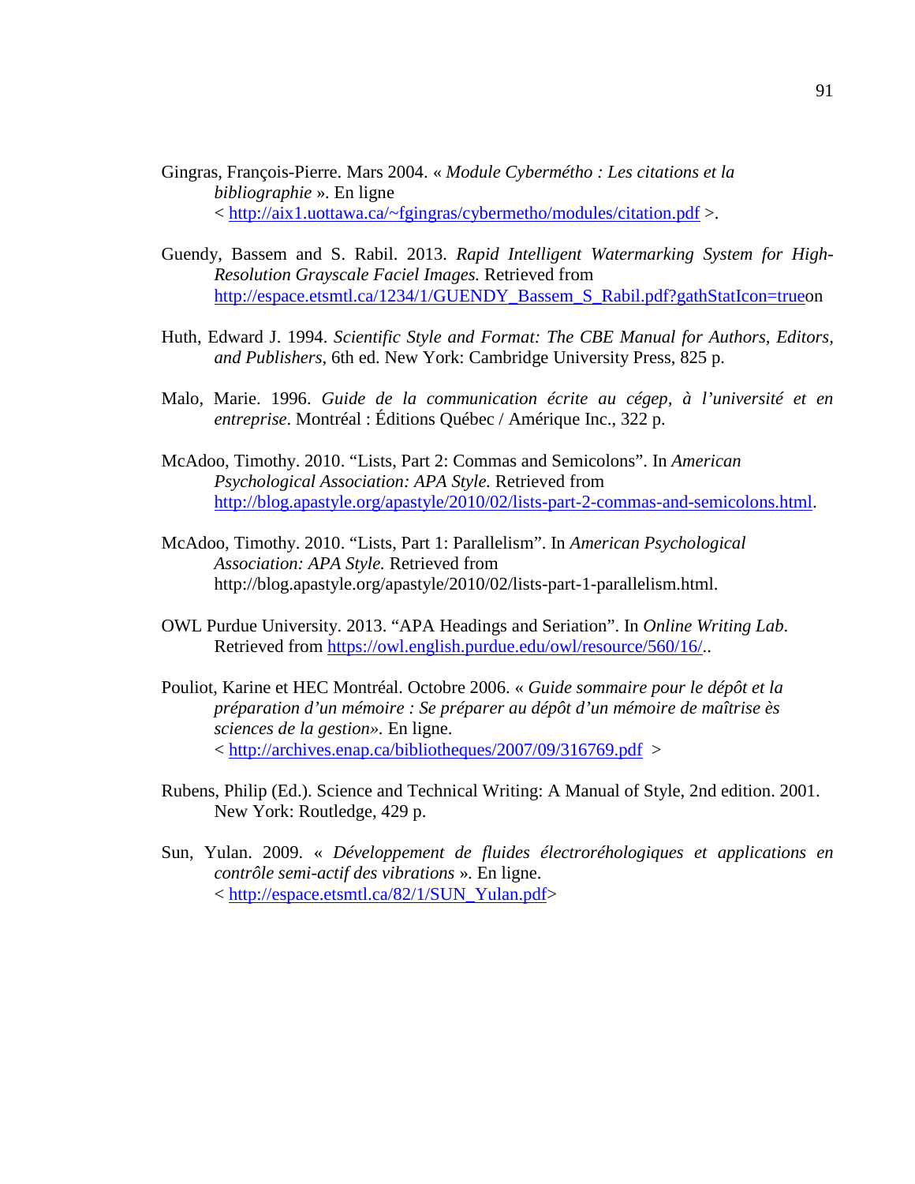Gingras, François-Pierre. Mars 2004. « *Module Cybermétho : Les citations et la bibliographie* ». En ligne < http://aix1.uottawa.ca/~fgingras/cybermetho/modules/citation.pdf >.

Guendy, Bassem and S. Rabil. 2013. *Rapid Intelligent Watermarking System for High-Resolution Grayscale Faciel Images.* Retrieved from http://espace.etsmtl.ca/1234/1/GUENDY_Bassem_S_Rabil.pdf?gathStatIcon=trueon

Huth, Edward J. 1994. *Scientific Style and Format: The CBE Manual for Authors, Editors, and Publishers*, 6th ed. New York: Cambridge University Press, 825 p.

Malo, Marie. 1996. *Guide de la communication écrite au cégep, à l'université et en entreprise*. Montréal : Éditions Québec / Amérique Inc., 322 p.

McAdoo, Timothy. 2010. "Lists, Part 2: Commas and Semicolons". In *American Psychological Association: APA Style.* Retrieved from http://blog.apastyle.org/apastyle/2010/02/lists-part-2-commas-and-semicolons.html.

McAdoo, Timothy. 2010. "Lists, Part 1: Parallelism". In *American Psychological Association: APA Style.* Retrieved from http://blog.apastyle.org/apastyle/2010/02/lists-part-1-parallelism.html.

OWL Purdue University. 2013. "APA Headings and Seriation". In *Online Writing Lab*. Retrieved from https://owl.english.purdue.edu/owl/resource/560/16/..

Pouliot, Karine et HEC Montréal. Octobre 2006. « *Guide sommaire pour le dépôt et la préparation d'un mémoire : Se préparer au dépôt d'un mémoire de maîtrise ès sciences de la gestion*». En ligne. < http://archives.enap.ca/bibliotheques/2007/09/316769.pdf >

Rubens, Philip (Ed.). Science and Technical Writing: A Manual of Style, 2nd edition. 2001. New York: Routledge, 429 p.

Sun, Yulan. 2009. « *Développement de fluides électroréhologiques et applications en contrôle semi-actif des vibrations* ». En ligne. < http://espace.etsmtl.ca/82/1/SUN_Yulan.pdf>